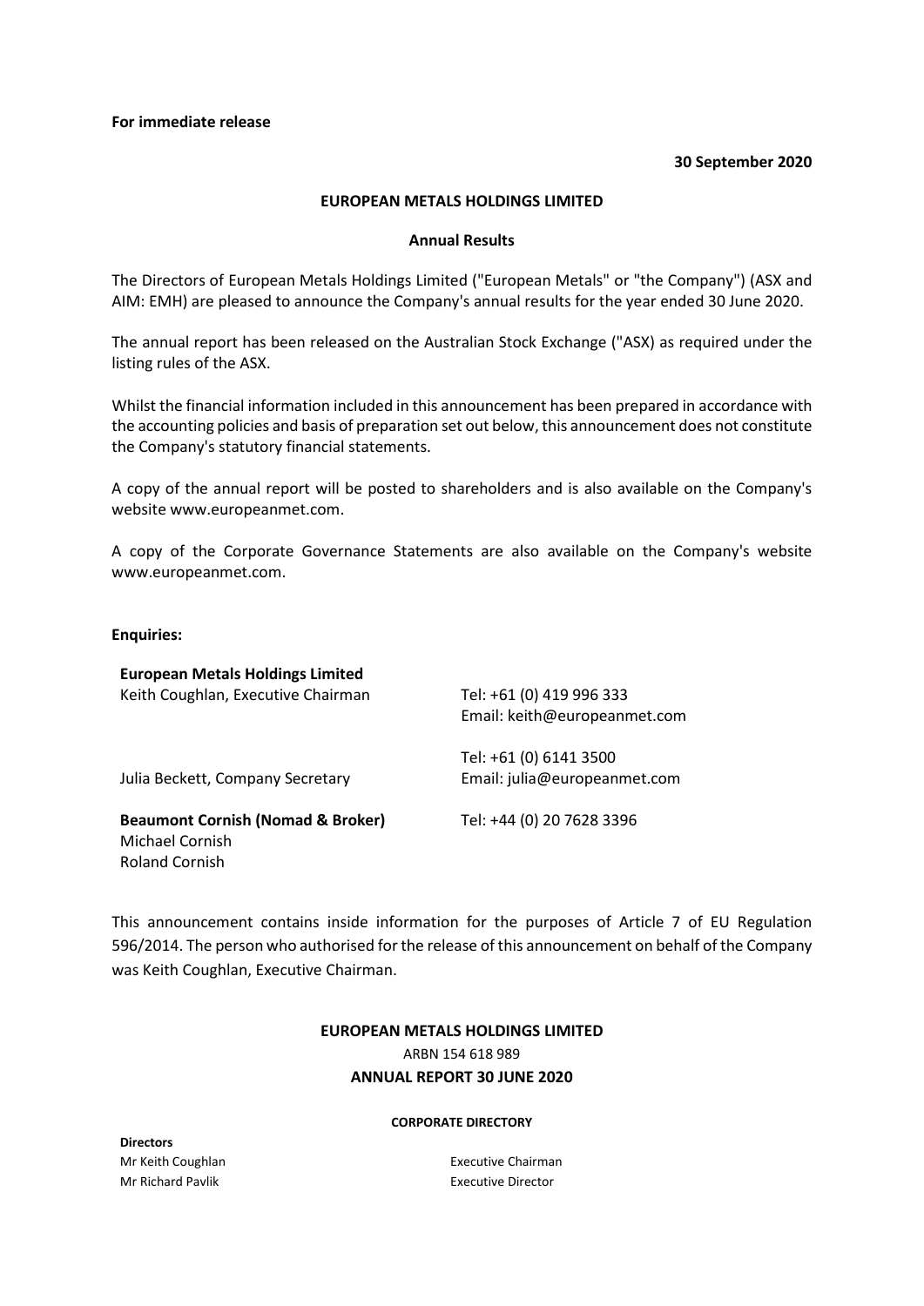**For immediate release**

**30 September 2020**

**EUROPEAN METALS HOLDINGS LIMITED**

**Annual Results**

The Directors of European Metals Holdings Limited ("European Metals" or "the Company") (ASX and AIM: EMH) are pleased to announce the Company's annual results for the year ended 30 June 2020.

The annual report has been released on the Australian Stock Exchange ("ASX) as required under the listing rules of the ASX.

Whilst the financial information included in this announcement has been prepared in accordance with the accounting policies and basis of preparation set out below, this announcement does not constitute the Company's statutory financial statements.

A copy of the annual report will be posted to shareholders and is also available on the Company's website www.europeanmet.com.

A copy of the Corporate Governance Statements are also available on the Company's website www.europeanmet.com.

**Enquiries:**

| | |
|---|---|
| **European Metals Holdings Limited** | |
| Keith Coughlan, Executive Chairman | Tel: +61 (0) 419 996 333<br>Email: keith@europeanmet.com |
| Julia Beckett, Company Secretary | Tel: +61 (0) 6141 3500<br>Email: julia@europeanmet.com |
| **Beaumont Cornish (Nomad & Broker)**<br>Michael Cornish<br>Roland Cornish | Tel: +44 (0) 20 7628 3396 |

This announcement contains inside information for the purposes of Article 7 of EU Regulation 596/2014. The person who authorised for the release of this announcement on behalf of the Company was Keith Coughlan, Executive Chairman.

**EUROPEAN METALS HOLDINGS LIMITED**

ARBN 154 618 989

**ANNUAL REPORT 30 JUNE 2020**

**CORPORATE DIRECTORY**

**Directors**

| | |
|---|---|
| Mr Keith Coughlan | Executive Chairman |
| Mr Richard Pavlik | Executive Director |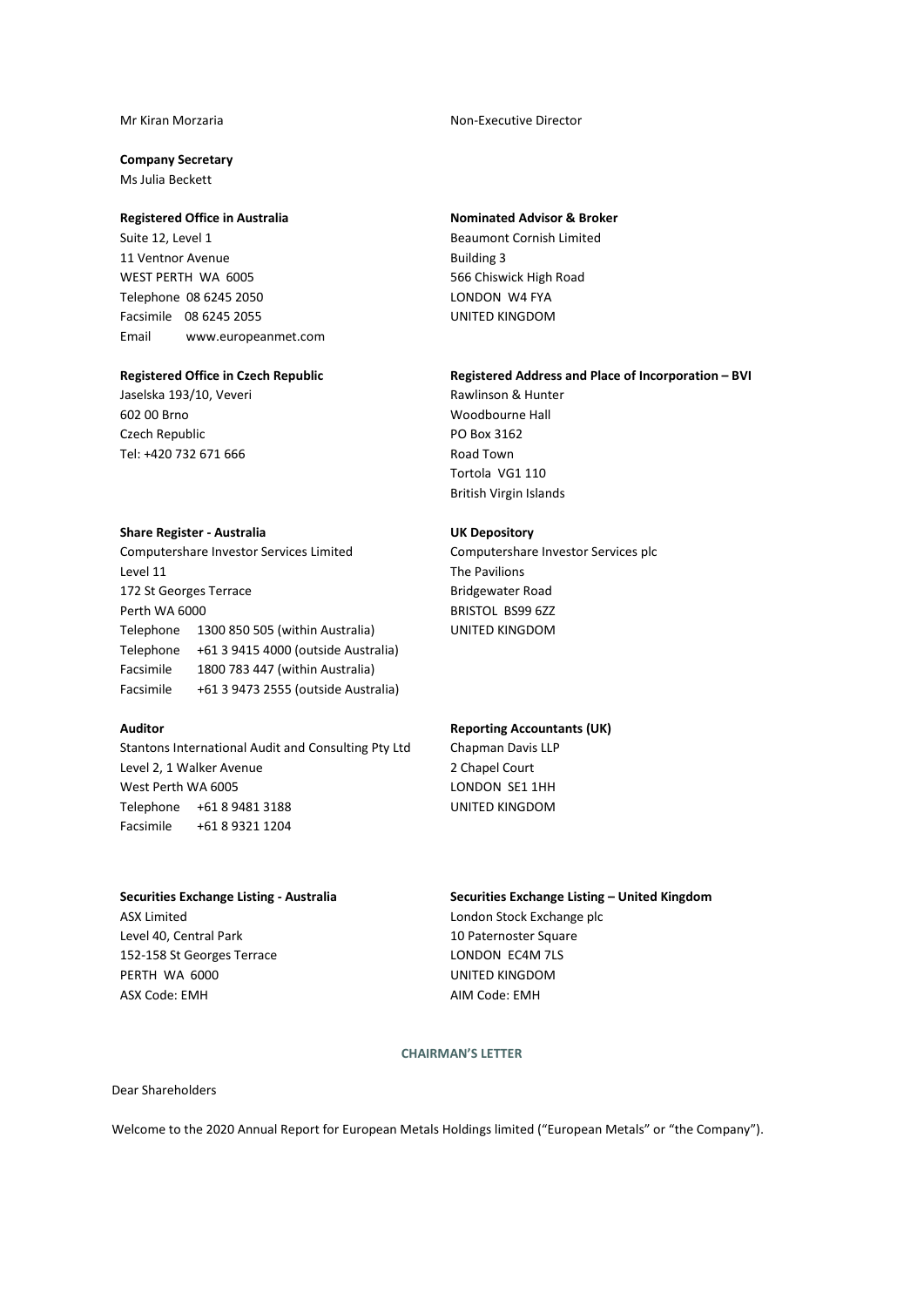Mr Kiran Morzaria — Non-Executive Director

**Company Secretary**
Ms Julia Beckett

**Registered Office in Australia**
Suite 12, Level 1
11 Ventnor Avenue
WEST PERTH WA 6005
Telephone 08 6245 2050
Facsimile 08 6245 2055
Email www.europeanmet.com

**Nominated Advisor & Broker**
Beaumont Cornish Limited
Building 3
566 Chiswick High Road
LONDON W4 FYA
UNITED KINGDOM

**Registered Office in Czech Republic**
Jaselska 193/10, Veveri
602 00 Brno
Czech Republic
Tel: +420 732 671 666

**Registered Address and Place of Incorporation – BVI**
Rawlinson & Hunter
Woodbourne Hall
PO Box 3162
Road Town
Tortola VG1 110
British Virgin Islands

**Share Register - Australia**
Computershare Investor Services Limited
Level 11
172 St Georges Terrace
Perth WA 6000
Telephone 1300 850 505 (within Australia)
Telephone +61 3 9415 4000 (outside Australia)
Facsimile 1800 783 447 (within Australia)
Facsimile +61 3 9473 2555 (outside Australia)

**UK Depository**
Computershare Investor Services plc
The Pavilions
Bridgewater Road
BRISTOL BS99 6ZZ
UNITED KINGDOM

**Auditor**
Stantons International Audit and Consulting Pty Ltd
Level 2, 1 Walker Avenue
West Perth WA 6005
Telephone +61 8 9481 3188
Facsimile +61 8 9321 1204

**Reporting Accountants (UK)**
Chapman Davis LLP
2 Chapel Court
LONDON SE1 1HH
UNITED KINGDOM

**Securities Exchange Listing - Australia**
ASX Limited
Level 40, Central Park
152-158 St Georges Terrace
PERTH WA 6000
ASX Code: EMH

**Securities Exchange Listing – United Kingdom**
London Stock Exchange plc
10 Paternoster Square
LONDON EC4M 7LS
UNITED KINGDOM
AIM Code: EMH

## CHAIRMAN'S LETTER

Dear Shareholders

Welcome to the 2020 Annual Report for European Metals Holdings limited ("European Metals" or "the Company").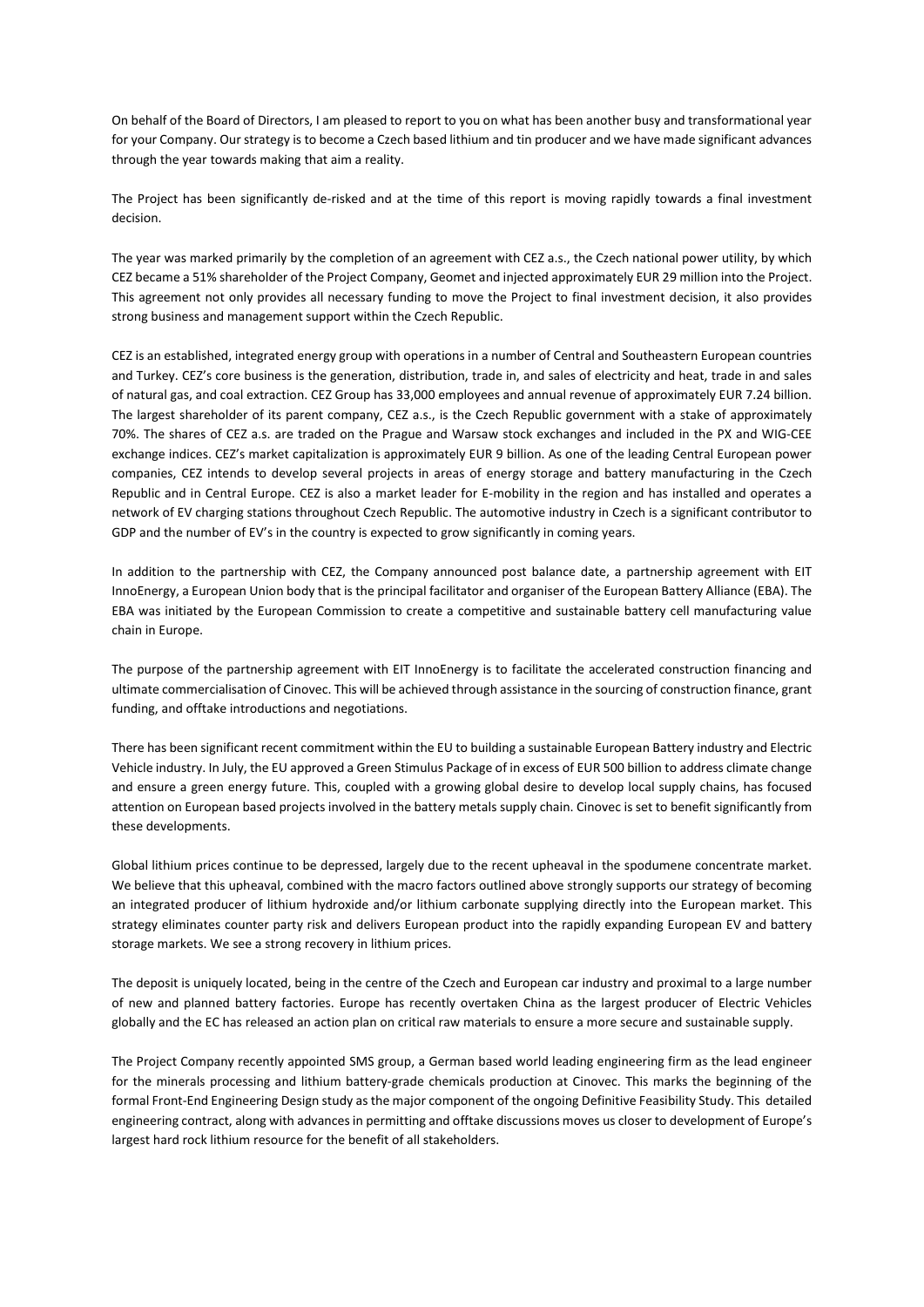On behalf of the Board of Directors, I am pleased to report to you on what has been another busy and transformational year for your Company. Our strategy is to become a Czech based lithium and tin producer and we have made significant advances through the year towards making that aim a reality.

The Project has been significantly de-risked and at the time of this report is moving rapidly towards a final investment decision.

The year was marked primarily by the completion of an agreement with CEZ a.s., the Czech national power utility, by which CEZ became a 51% shareholder of the Project Company, Geomet and injected approximately EUR 29 million into the Project. This agreement not only provides all necessary funding to move the Project to final investment decision, it also provides strong business and management support within the Czech Republic.

CEZ is an established, integrated energy group with operations in a number of Central and Southeastern European countries and Turkey. CEZ's core business is the generation, distribution, trade in, and sales of electricity and heat, trade in and sales of natural gas, and coal extraction. CEZ Group has 33,000 employees and annual revenue of approximately EUR 7.24 billion. The largest shareholder of its parent company, CEZ a.s., is the Czech Republic government with a stake of approximately 70%. The shares of CEZ a.s. are traded on the Prague and Warsaw stock exchanges and included in the PX and WIG-CEE exchange indices. CEZ's market capitalization is approximately EUR 9 billion. As one of the leading Central European power companies, CEZ intends to develop several projects in areas of energy storage and battery manufacturing in the Czech Republic and in Central Europe. CEZ is also a market leader for E-mobility in the region and has installed and operates a network of EV charging stations throughout Czech Republic. The automotive industry in Czech is a significant contributor to GDP and the number of EV's in the country is expected to grow significantly in coming years.

In addition to the partnership with CEZ, the Company announced post balance date, a partnership agreement with EIT InnoEnergy, a European Union body that is the principal facilitator and organiser of the European Battery Alliance (EBA). The EBA was initiated by the European Commission to create a competitive and sustainable battery cell manufacturing value chain in Europe.

The purpose of the partnership agreement with EIT InnoEnergy is to facilitate the accelerated construction financing and ultimate commercialisation of Cinovec. This will be achieved through assistance in the sourcing of construction finance, grant funding, and offtake introductions and negotiations.

There has been significant recent commitment within the EU to building a sustainable European Battery industry and Electric Vehicle industry. In July, the EU approved a Green Stimulus Package of in excess of EUR 500 billion to address climate change and ensure a green energy future. This, coupled with a growing global desire to develop local supply chains, has focused attention on European based projects involved in the battery metals supply chain. Cinovec is set to benefit significantly from these developments.

Global lithium prices continue to be depressed, largely due to the recent upheaval in the spodumene concentrate market. We believe that this upheaval, combined with the macro factors outlined above strongly supports our strategy of becoming an integrated producer of lithium hydroxide and/or lithium carbonate supplying directly into the European market. This strategy eliminates counter party risk and delivers European product into the rapidly expanding European EV and battery storage markets. We see a strong recovery in lithium prices.

The deposit is uniquely located, being in the centre of the Czech and European car industry and proximal to a large number of new and planned battery factories. Europe has recently overtaken China as the largest producer of Electric Vehicles globally and the EC has released an action plan on critical raw materials to ensure a more secure and sustainable supply.

The Project Company recently appointed SMS group, a German based world leading engineering firm as the lead engineer for the minerals processing and lithium battery-grade chemicals production at Cinovec. This marks the beginning of the formal Front-End Engineering Design study as the major component of the ongoing Definitive Feasibility Study. This detailed engineering contract, along with advances in permitting and offtake discussions moves us closer to development of Europe's largest hard rock lithium resource for the benefit of all stakeholders.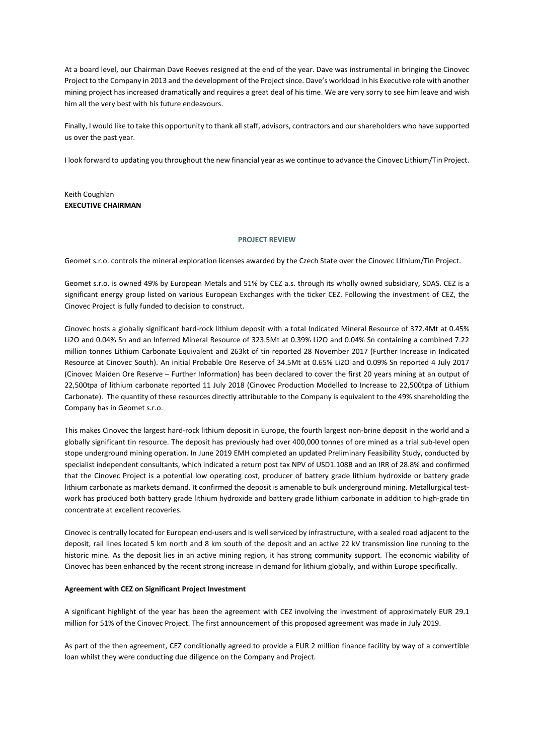At a board level, our Chairman Dave Reeves resigned at the end of the year. Dave was instrumental in bringing the Cinovec Project to the Company in 2013 and the development of the Project since. Dave's workload in his Executive role with another mining project has increased dramatically and requires a great deal of his time. We are very sorry to see him leave and wish him all the very best with his future endeavours.

Finally, I would like to take this opportunity to thank all staff, advisors, contractors and our shareholders who have supported us over the past year.

I look forward to updating you throughout the new financial year as we continue to advance the Cinovec Lithium/Tin Project.

Keith Coughlan
**EXECUTIVE CHAIRMAN**

## PROJECT REVIEW

Geomet s.r.o. controls the mineral exploration licenses awarded by the Czech State over the Cinovec Lithium/Tin Project.

Geomet s.r.o. is owned 49% by European Metals and 51% by CEZ a.s. through its wholly owned subsidiary, SDAS. CEZ is a significant energy group listed on various European Exchanges with the ticker CEZ. Following the investment of CEZ, the Cinovec Project is fully funded to decision to construct.

Cinovec hosts a globally significant hard-rock lithium deposit with a total Indicated Mineral Resource of 372.4Mt at 0.45% Li2O and 0.04% Sn and an Inferred Mineral Resource of 323.5Mt at 0.39% Li2O and 0.04% Sn containing a combined 7.22 million tonnes Lithium Carbonate Equivalent and 263kt of tin reported 28 November 2017 (Further Increase in Indicated Resource at Cinovec South). An initial Probable Ore Reserve of 34.5Mt at 0.65% Li2O and 0.09% Sn reported 4 July 2017 (Cinovec Maiden Ore Reserve – Further Information) has been declared to cover the first 20 years mining at an output of 22,500tpa of lithium carbonate reported 11 July 2018 (Cinovec Production Modelled to Increase to 22,500tpa of Lithium Carbonate). The quantity of these resources directly attributable to the Company is equivalent to the 49% shareholding the Company has in Geomet s.r.o.

This makes Cinovec the largest hard-rock lithium deposit in Europe, the fourth largest non-brine deposit in the world and a globally significant tin resource. The deposit has previously had over 400,000 tonnes of ore mined as a trial sub-level open stope underground mining operation. In June 2019 EMH completed an updated Preliminary Feasibility Study, conducted by specialist independent consultants, which indicated a return post tax NPV of USD1.108B and an IRR of 28.8% and confirmed that the Cinovec Project is a potential low operating cost, producer of battery grade lithium hydroxide or battery grade lithium carbonate as markets demand. It confirmed the deposit is amenable to bulk underground mining. Metallurgical test-work has produced both battery grade lithium hydroxide and battery grade lithium carbonate in addition to high-grade tin concentrate at excellent recoveries.

Cinovec is centrally located for European end-users and is well serviced by infrastructure, with a sealed road adjacent to the deposit, rail lines located 5 km north and 8 km south of the deposit and an active 22 kV transmission line running to the historic mine. As the deposit lies in an active mining region, it has strong community support. The economic viability of Cinovec has been enhanced by the recent strong increase in demand for lithium globally, and within Europe specifically.

**Agreement with CEZ on Significant Project Investment**

A significant highlight of the year has been the agreement with CEZ involving the investment of approximately EUR 29.1 million for 51% of the Cinovec Project. The first announcement of this proposed agreement was made in July 2019.

As part of the then agreement, CEZ conditionally agreed to provide a EUR 2 million finance facility by way of a convertible loan whilst they were conducting due diligence on the Company and Project.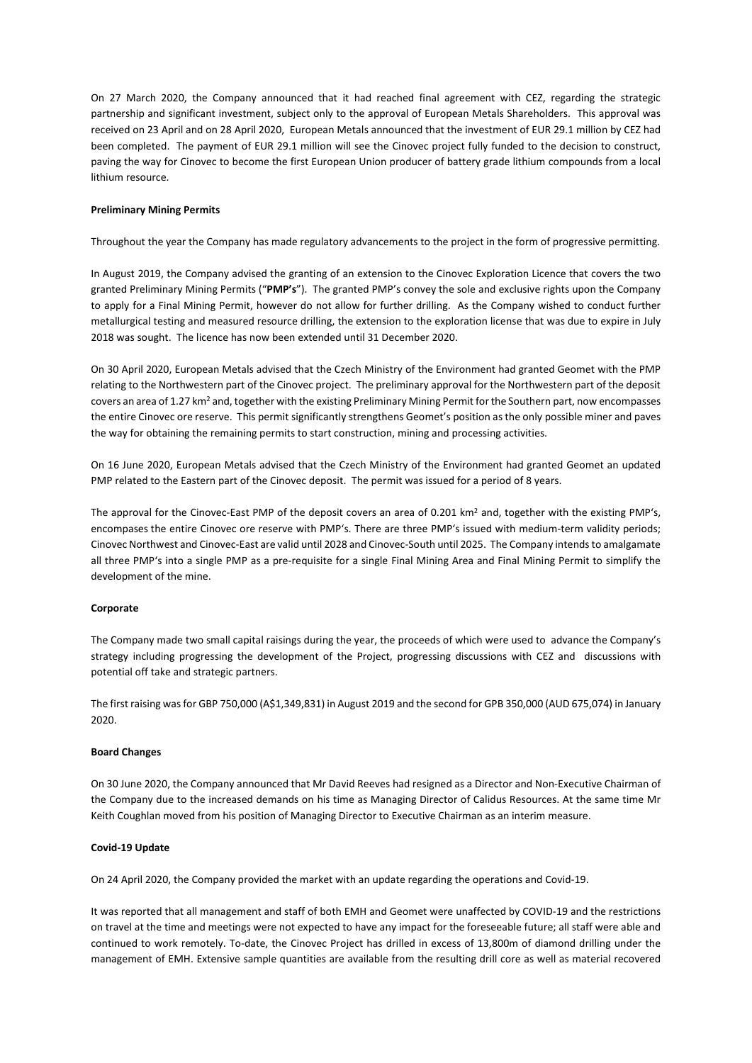On 27 March 2020, the Company announced that it had reached final agreement with CEZ, regarding the strategic partnership and significant investment, subject only to the approval of European Metals Shareholders. This approval was received on 23 April and on 28 April 2020, European Metals announced that the investment of EUR 29.1 million by CEZ had been completed. The payment of EUR 29.1 million will see the Cinovec project fully funded to the decision to construct, paving the way for Cinovec to become the first European Union producer of battery grade lithium compounds from a local lithium resource.

**Preliminary Mining Permits**

Throughout the year the Company has made regulatory advancements to the project in the form of progressive permitting.

In August 2019, the Company advised the granting of an extension to the Cinovec Exploration Licence that covers the two granted Preliminary Mining Permits ("**PMP's**"). The granted PMP's convey the sole and exclusive rights upon the Company to apply for a Final Mining Permit, however do not allow for further drilling. As the Company wished to conduct further metallurgical testing and measured resource drilling, the extension to the exploration license that was due to expire in July 2018 was sought. The licence has now been extended until 31 December 2020.

On 30 April 2020, European Metals advised that the Czech Ministry of the Environment had granted Geomet with the PMP relating to the Northwestern part of the Cinovec project. The preliminary approval for the Northwestern part of the deposit covers an area of 1.27 km$^2$ and, together with the existing Preliminary Mining Permit for the Southern part, now encompasses the entire Cinovec ore reserve. This permit significantly strengthens Geomet's position as the only possible miner and paves the way for obtaining the remaining permits to start construction, mining and processing activities.

On 16 June 2020, European Metals advised that the Czech Ministry of the Environment had granted Geomet an updated PMP related to the Eastern part of the Cinovec deposit. The permit was issued for a period of 8 years.

The approval for the Cinovec-East PMP of the deposit covers an area of 0.201 km$^2$ and, together with the existing PMP's, encompasses the entire Cinovec ore reserve with PMP's. There are three PMP's issued with medium-term validity periods; Cinovec Northwest and Cinovec-East are valid until 2028 and Cinovec-South until 2025. The Company intends to amalgamate all three PMP's into a single PMP as a pre-requisite for a single Final Mining Area and Final Mining Permit to simplify the development of the mine.

**Corporate**

The Company made two small capital raisings during the year, the proceeds of which were used to advance the Company's strategy including progressing the development of the Project, progressing discussions with CEZ and discussions with potential off take and strategic partners.

The first raising was for GBP 750,000 (A$1,349,831) in August 2019 and the second for GPB 350,000 (AUD 675,074) in January 2020.

**Board Changes**

On 30 June 2020, the Company announced that Mr David Reeves had resigned as a Director and Non-Executive Chairman of the Company due to the increased demands on his time as Managing Director of Calidus Resources. At the same time Mr Keith Coughlan moved from his position of Managing Director to Executive Chairman as an interim measure.

**Covid-19 Update**

On 24 April 2020, the Company provided the market with an update regarding the operations and Covid-19.

It was reported that all management and staff of both EMH and Geomet were unaffected by COVID-19 and the restrictions on travel at the time and meetings were not expected to have any impact for the foreseeable future; all staff were able and continued to work remotely. To-date, the Cinovec Project has drilled in excess of 13,800m of diamond drilling under the management of EMH. Extensive sample quantities are available from the resulting drill core as well as material recovered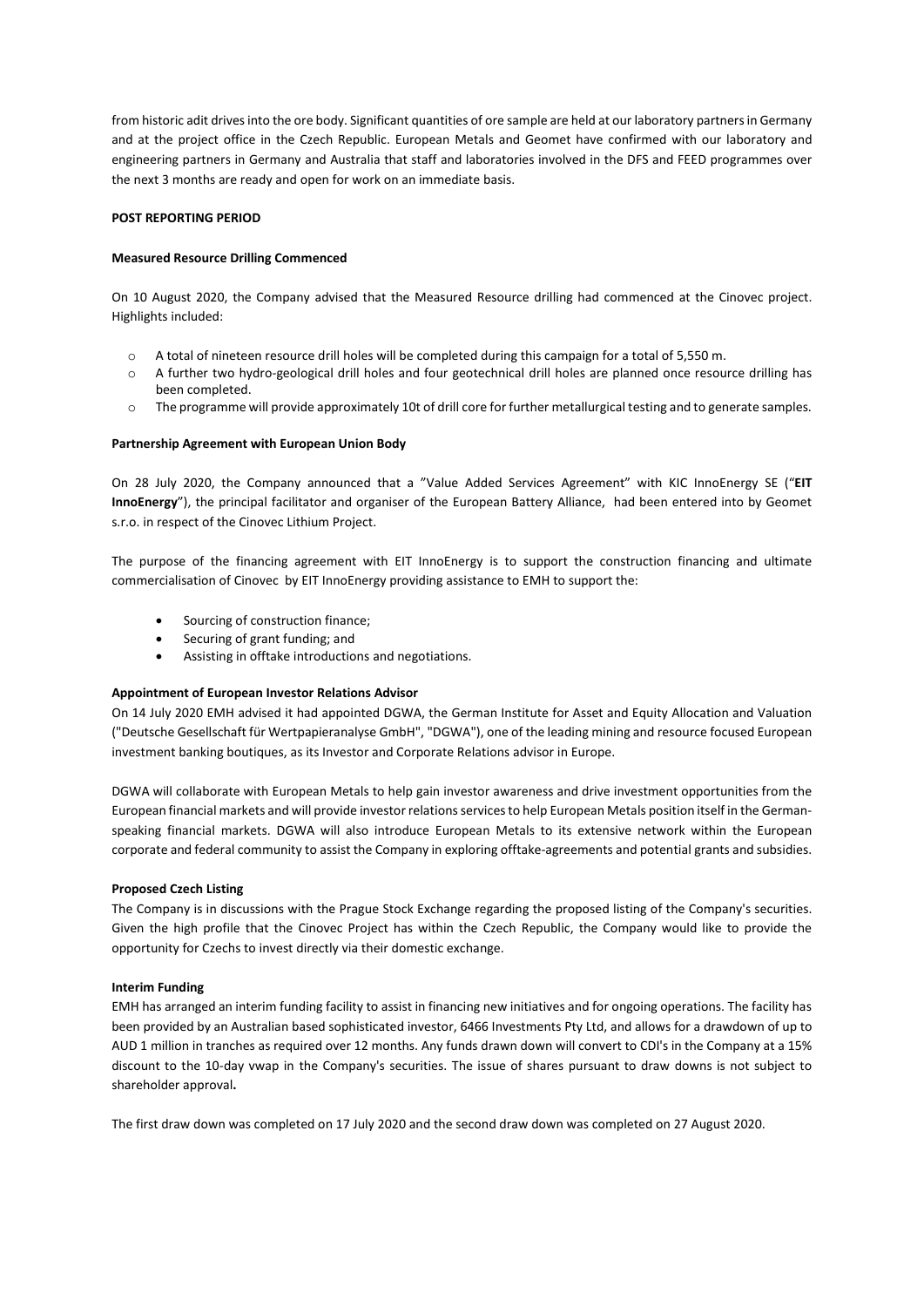from historic adit drives into the ore body. Significant quantities of ore sample are held at our laboratory partners in Germany and at the project office in the Czech Republic. European Metals and Geomet have confirmed with our laboratory and engineering partners in Germany and Australia that staff and laboratories involved in the DFS and FEED programmes over the next 3 months are ready and open for work on an immediate basis.

**POST REPORTING PERIOD**

**Measured Resource Drilling Commenced**

On 10 August 2020, the Company advised that the Measured Resource drilling had commenced at the Cinovec project. Highlights included:

- A total of nineteen resource drill holes will be completed during this campaign for a total of 5,550 m.
- A further two hydro-geological drill holes and four geotechnical drill holes are planned once resource drilling has been completed.
- The programme will provide approximately 10t of drill core for further metallurgical testing and to generate samples.

**Partnership Agreement with European Union Body**

On 28 July 2020, the Company announced that a "Value Added Services Agreement" with KIC InnoEnergy SE ("**EIT InnoEnergy**"), the principal facilitator and organiser of the European Battery Alliance, had been entered into by Geomet s.r.o. in respect of the Cinovec Lithium Project.

The purpose of the financing agreement with EIT InnoEnergy is to support the construction financing and ultimate commercialisation of Cinovec by EIT InnoEnergy providing assistance to EMH to support the:

- Sourcing of construction finance;
- Securing of grant funding; and
- Assisting in offtake introductions and negotiations.

**Appointment of European Investor Relations Advisor**

On 14 July 2020 EMH advised it had appointed DGWA, the German Institute for Asset and Equity Allocation and Valuation ("Deutsche Gesellschaft für Wertpapieranalyse GmbH", "DGWA"), one of the leading mining and resource focused European investment banking boutiques, as its Investor and Corporate Relations advisor in Europe.

DGWA will collaborate with European Metals to help gain investor awareness and drive investment opportunities from the European financial markets and will provide investor relations services to help European Metals position itself in the German-speaking financial markets. DGWA will also introduce European Metals to its extensive network within the European corporate and federal community to assist the Company in exploring offtake-agreements and potential grants and subsidies.

**Proposed Czech Listing**

The Company is in discussions with the Prague Stock Exchange regarding the proposed listing of the Company's securities. Given the high profile that the Cinovec Project has within the Czech Republic, the Company would like to provide the opportunity for Czechs to invest directly via their domestic exchange.

**Interim Funding**

EMH has arranged an interim funding facility to assist in financing new initiatives and for ongoing operations. The facility has been provided by an Australian based sophisticated investor, 6466 Investments Pty Ltd, and allows for a drawdown of up to AUD 1 million in tranches as required over 12 months. Any funds drawn down will convert to CDI's in the Company at a 15% discount to the 10-day vwap in the Company's securities. The issue of shares pursuant to draw downs is not subject to shareholder approval**.**

The first draw down was completed on 17 July 2020 and the second draw down was completed on 27 August 2020.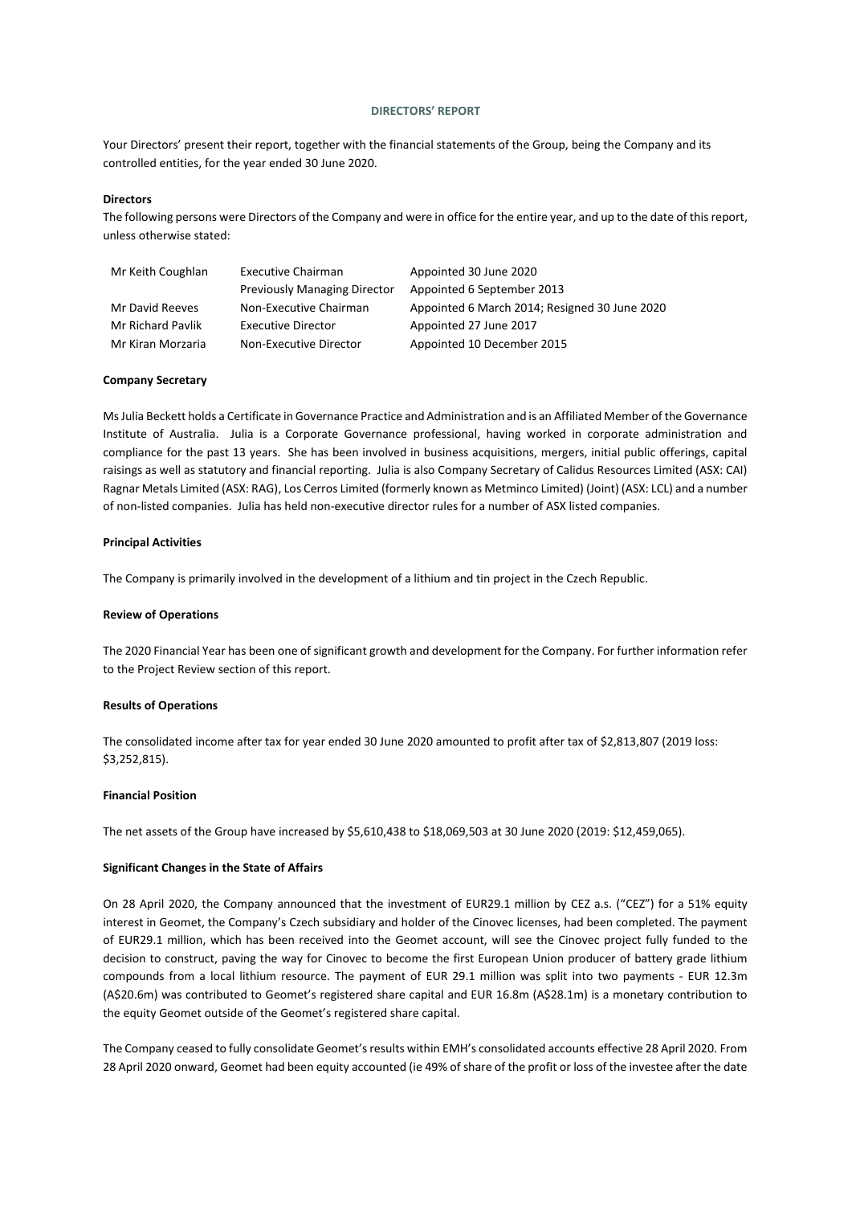# DIRECTORS' REPORT

Your Directors' present their report, together with the financial statements of the Group, being the Company and its controlled entities, for the year ended 30 June 2020.

**Directors**

The following persons were Directors of the Company and were in office for the entire year, and up to the date of this report, unless otherwise stated:

| | | |
|---|---|---|
| Mr Keith Coughlan | Executive Chairman | Appointed 30 June 2020 |
| | Previously Managing Director | Appointed 6 September 2013 |
| Mr David Reeves | Non-Executive Chairman | Appointed 6 March 2014; Resigned 30 June 2020 |
| Mr Richard Pavlik | Executive Director | Appointed 27 June 2017 |
| Mr Kiran Morzaria | Non-Executive Director | Appointed 10 December 2015 |

**Company Secretary**

Ms Julia Beckett holds a Certificate in Governance Practice and Administration and is an Affiliated Member of the Governance Institute of Australia. Julia is a Corporate Governance professional, having worked in corporate administration and compliance for the past 13 years. She has been involved in business acquisitions, mergers, initial public offerings, capital raisings as well as statutory and financial reporting. Julia is also Company Secretary of Calidus Resources Limited (ASX: CAI) Ragnar Metals Limited (ASX: RAG), Los Cerros Limited (formerly known as Metminco Limited) (Joint) (ASX: LCL) and a number of non-listed companies. Julia has held non-executive director rules for a number of ASX listed companies.

**Principal Activities**

The Company is primarily involved in the development of a lithium and tin project in the Czech Republic.

**Review of Operations**

The 2020 Financial Year has been one of significant growth and development for the Company. For further information refer to the Project Review section of this report.

**Results of Operations**

The consolidated income after tax for year ended 30 June 2020 amounted to profit after tax of $2,813,807 (2019 loss: $3,252,815).

**Financial Position**

The net assets of the Group have increased by $5,610,438 to $18,069,503 at 30 June 2020 (2019: $12,459,065).

**Significant Changes in the State of Affairs**

On 28 April 2020, the Company announced that the investment of EUR29.1 million by CEZ a.s. ("CEZ") for a 51% equity interest in Geomet, the Company's Czech subsidiary and holder of the Cinovec licenses, had been completed. The payment of EUR29.1 million, which has been received into the Geomet account, will see the Cinovec project fully funded to the decision to construct, paving the way for Cinovec to become the first European Union producer of battery grade lithium compounds from a local lithium resource. The payment of EUR 29.1 million was split into two payments - EUR 12.3m (A$20.6m) was contributed to Geomet's registered share capital and EUR 16.8m (A$28.1m) is a monetary contribution to the equity Geomet outside of the Geomet's registered share capital.

The Company ceased to fully consolidate Geomet's results within EMH's consolidated accounts effective 28 April 2020. From 28 April 2020 onward, Geomet had been equity accounted (ie 49% of share of the profit or loss of the investee after the date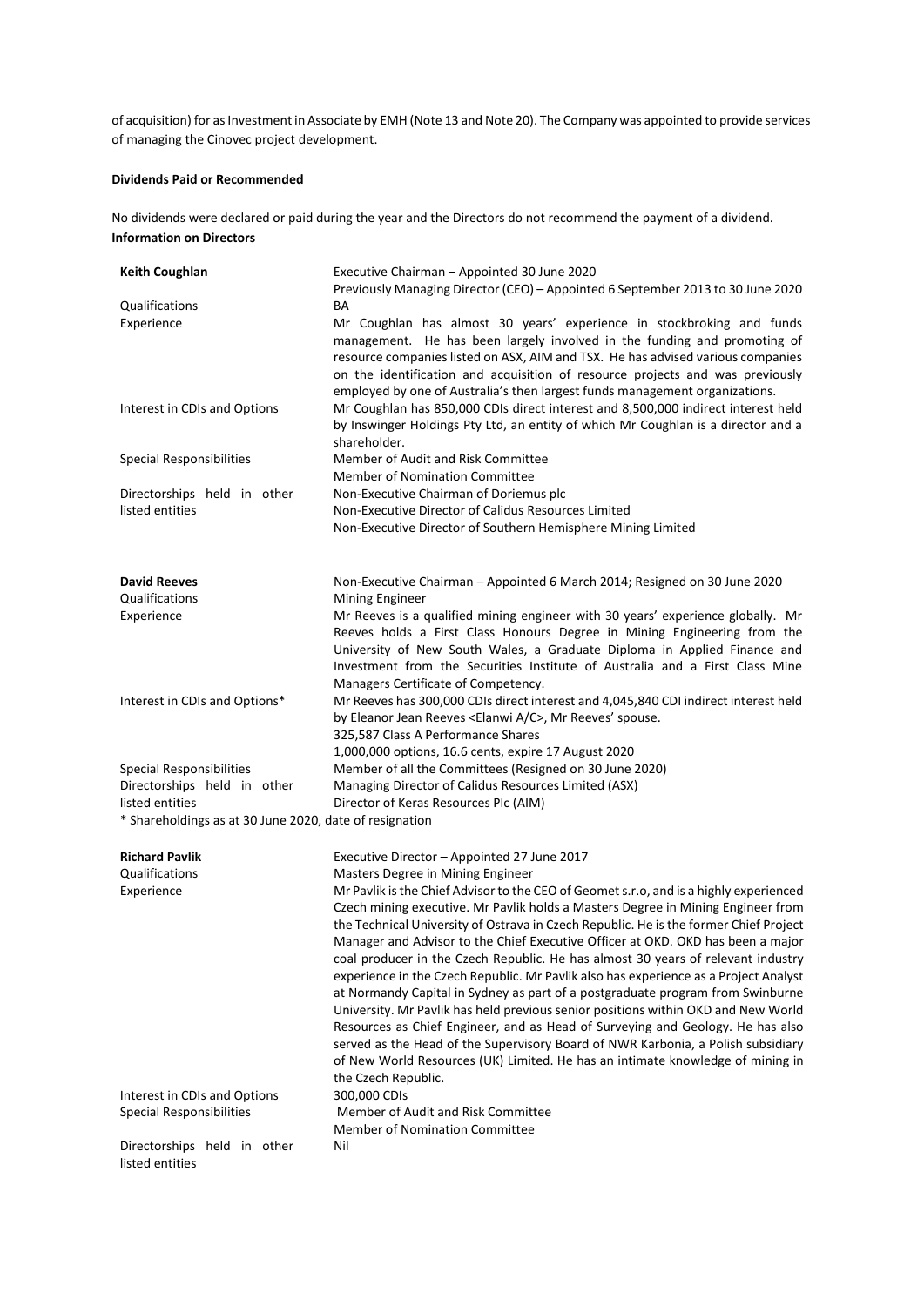of acquisition) for as Investment in Associate by EMH (Note 13 and Note 20). The Company was appointed to provide services of managing the Cinovec project development.

**Dividends Paid or Recommended**

No dividends were declared or paid during the year and the Directors do not recommend the payment of a dividend.

**Information on Directors**

| **Keith Coughlan** | Executive Chairman – Appointed 30 June 2020<br>Previously Managing Director (CEO) – Appointed 6 September 2013 to 30 June 2020 |
|---|---|
| Qualifications | BA |
| Experience | Mr Coughlan has almost 30 years' experience in stockbroking and funds management. He has been largely involved in the funding and promoting of resource companies listed on ASX, AIM and TSX. He has advised various companies on the identification and acquisition of resource projects and was previously employed by one of Australia's then largest funds management organizations. |
| Interest in CDIs and Options | Mr Coughlan has 850,000 CDIs direct interest and 8,500,000 indirect interest held by Inswinger Holdings Pty Ltd, an entity of which Mr Coughlan is a director and a shareholder. |
| Special Responsibilities | Member of Audit and Risk Committee<br>Member of Nomination Committee |
| Directorships held in other listed entities | Non-Executive Chairman of Doriemus plc<br>Non-Executive Director of Calidus Resources Limited<br>Non-Executive Director of Southern Hemisphere Mining Limited |

| **David Reeves** | Non-Executive Chairman – Appointed 6 March 2014; Resigned on 30 June 2020 |
|---|---|
| Qualifications | Mining Engineer |
| Experience | Mr Reeves is a qualified mining engineer with 30 years' experience globally. Mr Reeves holds a First Class Honours Degree in Mining Engineering from the University of New South Wales, a Graduate Diploma in Applied Finance and Investment from the Securities Institute of Australia and a First Class Mine Managers Certificate of Competency. |
| Interest in CDIs and Options* | Mr Reeves has 300,000 CDIs direct interest and 4,045,840 CDI indirect interest held by Eleanor Jean Reeves <Elanwi A/C>, Mr Reeves' spouse.<br>325,587 Class A Performance Shares<br>1,000,000 options, 16.6 cents, expire 17 August 2020 |
| Special Responsibilities | Member of all the Committees (Resigned on 30 June 2020) |
| Directorships held in other listed entities | Managing Director of Calidus Resources Limited (ASX)<br>Director of Keras Resources Plc (AIM) |

\* Shareholdings as at 30 June 2020, date of resignation

| **Richard Pavlik** | Executive Director – Appointed 27 June 2017 |
|---|---|
| Qualifications | Masters Degree in Mining Engineer |
| Experience | Mr Pavlik is the Chief Advisor to the CEO of Geomet s.r.o, and is a highly experienced Czech mining executive. Mr Pavlik holds a Masters Degree in Mining Engineer from the Technical University of Ostrava in Czech Republic. He is the former Chief Project Manager and Advisor to the Chief Executive Officer at OKD. OKD has been a major coal producer in the Czech Republic. He has almost 30 years of relevant industry experience in the Czech Republic. Mr Pavlik also has experience as a Project Analyst at Normandy Capital in Sydney as part of a postgraduate program from Swinburne University. Mr Pavlik has held previous senior positions within OKD and New World Resources as Chief Engineer, and as Head of Surveying and Geology. He has also served as the Head of the Supervisory Board of NWR Karbonia, a Polish subsidiary of New World Resources (UK) Limited. He has an intimate knowledge of mining in the Czech Republic. |
| Interest in CDIs and Options | 300,000 CDIs |
| Special Responsibilities | Member of Audit and Risk Committee<br>Member of Nomination Committee |
| Directorships held in other listed entities | Nil |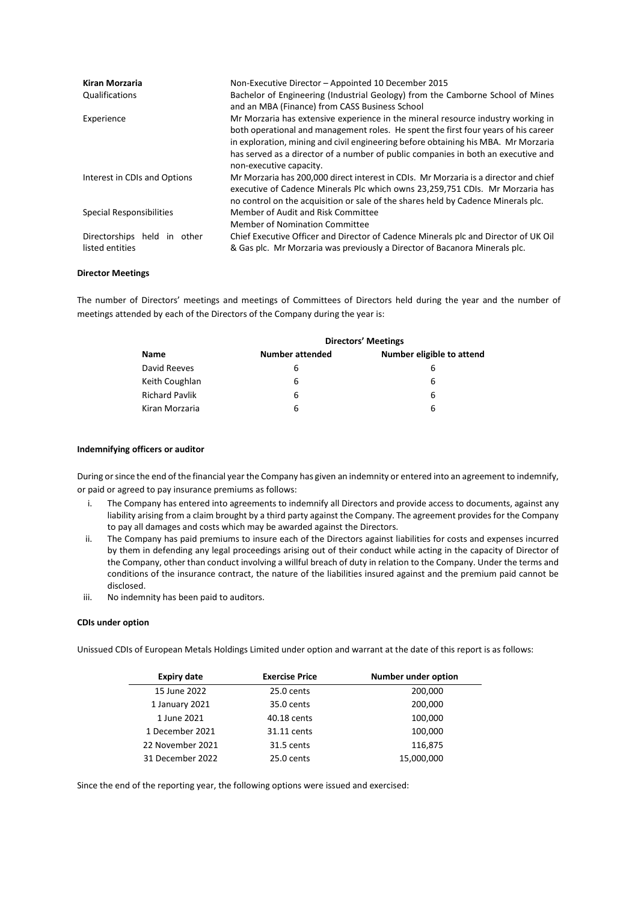| | |
|---|---|
| **Kiran Morzaria** | Non-Executive Director – Appointed 10 December 2015 |
| Qualifications | Bachelor of Engineering (Industrial Geology) from the Camborne School of Mines and an MBA (Finance) from CASS Business School |
| Experience | Mr Morzaria has extensive experience in the mineral resource industry working in both operational and management roles. He spent the first four years of his career in exploration, mining and civil engineering before obtaining his MBA. Mr Morzaria has served as a director of a number of public companies in both an executive and non-executive capacity. |
| Interest in CDIs and Options | Mr Morzaria has 200,000 direct interest in CDIs. Mr Morzaria is a director and chief executive of Cadence Minerals Plc which owns 23,259,751 CDIs. Mr Morzaria has no control on the acquisition or sale of the shares held by Cadence Minerals plc. |
| Special Responsibilities | Member of Audit and Risk Committee<br>Member of Nomination Committee |
| Directorships held in other listed entities | Chief Executive Officer and Director of Cadence Minerals plc and Director of UK Oil & Gas plc. Mr Morzaria was previously a Director of Bacanora Minerals plc. |

**Director Meetings**

The number of Directors' meetings and meetings of Committees of Directors held during the year and the number of meetings attended by each of the Directors of the Company during the year is:

| | Directors' Meetings | |
|---|---|---|
| **Name** | **Number attended** | **Number eligible to attend** |
| David Reeves | 6 | 6 |
| Keith Coughlan | 6 | 6 |
| Richard Pavlik | 6 | 6 |
| Kiran Morzaria | 6 | 6 |

**Indemnifying officers or auditor**

During or since the end of the financial year the Company has given an indemnity or entered into an agreement to indemnify, or paid or agreed to pay insurance premiums as follows:

i. The Company has entered into agreements to indemnify all Directors and provide access to documents, against any liability arising from a claim brought by a third party against the Company. The agreement provides for the Company to pay all damages and costs which may be awarded against the Directors.
ii. The Company has paid premiums to insure each of the Directors against liabilities for costs and expenses incurred by them in defending any legal proceedings arising out of their conduct while acting in the capacity of Director of the Company, other than conduct involving a willful breach of duty in relation to the Company. Under the terms and conditions of the insurance contract, the nature of the liabilities insured against and the premium paid cannot be disclosed.
iii. No indemnity has been paid to auditors.

**CDIs under option**

Unissued CDIs of European Metals Holdings Limited under option and warrant at the date of this report is as follows:

| Expiry date | Exercise Price | Number under option |
|---|---|---|
| 15 June 2022 | 25.0 cents | 200,000 |
| 1 January 2021 | 35.0 cents | 200,000 |
| 1 June 2021 | 40.18 cents | 100,000 |
| 1 December 2021 | 31.11 cents | 100,000 |
| 22 November 2021 | 31.5 cents | 116,875 |
| 31 December 2022 | 25.0 cents | 15,000,000 |

Since the end of the reporting year, the following options were issued and exercised: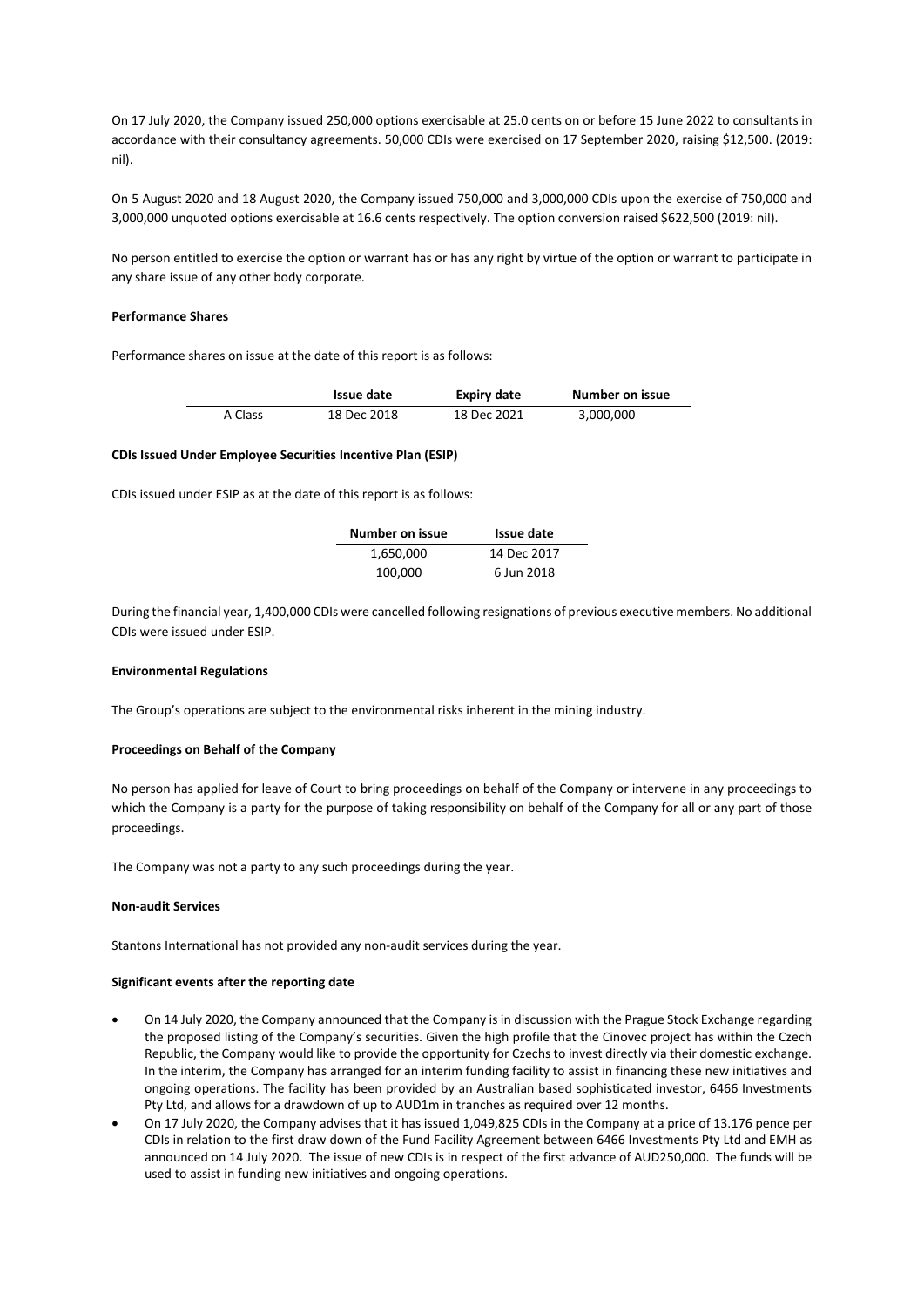On 17 July 2020, the Company issued 250,000 options exercisable at 25.0 cents on or before 15 June 2022 to consultants in accordance with their consultancy agreements. 50,000 CDIs were exercised on 17 September 2020, raising $12,500. (2019: nil).

On 5 August 2020 and 18 August 2020, the Company issued 750,000 and 3,000,000 CDIs upon the exercise of 750,000 and 3,000,000 unquoted options exercisable at 16.6 cents respectively. The option conversion raised $622,500 (2019: nil).

No person entitled to exercise the option or warrant has or has any right by virtue of the option or warrant to participate in any share issue of any other body corporate.

**Performance Shares**

Performance shares on issue at the date of this report is as follows:

| | Issue date | Expiry date | Number on issue |
|---|---|---|---|
| A Class | 18 Dec 2018 | 18 Dec 2021 | 3,000,000 |

**CDIs Issued Under Employee Securities Incentive Plan (ESIP)**

CDIs issued under ESIP as at the date of this report is as follows:

| Number on issue | Issue date |
|---|---|
| 1,650,000 | 14 Dec 2017 |
| 100,000 | 6 Jun 2018 |

During the financial year, 1,400,000 CDIs were cancelled following resignations of previous executive members. No additional CDIs were issued under ESIP.

**Environmental Regulations**

The Group's operations are subject to the environmental risks inherent in the mining industry.

**Proceedings on Behalf of the Company**

No person has applied for leave of Court to bring proceedings on behalf of the Company or intervene in any proceedings to which the Company is a party for the purpose of taking responsibility on behalf of the Company for all or any part of those proceedings.

The Company was not a party to any such proceedings during the year.

**Non-audit Services**

Stantons International has not provided any non-audit services during the year.

**Significant events after the reporting date**

- On 14 July 2020, the Company announced that the Company is in discussion with the Prague Stock Exchange regarding the proposed listing of the Company's securities. Given the high profile that the Cinovec project has within the Czech Republic, the Company would like to provide the opportunity for Czechs to invest directly via their domestic exchange. In the interim, the Company has arranged for an interim funding facility to assist in financing these new initiatives and ongoing operations. The facility has been provided by an Australian based sophisticated investor, 6466 Investments Pty Ltd, and allows for a drawdown of up to AUD1m in tranches as required over 12 months.
- On 17 July 2020, the Company advises that it has issued 1,049,825 CDIs in the Company at a price of 13.176 pence per CDIs in relation to the first draw down of the Fund Facility Agreement between 6466 Investments Pty Ltd and EMH as announced on 14 July 2020. The issue of new CDIs is in respect of the first advance of AUD250,000. The funds will be used to assist in funding new initiatives and ongoing operations.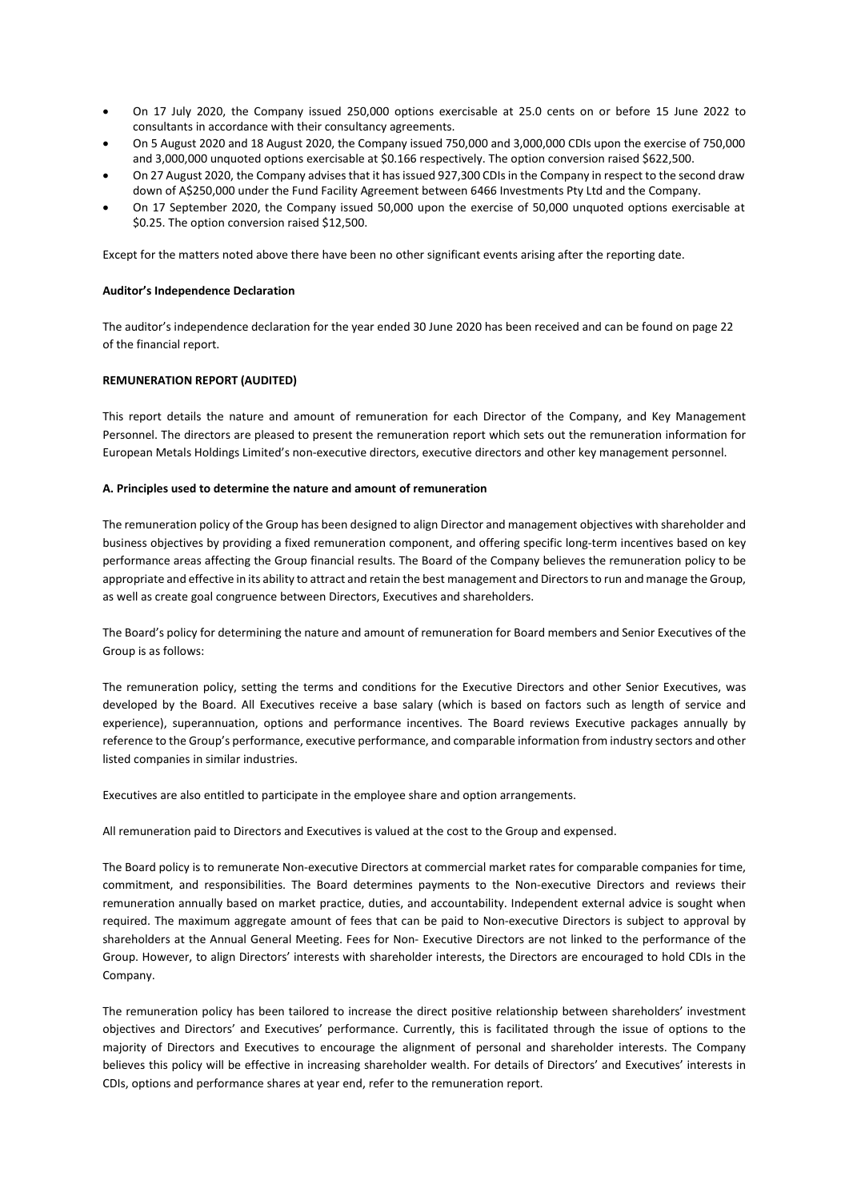- On 17 July 2020, the Company issued 250,000 options exercisable at 25.0 cents on or before 15 June 2022 to consultants in accordance with their consultancy agreements.
- On 5 August 2020 and 18 August 2020, the Company issued 750,000 and 3,000,000 CDIs upon the exercise of 750,000 and 3,000,000 unquoted options exercisable at $0.166 respectively. The option conversion raised $622,500.
- On 27 August 2020, the Company advises that it has issued 927,300 CDIs in the Company in respect to the second draw down of A$250,000 under the Fund Facility Agreement between 6466 Investments Pty Ltd and the Company.
- On 17 September 2020, the Company issued 50,000 upon the exercise of 50,000 unquoted options exercisable at $0.25. The option conversion raised $12,500.

Except for the matters noted above there have been no other significant events arising after the reporting date.

**Auditor's Independence Declaration**

The auditor's independence declaration for the year ended 30 June 2020 has been received and can be found on page 22 of the financial report.

**REMUNERATION REPORT (AUDITED)**

This report details the nature and amount of remuneration for each Director of the Company, and Key Management Personnel. The directors are pleased to present the remuneration report which sets out the remuneration information for European Metals Holdings Limited's non-executive directors, executive directors and other key management personnel.

**A. Principles used to determine the nature and amount of remuneration**

The remuneration policy of the Group has been designed to align Director and management objectives with shareholder and business objectives by providing a fixed remuneration component, and offering specific long-term incentives based on key performance areas affecting the Group financial results. The Board of the Company believes the remuneration policy to be appropriate and effective in its ability to attract and retain the best management and Directors to run and manage the Group, as well as create goal congruence between Directors, Executives and shareholders.

The Board's policy for determining the nature and amount of remuneration for Board members and Senior Executives of the Group is as follows:

The remuneration policy, setting the terms and conditions for the Executive Directors and other Senior Executives, was developed by the Board. All Executives receive a base salary (which is based on factors such as length of service and experience), superannuation, options and performance incentives. The Board reviews Executive packages annually by reference to the Group's performance, executive performance, and comparable information from industry sectors and other listed companies in similar industries.

Executives are also entitled to participate in the employee share and option arrangements.

All remuneration paid to Directors and Executives is valued at the cost to the Group and expensed.

The Board policy is to remunerate Non-executive Directors at commercial market rates for comparable companies for time, commitment, and responsibilities. The Board determines payments to the Non-executive Directors and reviews their remuneration annually based on market practice, duties, and accountability. Independent external advice is sought when required. The maximum aggregate amount of fees that can be paid to Non-executive Directors is subject to approval by shareholders at the Annual General Meeting. Fees for Non- Executive Directors are not linked to the performance of the Group. However, to align Directors' interests with shareholder interests, the Directors are encouraged to hold CDIs in the Company.

The remuneration policy has been tailored to increase the direct positive relationship between shareholders' investment objectives and Directors' and Executives' performance. Currently, this is facilitated through the issue of options to the majority of Directors and Executives to encourage the alignment of personal and shareholder interests. The Company believes this policy will be effective in increasing shareholder wealth. For details of Directors' and Executives' interests in CDIs, options and performance shares at year end, refer to the remuneration report.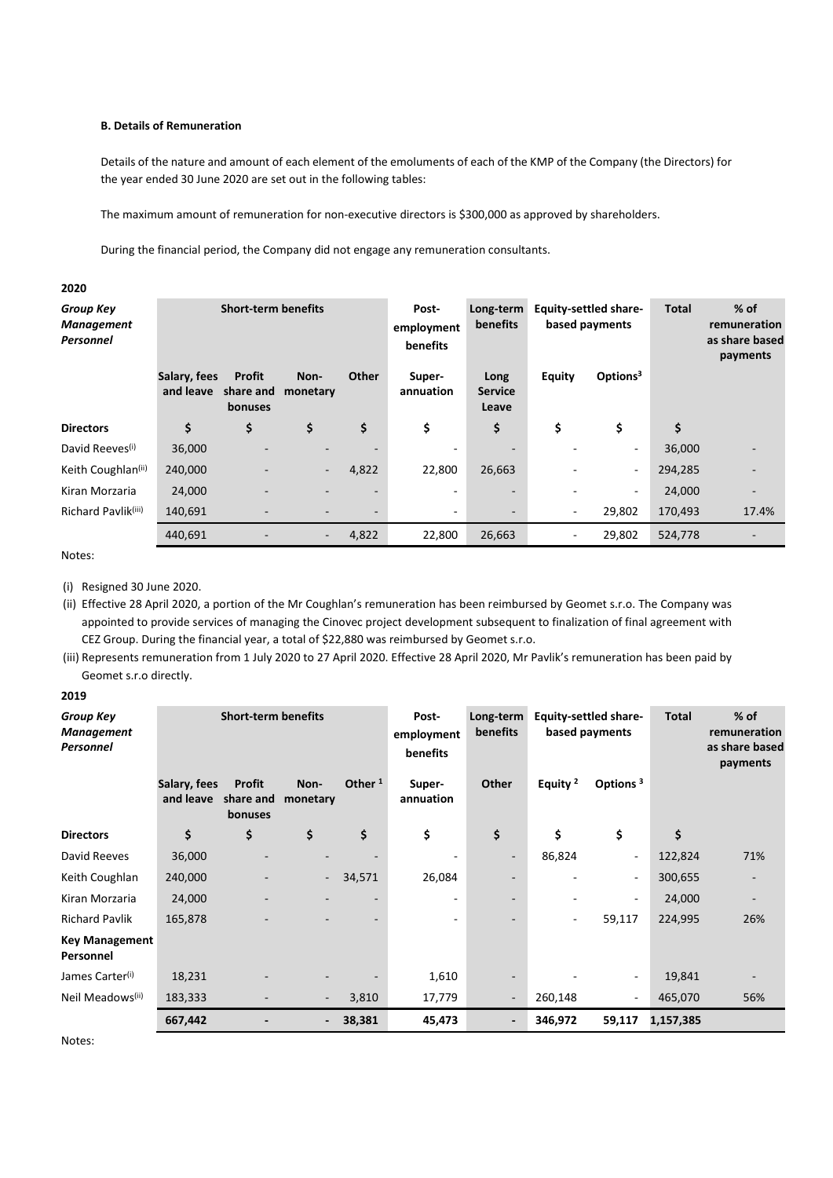**B. Details of Remuneration**

Details of the nature and amount of each element of the emoluments of each of the KMP of the Company (the Directors) for the year ended 30 June 2020 are set out in the following tables:

The maximum amount of remuneration for non-executive directors is $300,000 as approved by shareholders.

During the financial period, the Company did not engage any remuneration consultants.

**2020**

| *Group Key Management Personnel* | Short-term benefits | | | | Post-employment benefits | Long-term benefits | Equity-settled share-based payments | | Total | % of remuneration as share based payments |
|---|---|---|---|---|---|---|---|---|---|---|
| | Salary, fees and leave | Profit share and bonuses | Non-monetary | Other | Super-annuation | Long Service Leave | Equity | Options[3] | | |
| **Directors** | $ | $ | $ | $ | $ | $ | $ | $ | $ | |
| David Reeves[(i)] | 36,000 | - | - | - | - | - | - | - | 36,000 | - |
| Keith Coughlan[(ii)] | 240,000 | - | - | 4,822 | 22,800 | 26,663 | - | - | 294,285 | - |
| Kiran Morzaria | 24,000 | - | - | - | - | - | - | - | 24,000 | - |
| Richard Pavlik[(iii)] | 140,691 | - | - | - | - | - | - | 29,802 | 170,493 | 17.4% |
| | 440,691 | - | - | 4,822 | 22,800 | 26,663 | - | 29,802 | 524,778 | - |

Notes:

(i) Resigned 30 June 2020.

(ii) Effective 28 April 2020, a portion of the Mr Coughlan's remuneration has been reimbursed by Geomet s.r.o. The Company was appointed to provide services of managing the Cinovec project development subsequent to finalization of final agreement with CEZ Group. During the financial year, a total of $22,880 was reimbursed by Geomet s.r.o.

(iii) Represents remuneration from 1 July 2020 to 27 April 2020. Effective 28 April 2020, Mr Pavlik's remuneration has been paid by Geomet s.r.o directly.

**2019**

| *Group Key Management Personnel* | Short-term benefits | | | | Post-employment benefits | Long-term benefits | Equity-settled share-based payments | | Total | % of remuneration as share based payments |
|---|---|---|---|---|---|---|---|---|---|---|
| | Salary, fees and leave | Profit share and bonuses | Non-monetary | Other[1] | Super-annuation | Other | Equity[2] | Options[3] | | |
| **Directors** | $ | $ | $ | $ | $ | $ | $ | $ | $ | |
| David Reeves | 36,000 | - | - | - | - | - | 86,824 | - | 122,824 | 71% |
| Keith Coughlan | 240,000 | - | - | 34,571 | 26,084 | - | - | - | 300,655 | - |
| Kiran Morzaria | 24,000 | - | - | - | - | - | - | - | 24,000 | - |
| Richard Pavlik | 165,878 | - | - | - | - | - | - | 59,117 | 224,995 | 26% |
| **Key Management Personnel** | | | | | | | | | | |
| James Carter[(i)] | 18,231 | - | - | - | 1,610 | - | - | - | 19,841 | - |
| Neil Meadows[(ii)] | 183,333 | - | - | 3,810 | 17,779 | - | 260,148 | - | 465,070 | 56% |
| | **667,442** | **-** | **-** | **38,381** | **45,473** | **-** | **346,972** | **59,117** | **1,157,385** | |

Notes: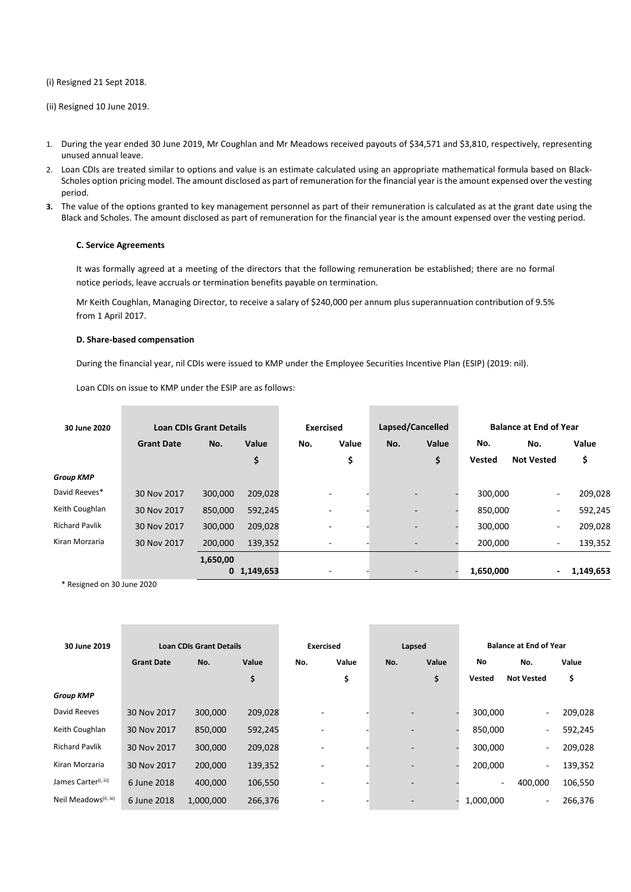(i) Resigned 21 Sept 2018.

(ii) Resigned 10 June 2019.

1. During the year ended 30 June 2019, Mr Coughlan and Mr Meadows received payouts of $34,571 and $3,810, respectively, representing unused annual leave.
2. Loan CDIs are treated similar to options and value is an estimate calculated using an appropriate mathematical formula based on Black-Scholes option pricing model. The amount disclosed as part of remuneration for the financial year is the amount expensed over the vesting period.
3. The value of the options granted to key management personnel as part of their remuneration is calculated as at the grant date using the Black and Scholes. The amount disclosed as part of remuneration for the financial year is the amount expensed over the vesting period.

**C. Service Agreements**

It was formally agreed at a meeting of the directors that the following remuneration be established; there are no formal notice periods, leave accruals or termination benefits payable on termination.

Mr Keith Coughlan, Managing Director, to receive a salary of $240,000 per annum plus superannuation contribution of 9.5% from 1 April 2017.

**D. Share-based compensation**

During the financial year, nil CDIs were issued to KMP under the Employee Securities Incentive Plan (ESIP) (2019: nil).

Loan CDIs on issue to KMP under the ESIP are as follows:

| 30 June 2020 | Loan CDIs Grant Details | | | Exercised | | Lapsed/Cancelled | | Balance at End of Year | | |
|---|---|---|---|---|---|---|---|---|---|---|
| | Grant Date | No. | Value $ | No. | Value $ | No. | Value $ | No. Vested | No. Not Vested | Value $ |
| ***Group KMP*** | | | | | | | | | | |
| David Reeves* | 30 Nov 2017 | 300,000 | 209,028 | - | - | - | - | 300,000 | - | 209,028 |
| Keith Coughlan | 30 Nov 2017 | 850,000 | 592,245 | - | - | - | - | 850,000 | - | 592,245 |
| Richard Pavlik | 30 Nov 2017 | 300,000 | 209,028 | - | - | - | - | 300,000 | - | 209,028 |
| Kiran Morzaria | 30 Nov 2017 | 200,000 | 139,352 | - | - | - | - | 200,000 | - | 139,352 |
| | | **1,650,000** | **1,149,653** | - | - | - | - | **1,650,000** | **-** | **1,149,653** |

\* Resigned on 30 June 2020

| 30 June 2019 | Loan CDIs Grant Details | | | Exercised | | Lapsed | | Balance at End of Year | | |
|---|---|---|---|---|---|---|---|---|---|---|
| | Grant Date | No. | Value $ | No. | Value $ | No. | Value $ | No Vested | No. Not Vested | Value $ |
| ***Group KMP*** | | | | | | | | | | |
| David Reeves | 30 Nov 2017 | 300,000 | 209,028 | - | - | - | - | 300,000 | - | 209,028 |
| Keith Coughlan | 30 Nov 2017 | 850,000 | 592,245 | - | - | - | - | 850,000 | - | 592,245 |
| Richard Pavlik | 30 Nov 2017 | 300,000 | 209,028 | - | - | - | - | 300,000 | - | 209,028 |
| Kiran Morzaria | 30 Nov 2017 | 200,000 | 139,352 | - | - | - | - | 200,000 | - | 139,352 |
| James Carter(i, iii) | 6 June 2018 | 400,000 | 106,550 | - | - | - | - | - | 400,000 | 106,550 |
| Neil Meadows(ii, iv) | 6 June 2018 | 1,000,000 | 266,376 | - | - | - | - | 1,000,000 | - | 266,376 |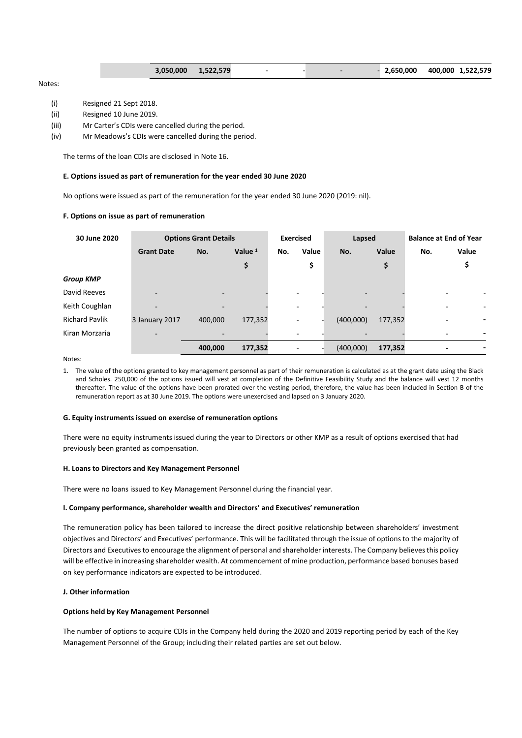| | 3,050,000 | 1,522,579 | - | - | - | - | 2,650,000 | 400,000 | 1,522,579 |
|---|---|---|---|---|---|---|---|---|---|

Notes:

(i) Resigned 21 Sept 2018.
(ii) Resigned 10 June 2019.
(iii) Mr Carter's CDIs were cancelled during the period.
(iv) Mr Meadows's CDIs were cancelled during the period.

The terms of the loan CDIs are disclosed in Note 16.

#### E. Options issued as part of remuneration for the year ended 30 June 2020

No options were issued as part of the remuneration for the year ended 30 June 2020 (2019: nil).

#### F. Options on issue as part of remuneration

| 30 June 2020 | Options Grant Details | | | Exercised | | Lapsed | | Balance at End of Year | |
|---|---|---|---|---|---|---|---|---|---|
| | Grant Date | No. | Value [1] | No. | Value | No. | Value | No. | Value |
| | | | $ | | $ | | $ | | $ |
| ***Group KMP*** | | | | | | | | | |
| David Reeves | - | - | - | - | - | - | - | - | - |
| Keith Coughlan | - | - | - | - | - | - | - | - | - |
| Richard Pavlik | 3 January 2017 | 400,000 | 177,352 | - | - | (400,000) | 177,352 | - | - |
| Kiran Morzaria | - | - | - | - | - | - | - | - | - |
| | | **400,000** | **177,352** | - | - | (400,000) | **177,352** | - | - |

Notes:

1. The value of the options granted to key management personnel as part of their remuneration is calculated as at the grant date using the Black and Scholes. 250,000 of the options issued will vest at completion of the Definitive Feasibility Study and the balance will vest 12 months thereafter. The value of the options have been prorated over the vesting period, therefore, the value has been included in Section B of the remuneration report as at 30 June 2019. The options were unexercised and lapsed on 3 January 2020.

#### G. Equity instruments issued on exercise of remuneration options

There were no equity instruments issued during the year to Directors or other KMP as a result of options exercised that had previously been granted as compensation.

#### H. Loans to Directors and Key Management Personnel

There were no loans issued to Key Management Personnel during the financial year.

#### I. Company performance, shareholder wealth and Directors' and Executives' remuneration

The remuneration policy has been tailored to increase the direct positive relationship between shareholders' investment objectives and Directors' and Executives' performance. This will be facilitated through the issue of options to the majority of Directors and Executives to encourage the alignment of personal and shareholder interests. The Company believes this policy will be effective in increasing shareholder wealth. At commencement of mine production, performance based bonuses based on key performance indicators are expected to be introduced.

#### J. Other information

**Options held by Key Management Personnel**

The number of options to acquire CDIs in the Company held during the 2020 and 2019 reporting period by each of the Key Management Personnel of the Group; including their related parties are set out below.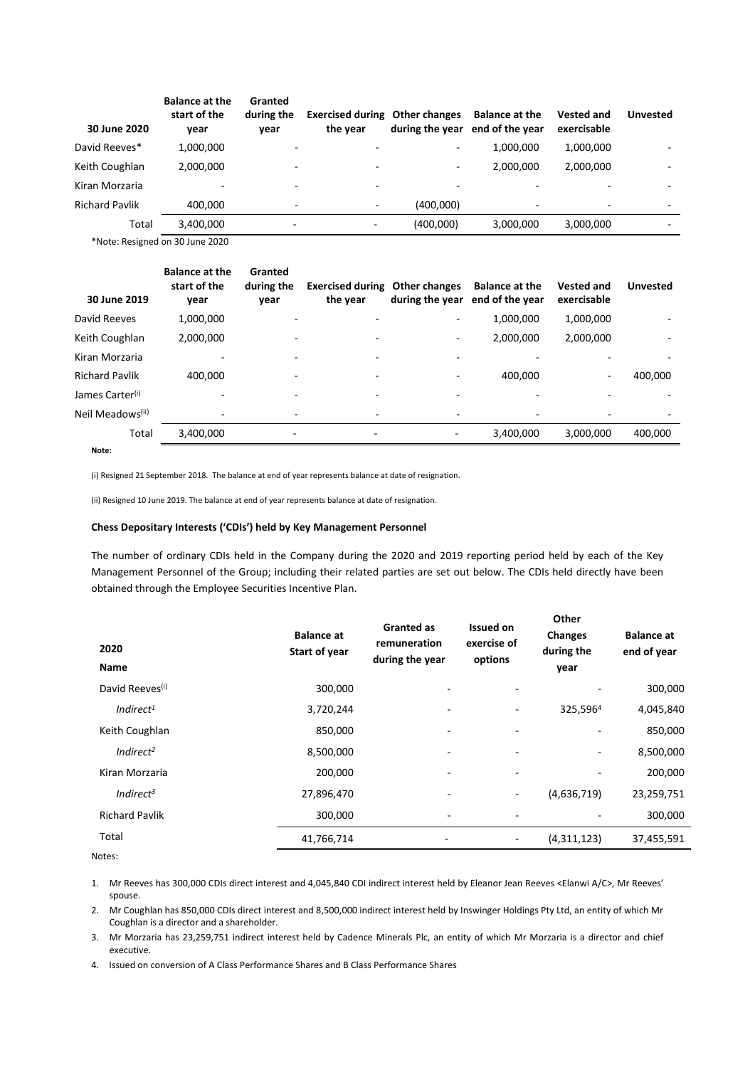| 30 June 2020 | Balance at the start of the year | Granted during the year | Exercised during the year | Other changes during the year | Balance at the end of the year | Vested and exercisable | Unvested |
|---|---|---|---|---|---|---|---|
| David Reeves* | 1,000,000 | - | - | - | 1,000,000 | 1,000,000 | - |
| Keith Coughlan | 2,000,000 | - | - | - | 2,000,000 | 2,000,000 | - |
| Kiran Morzaria | - | - | - | - | - | - | - |
| Richard Pavlik | 400,000 | - | - | (400,000) | - | - | - |
| Total | 3,400,000 | - | - | (400,000) | 3,000,000 | 3,000,000 | - |

*Note: Resigned on 30 June 2020

| 30 June 2019 | Balance at the start of the year | Granted during the year | Exercised during the year | Other changes during the year | Balance at the end of the year | Vested and exercisable | Unvested |
|---|---|---|---|---|---|---|---|
| David Reeves | 1,000,000 | - | - | - | 1,000,000 | 1,000,000 | - |
| Keith Coughlan | 2,000,000 | - | - | - | 2,000,000 | 2,000,000 | - |
| Kiran Morzaria | - | - | - | - | - | - | - |
| Richard Pavlik | 400,000 | - | - | - | 400,000 | - | 400,000 |
| James Carter(i) | - | - | - | - | - | - | - |
| Neil Meadows(ii) | - | - | - | - | - | - | - |
| Total | 3,400,000 | - | - | - | 3,400,000 | 3,000,000 | 400,000 |

**Note:**

(i) Resigned 21 September 2018. The balance at end of year represents balance at date of resignation.

(ii) Resigned 10 June 2019. The balance at end of year represents balance at date of resignation.

**Chess Depositary Interests ('CDIs') held by Key Management Personnel**

The number of ordinary CDIs held in the Company during the 2020 and 2019 reporting period held by each of the Key Management Personnel of the Group; including their related parties are set out below. The CDIs held directly have been obtained through the Employee Securities Incentive Plan.

| 2020 Name | Balance at Start of year | Granted as remuneration during the year | Issued on exercise of options | Other Changes during the year | Balance at end of year |
|---|---|---|---|---|---|
| David Reeves(i) | 300,000 | - | - | - | 300,000 |
| *Indirect[1]* | 3,720,244 | - | - | 325,596[4] | 4,045,840 |
| Keith Coughlan | 850,000 | - | - | - | 850,000 |
| *Indirect[2]* | 8,500,000 | - | - | - | 8,500,000 |
| Kiran Morzaria | 200,000 | - | - | - | 200,000 |
| *Indirect[3]* | 27,896,470 | - | - | (4,636,719) | 23,259,751 |
| Richard Pavlik | 300,000 | - | - | - | 300,000 |
| Total | 41,766,714 | - | - | (4,311,123) | 37,455,591 |

Notes:

1. Mr Reeves has 300,000 CDIs direct interest and 4,045,840 CDI indirect interest held by Eleanor Jean Reeves <Elanwi A/C>, Mr Reeves' spouse.
2. Mr Coughlan has 850,000 CDIs direct interest and 8,500,000 indirect interest held by Inswinger Holdings Pty Ltd, an entity of which Mr Coughlan is a director and a shareholder.
3. Mr Morzaria has 23,259,751 indirect interest held by Cadence Minerals Plc, an entity of which Mr Morzaria is a director and chief executive.
4. Issued on conversion of A Class Performance Shares and B Class Performance Shares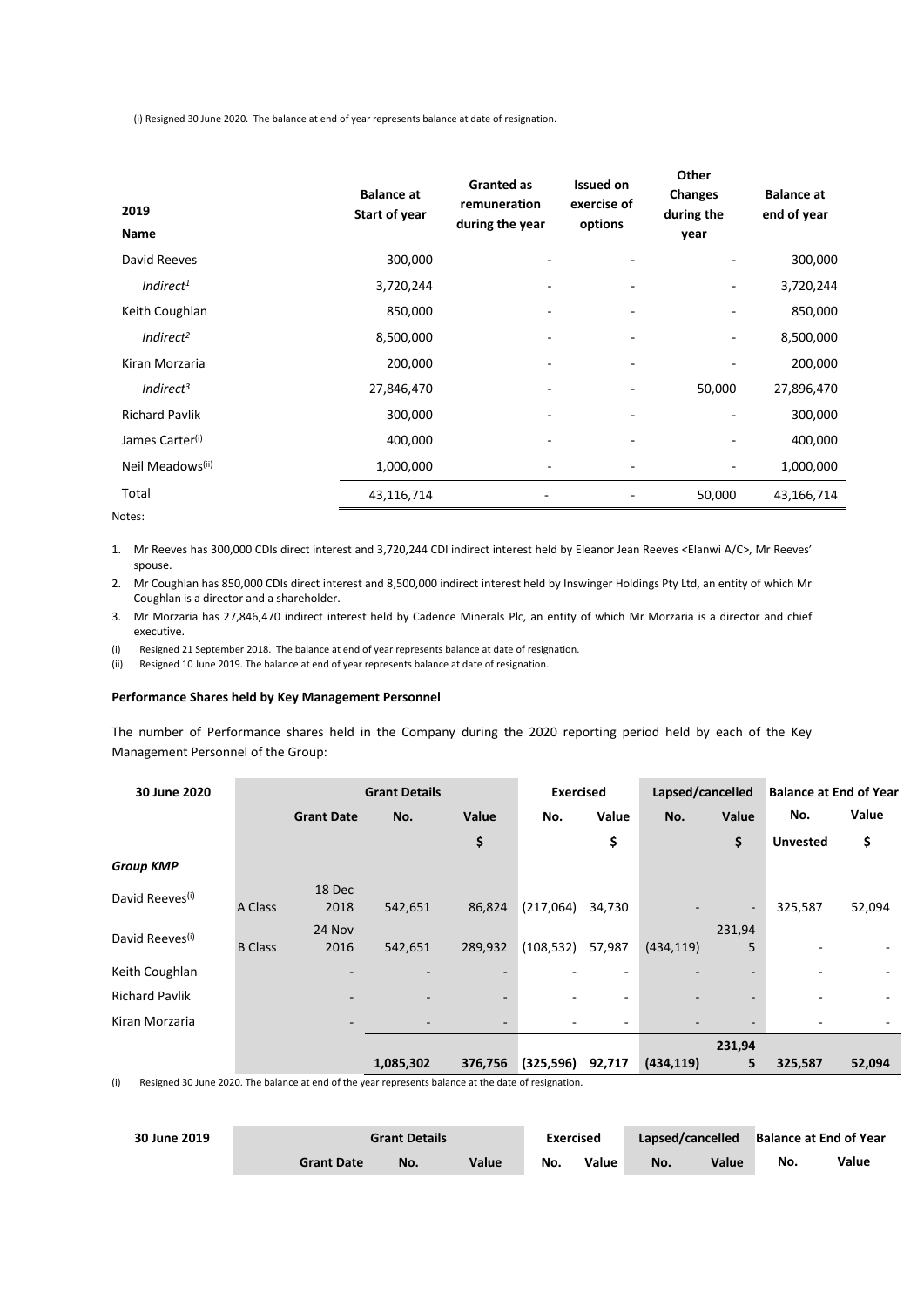(i) Resigned 30 June 2020. The balance at end of year represents balance at date of resignation.

| 2019 Name | Balance at Start of year | Granted as remuneration during the year | Issued on exercise of options | Other Changes during the year | Balance at end of year |
|---|---|---|---|---|---|
| David Reeves | 300,000 | - | - | - | 300,000 |
| *Indirect[1]* | 3,720,244 | - | - | - | 3,720,244 |
| Keith Coughlan | 850,000 | - | - | - | 850,000 |
| *Indirect[2]* | 8,500,000 | - | - | - | 8,500,000 |
| Kiran Morzaria | 200,000 | - | - | - | 200,000 |
| *Indirect[3]* | 27,846,470 | - | - | 50,000 | 27,896,470 |
| Richard Pavlik | 300,000 | - | - | - | 300,000 |
| James Carter[(i)] | 400,000 | - | - | - | 400,000 |
| Neil Meadows[(ii)] | 1,000,000 | - | - | - | 1,000,000 |
| Total | 43,116,714 | - | - | 50,000 | 43,166,714 |

Notes:

1. Mr Reeves has 300,000 CDIs direct interest and 3,720,244 CDI indirect interest held by Eleanor Jean Reeves <Elanwi A/C>, Mr Reeves' spouse.
2. Mr Coughlan has 850,000 CDIs direct interest and 8,500,000 indirect interest held by Inswinger Holdings Pty Ltd, an entity of which Mr Coughlan is a director and a shareholder.
3. Mr Morzaria has 27,846,470 indirect interest held by Cadence Minerals Plc, an entity of which Mr Morzaria is a director and chief executive.

(i) Resigned 21 September 2018. The balance at end of year represents balance at date of resignation.
(ii) Resigned 10 June 2019. The balance at end of year represents balance at date of resignation.

**Performance Shares held by Key Management Personnel**

The number of Performance shares held in the Company during the 2020 reporting period held by each of the Key Management Personnel of the Group:

| 30 June 2020 | | Grant Details | | | Exercised | | Lapsed/cancelled | | Balance at End of Year | |
|---|---|---|---|---|---|---|---|---|---|---|
| | | Grant Date | No. | Value $ | No. | Value $ | No. | Value $ | No. Unvested | Value $ |
| ***Group KMP*** | | | | | | | | | | |
| David Reeves[(i)] | A Class | 18 Dec 2018 | 542,651 | 86,824 | (217,064) | 34,730 | - | - | 325,587 | 52,094 |
| David Reeves[(i)] | B Class | 24 Nov 2016 | 542,651 | 289,932 | (108,532) | 57,987 | (434,119) | 231,945 | - | - |
| Keith Coughlan | | - | - | - | - | - | - | - | - | - |
| Richard Pavlik | | - | - | - | - | - | - | - | - | - |
| Kiran Morzaria | | - | - | - | - | - | - | - | - | - |
| | | | 1,085,302 | 376,756 | (325,596) | 92,717 | (434,119) | 231,945 | 325,587 | 52,094 |

(i) Resigned 30 June 2020. The balance at end of the year represents balance at the date of resignation.

| 30 June 2019 | Grant Details | | | Exercised | | Lapsed/cancelled | | Balance at End of Year | |
|---|---|---|---|---|---|---|---|---|---|
| | Grant Date | No. | Value | No. | Value | No. | Value | No. | Value |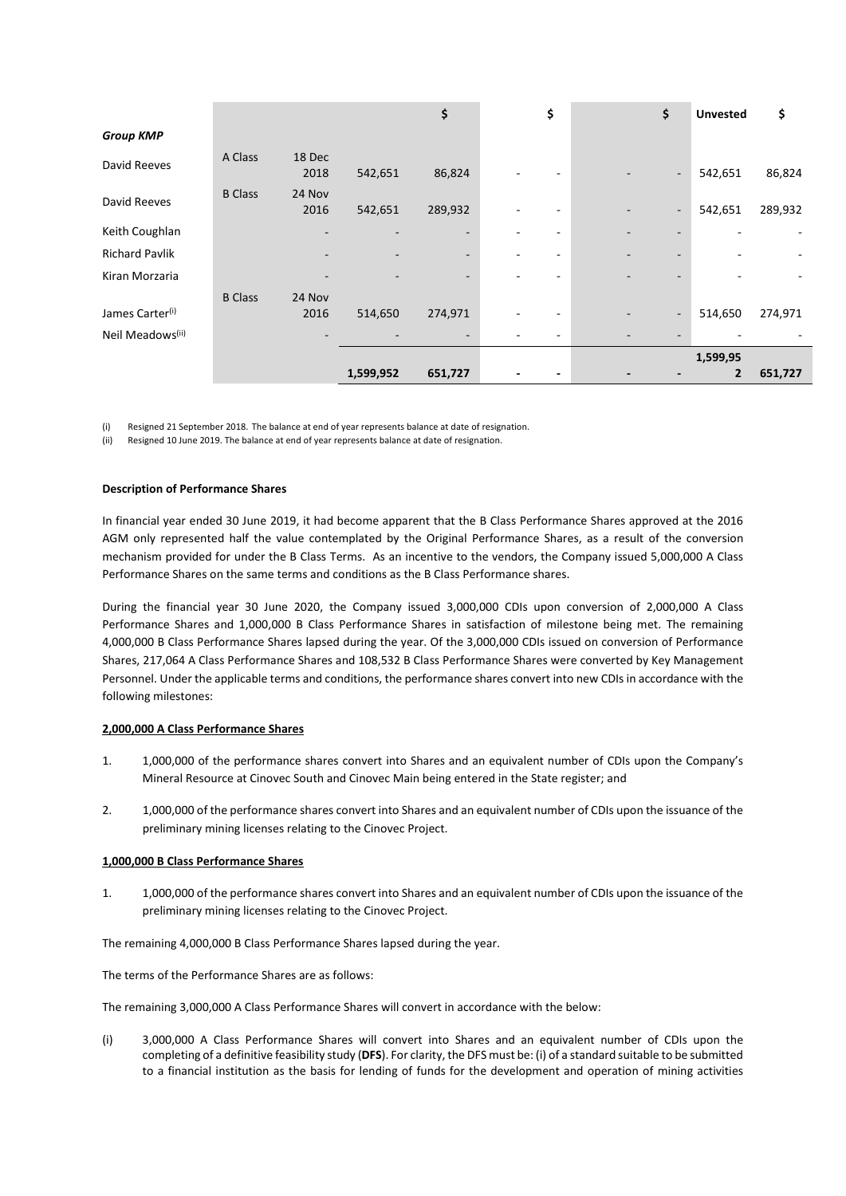| | | | | $ | | $ | | $ | Unvested | $ |
|---|---|---|---|---|---|---|---|---|---|---|
| ***Group KMP*** | | | | | | | | | | |
| David Reeves | A Class | 18 Dec 2018 | 542,651 | 86,824 | - | - | - | - | 542,651 | 86,824 |
| David Reeves | B Class | 24 Nov 2016 | 542,651 | 289,932 | - | - | - | - | 542,651 | 289,932 |
| Keith Coughlan | | - | - | - | - | - | - | - | - | - |
| Richard Pavlik | | - | - | - | - | - | - | - | - | - |
| Kiran Morzaria | | - | - | - | - | - | - | - | - | - |
| James Carter(i) | B Class | 24 Nov 2016 | 514,650 | 274,971 | - | - | - | - | 514,650 | 274,971 |
| Neil Meadows(ii) | | - | - | - | - | - | - | - | - | - |
| | | | **1,599,952** | **651,727** | **-** | **-** | **-** | **-** | **1,599,952** | **651,727** |

(i) Resigned 21 September 2018. The balance at end of year represents balance at date of resignation.

(ii) Resigned 10 June 2019. The balance at end of year represents balance at date of resignation.

**Description of Performance Shares**

In financial year ended 30 June 2019, it had become apparent that the B Class Performance Shares approved at the 2016 AGM only represented half the value contemplated by the Original Performance Shares, as a result of the conversion mechanism provided for under the B Class Terms. As an incentive to the vendors, the Company issued 5,000,000 A Class Performance Shares on the same terms and conditions as the B Class Performance shares.

During the financial year 30 June 2020, the Company issued 3,000,000 CDIs upon conversion of 2,000,000 A Class Performance Shares and 1,000,000 B Class Performance Shares in satisfaction of milestone being met. The remaining 4,000,000 B Class Performance Shares lapsed during the year. Of the 3,000,000 CDIs issued on conversion of Performance Shares, 217,064 A Class Performance Shares and 108,532 B Class Performance Shares were converted by Key Management Personnel. Under the applicable terms and conditions, the performance shares convert into new CDIs in accordance with the following milestones:

**2,000,000 A Class Performance Shares**

1. 1,000,000 of the performance shares convert into Shares and an equivalent number of CDIs upon the Company's Mineral Resource at Cinovec South and Cinovec Main being entered in the State register; and

2. 1,000,000 of the performance shares convert into Shares and an equivalent number of CDIs upon the issuance of the preliminary mining licenses relating to the Cinovec Project.

**1,000,000 B Class Performance Shares**

1. 1,000,000 of the performance shares convert into Shares and an equivalent number of CDIs upon the issuance of the preliminary mining licenses relating to the Cinovec Project.

The remaining 4,000,000 B Class Performance Shares lapsed during the year.

The terms of the Performance Shares are as follows:

The remaining 3,000,000 A Class Performance Shares will convert in accordance with the below:

(i) 3,000,000 A Class Performance Shares will convert into Shares and an equivalent number of CDIs upon the completing of a definitive feasibility study (**DFS**). For clarity, the DFS must be: (i) of a standard suitable to be submitted to a financial institution as the basis for lending of funds for the development and operation of mining activities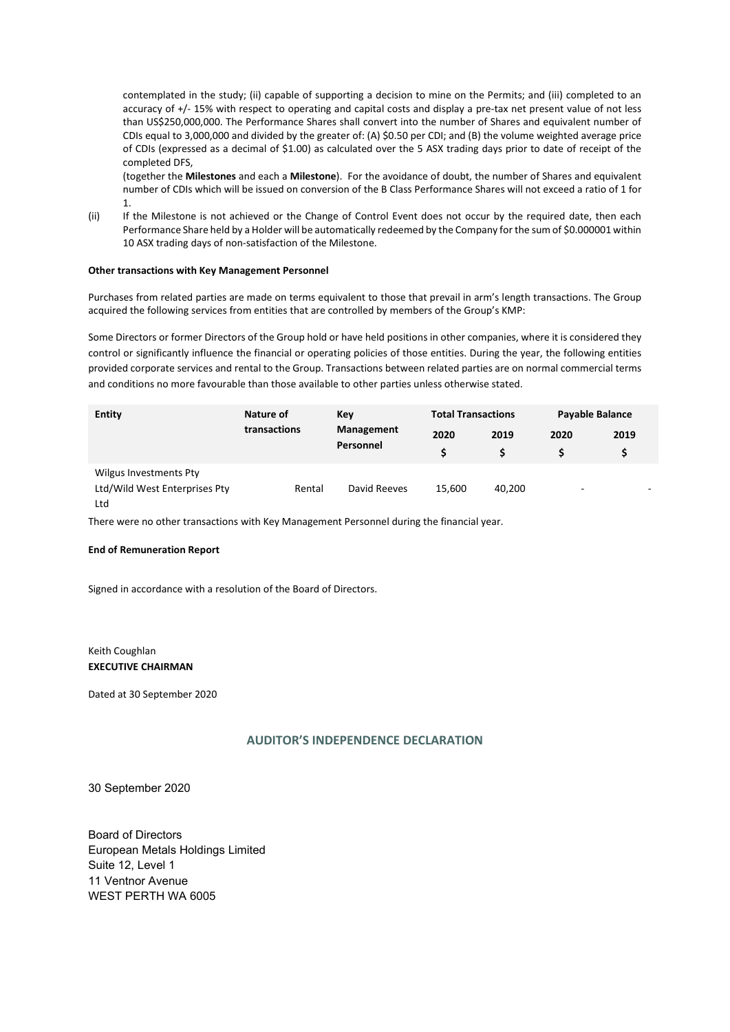contemplated in the study; (ii) capable of supporting a decision to mine on the Permits; and (iii) completed to an accuracy of +/- 15% with respect to operating and capital costs and display a pre-tax net present value of not less than US$250,000,000. The Performance Shares shall convert into the number of Shares and equivalent number of CDIs equal to 3,000,000 and divided by the greater of: (A) $0.50 per CDI; and (B) the volume weighted average price of CDIs (expressed as a decimal of $1.00) as calculated over the 5 ASX trading days prior to date of receipt of the completed DFS,

(together the **Milestones** and each a **Milestone**). For the avoidance of doubt, the number of Shares and equivalent number of CDIs which will be issued on conversion of the B Class Performance Shares will not exceed a ratio of 1 for 1.

(ii) If the Milestone is not achieved or the Change of Control Event does not occur by the required date, then each Performance Share held by a Holder will be automatically redeemed by the Company for the sum of $0.000001 within 10 ASX trading days of non-satisfaction of the Milestone.

**Other transactions with Key Management Personnel**

Purchases from related parties are made on terms equivalent to those that prevail in arm's length transactions. The Group acquired the following services from entities that are controlled by members of the Group's KMP:

Some Directors or former Directors of the Group hold or have held positions in other companies, where it is considered they control or significantly influence the financial or operating policies of those entities. During the year, the following entities provided corporate services and rental to the Group. Transactions between related parties are on normal commercial terms and conditions no more favourable than those available to other parties unless otherwise stated.

| Entity | Nature of transactions | Key Management Personnel | Total Transactions | | Payable Balance | |
|---|---|---|---|---|---|---|
| | | | 2020 $ | 2019 $ | 2020 $ | 2019 $ |
| Wilgus Investments Pty Ltd/Wild West Enterprises Pty Ltd | Rental | David Reeves | 15,600 | 40,200 | - | - |

There were no other transactions with Key Management Personnel during the financial year.

**End of Remuneration Report**

Signed in accordance with a resolution of the Board of Directors.

Keith Coughlan
**EXECUTIVE CHAIRMAN**

Dated at 30 September 2020

## AUDITOR'S INDEPENDENCE DECLARATION

30 September 2020

Board of Directors
European Metals Holdings Limited
Suite 12, Level 1
11 Ventnor Avenue
WEST PERTH WA 6005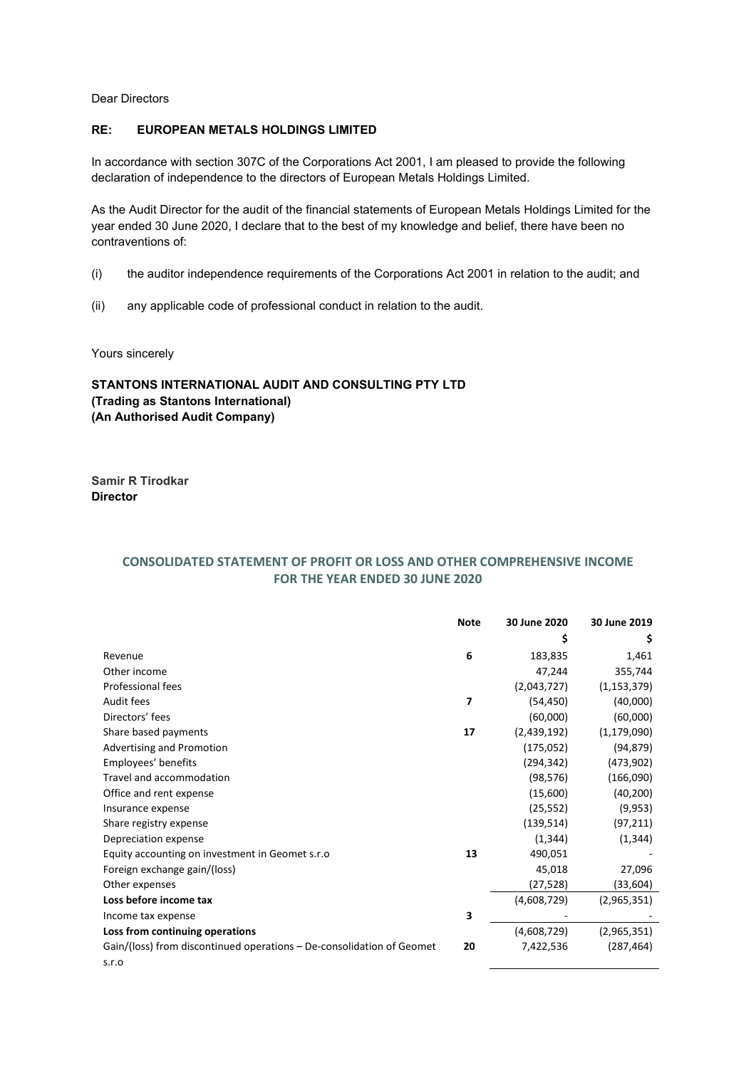Dear Directors

**RE: EUROPEAN METALS HOLDINGS LIMITED**

In accordance with section 307C of the Corporations Act 2001, I am pleased to provide the following declaration of independence to the directors of European Metals Holdings Limited.

As the Audit Director for the audit of the financial statements of European Metals Holdings Limited for the year ended 30 June 2020, I declare that to the best of my knowledge and belief, there have been no contraventions of:

(i) the auditor independence requirements of the Corporations Act 2001 in relation to the audit; and

(ii) any applicable code of professional conduct in relation to the audit.

Yours sincerely

**STANTONS INTERNATIONAL AUDIT AND CONSULTING PTY LTD**
**(Trading as Stantons International)**
**(An Authorised Audit Company)**

**Samir R Tirodkar**
**Director**

## CONSOLIDATED STATEMENT OF PROFIT OR LOSS AND OTHER COMPREHENSIVE INCOME FOR THE YEAR ENDED 30 JUNE 2020

| | Note | 30 June 2020 | 30 June 2019 |
|---|---|---|---|
| | | $ | $ |
| Revenue | 6 | 183,835 | 1,461 |
| Other income | | 47,244 | 355,744 |
| Professional fees | | (2,043,727) | (1,153,379) |
| Audit fees | 7 | (54,450) | (40,000) |
| Directors' fees | | (60,000) | (60,000) |
| Share based payments | 17 | (2,439,192) | (1,179,090) |
| Advertising and Promotion | | (175,052) | (94,879) |
| Employees' benefits | | (294,342) | (473,902) |
| Travel and accommodation | | (98,576) | (166,090) |
| Office and rent expense | | (15,600) | (40,200) |
| Insurance expense | | (25,552) | (9,953) |
| Share registry expense | | (139,514) | (97,211) |
| Depreciation expense | | (1,344) | (1,344) |
| Equity accounting on investment in Geomet s.r.o | 13 | 490,051 | - |
| Foreign exchange gain/(loss) | | 45,018 | 27,096 |
| Other expenses | | (27,528) | (33,604) |
| **Loss before income tax** | | (4,608,729) | (2,965,351) |
| Income tax expense | 3 | - | - |
| **Loss from continuing operations** | | (4,608,729) | (2,965,351) |
| Gain/(loss) from discontinued operations – De-consolidation of Geomet s.r.o | 20 | 7,422,536 | (287,464) |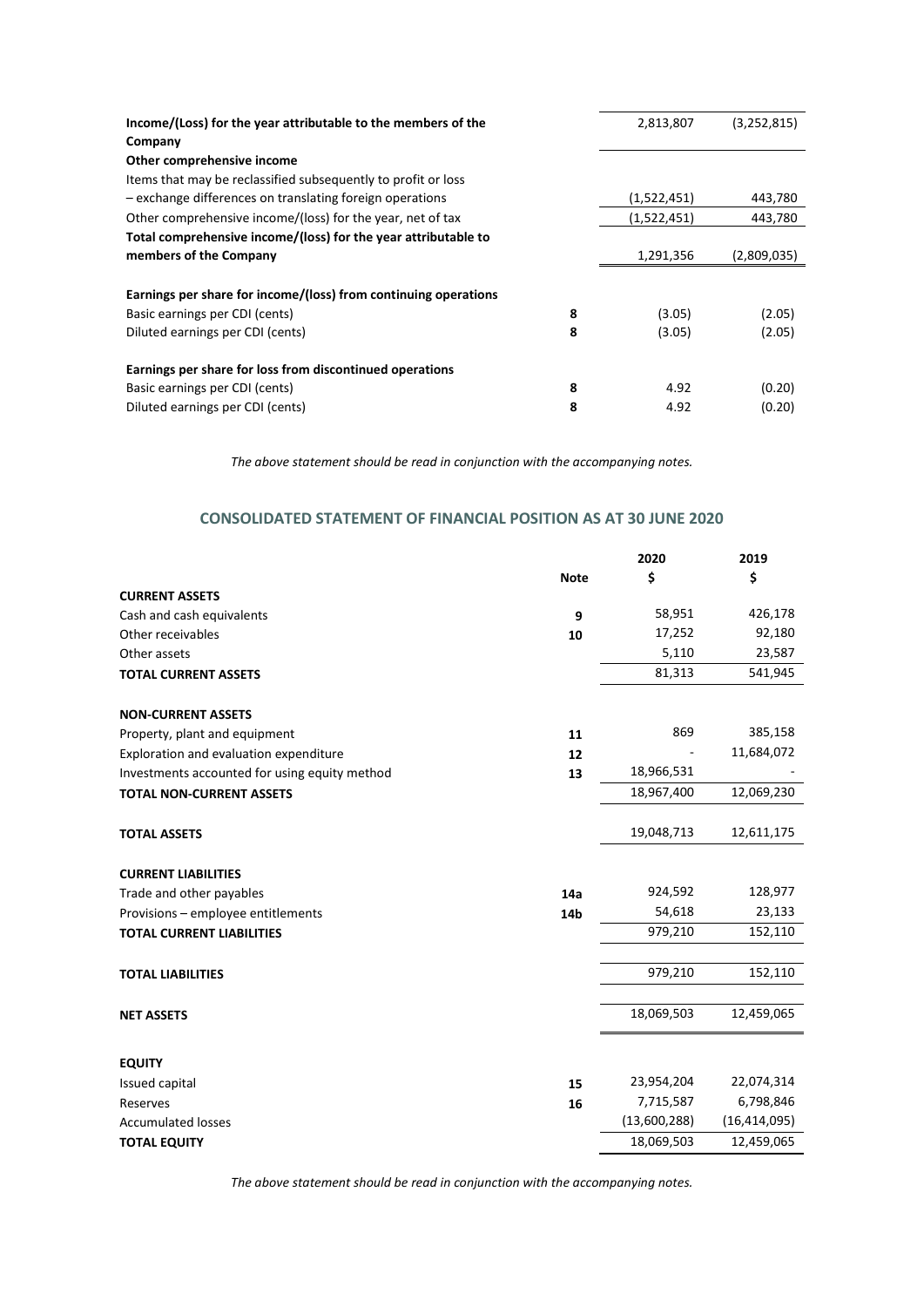| | | | |
|---|---|---|---|
| **Income/(Loss) for the year attributable to the members of the Company** | | 2,813,807 | (3,252,815) |
| **Other comprehensive income** | | | |
| Items that may be reclassified subsequently to profit or loss | | | |
| – exchange differences on translating foreign operations | | (1,522,451) | 443,780 |
| Other comprehensive income/(loss) for the year, net of tax | | (1,522,451) | 443,780 |
| **Total comprehensive income/(loss) for the year attributable to members of the Company** | | 1,291,356 | (2,809,035) |
| | | | |
| **Earnings per share for income/(loss) from continuing operations** | | | |
| Basic earnings per CDI (cents) | 8 | (3.05) | (2.05) |
| Diluted earnings per CDI (cents) | 8 | (3.05) | (2.05) |
| | | | |
| **Earnings per share for loss from discontinued operations** | | | |
| Basic earnings per CDI (cents) | 8 | 4.92 | (0.20) |
| Diluted earnings per CDI (cents) | 8 | 4.92 | (0.20) |

*The above statement should be read in conjunction with the accompanying notes.*

## CONSOLIDATED STATEMENT OF FINANCIAL POSITION AS AT 30 JUNE 2020

| | Note | 2020 $ | 2019 $ |
|---|---|---|---|
| **CURRENT ASSETS** | | | |
| Cash and cash equivalents | 9 | 58,951 | 426,178 |
| Other receivables | 10 | 17,252 | 92,180 |
| Other assets | | 5,110 | 23,587 |
| **TOTAL CURRENT ASSETS** | | 81,313 | 541,945 |
| | | | |
| **NON-CURRENT ASSETS** | | | |
| Property, plant and equipment | 11 | 869 | 385,158 |
| Exploration and evaluation expenditure | 12 | - | 11,684,072 |
| Investments accounted for using equity method | 13 | 18,966,531 | - |
| **TOTAL NON-CURRENT ASSETS** | | 18,967,400 | 12,069,230 |
| | | | |
| **TOTAL ASSETS** | | 19,048,713 | 12,611,175 |
| | | | |
| **CURRENT LIABILITIES** | | | |
| Trade and other payables | 14a | 924,592 | 128,977 |
| Provisions – employee entitlements | 14b | 54,618 | 23,133 |
| **TOTAL CURRENT LIABILITIES** | | 979,210 | 152,110 |
| | | | |
| **TOTAL LIABILITIES** | | 979,210 | 152,110 |
| | | | |
| **NET ASSETS** | | 18,069,503 | 12,459,065 |
| | | | |
| **EQUITY** | | | |
| Issued capital | 15 | 23,954,204 | 22,074,314 |
| Reserves | 16 | 7,715,587 | 6,798,846 |
| Accumulated losses | | (13,600,288) | (16,414,095) |
| **TOTAL EQUITY** | | 18,069,503 | 12,459,065 |

*The above statement should be read in conjunction with the accompanying notes.*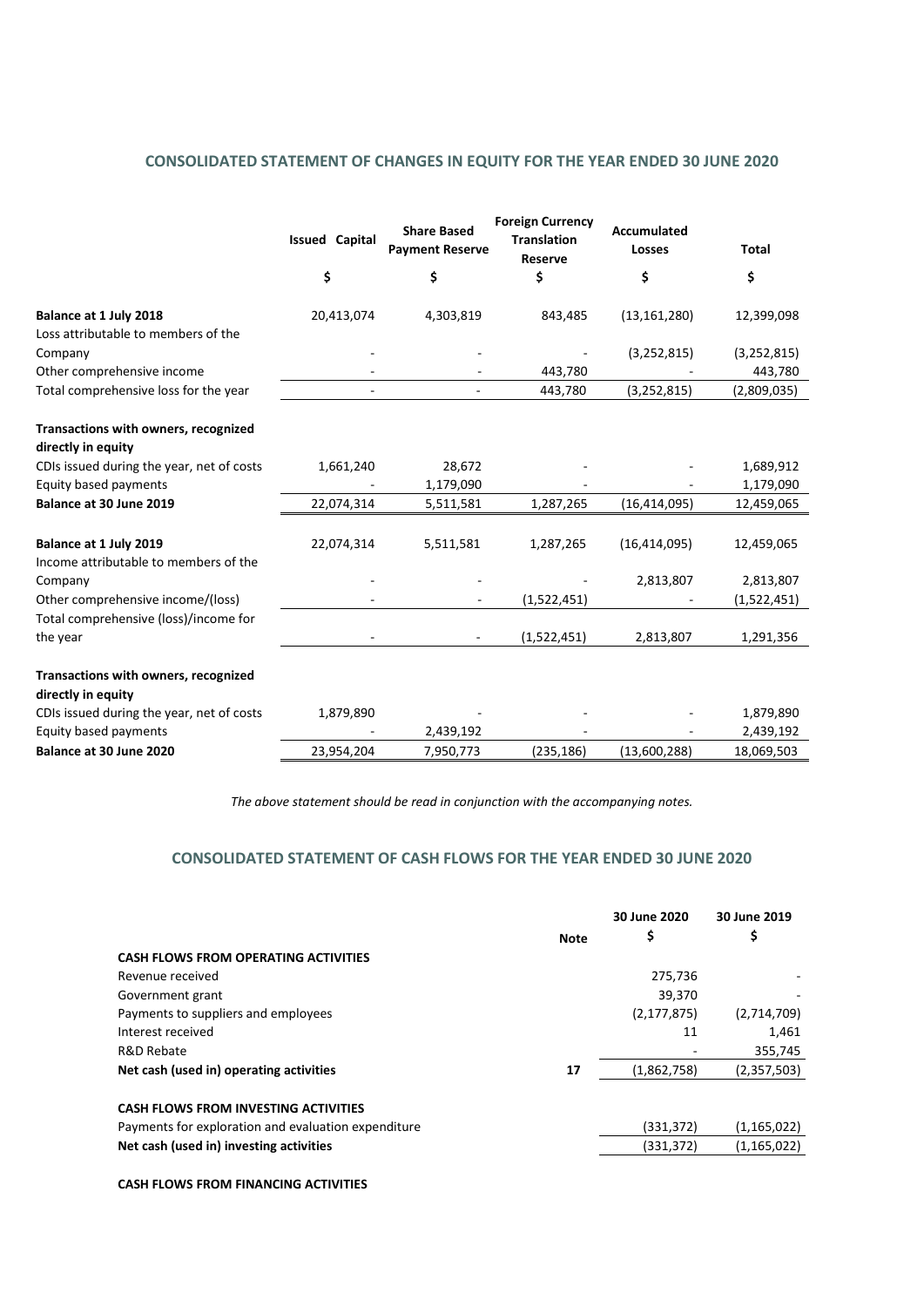## CONSOLIDATED STATEMENT OF CHANGES IN EQUITY FOR THE YEAR ENDED 30 JUNE 2020

| | Issued Capital | Share Based Payment Reserve | Foreign Currency Translation Reserve | Accumulated Losses | Total |
|---|---|---|---|---|---|
| | $ | $ | $ | $ | $ |
| **Balance at 1 July 2018** | 20,413,074 | 4,303,819 | 843,485 | (13,161,280) | 12,399,098 |
| Loss attributable to members of the Company | - | - | - | (3,252,815) | (3,252,815) |
| Other comprehensive income | - | - | 443,780 | - | 443,780 |
| Total comprehensive loss for the year | - | - | 443,780 | (3,252,815) | (2,809,035) |
| **Transactions with owners, recognized directly in equity** | | | | | |
| CDIs issued during the year, net of costs | 1,661,240 | 28,672 | - | - | 1,689,912 |
| Equity based payments | - | 1,179,090 | - | - | 1,179,090 |
| **Balance at 30 June 2019** | 22,074,314 | 5,511,581 | 1,287,265 | (16,414,095) | 12,459,065 |
| **Balance at 1 July 2019** | 22,074,314 | 5,511,581 | 1,287,265 | (16,414,095) | 12,459,065 |
| Income attributable to members of the Company | - | - | - | 2,813,807 | 2,813,807 |
| Other comprehensive income/(loss) | - | - | (1,522,451) | - | (1,522,451) |
| Total comprehensive (loss)/income for the year | - | - | (1,522,451) | 2,813,807 | 1,291,356 |
| **Transactions with owners, recognized directly in equity** | | | | | |
| CDIs issued during the year, net of costs | 1,879,890 | - | - | - | 1,879,890 |
| Equity based payments | - | 2,439,192 | - | - | 2,439,192 |
| **Balance at 30 June 2020** | 23,954,204 | 7,950,773 | (235,186) | (13,600,288) | 18,069,503 |

*The above statement should be read in conjunction with the accompanying notes.*

## CONSOLIDATED STATEMENT OF CASH FLOWS FOR THE YEAR ENDED 30 JUNE 2020

| | Note | 30 June 2020 | 30 June 2019 |
|---|---|---|---|
| | | $ | $ |
| **CASH FLOWS FROM OPERATING ACTIVITIES** | | | |
| Revenue received | | 275,736 | - |
| Government grant | | 39,370 | - |
| Payments to suppliers and employees | | (2,177,875) | (2,714,709) |
| Interest received | | 11 | 1,461 |
| R&D Rebate | | - | 355,745 |
| **Net cash (used in) operating activities** | **17** | (1,862,758) | (2,357,503) |
| **CASH FLOWS FROM INVESTING ACTIVITIES** | | | |
| Payments for exploration and evaluation expenditure | | (331,372) | (1,165,022) |
| **Net cash (used in) investing activities** | | (331,372) | (1,165,022) |
| **CASH FLOWS FROM FINANCING ACTIVITIES** | | | |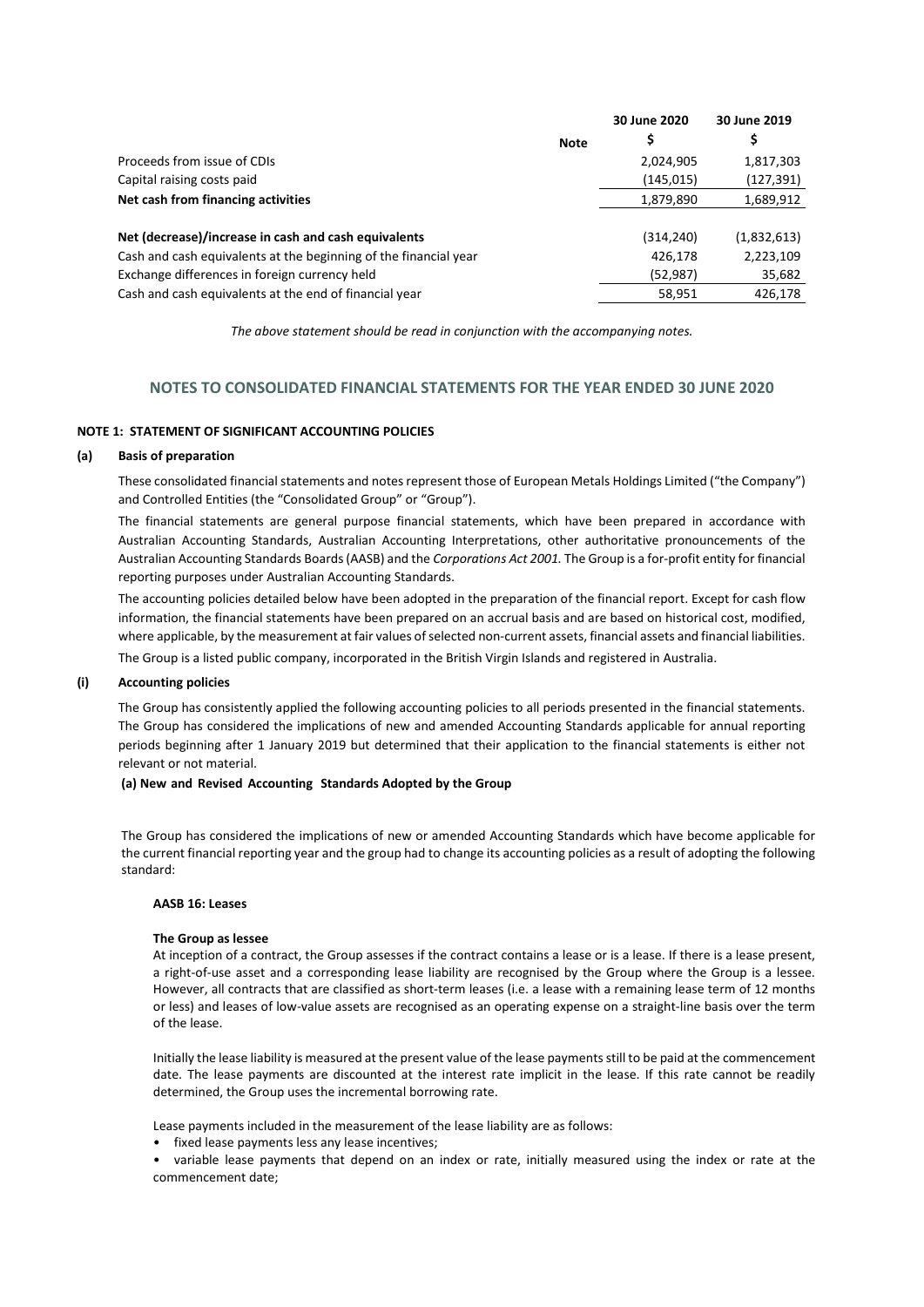| | Note | 30 June 2020 | 30 June 2019 |
|---|---|---|---|
| | | $ | $ |
| Proceeds from issue of CDIs | | 2,024,905 | 1,817,303 |
| Capital raising costs paid | | (145,015) | (127,391) |
| **Net cash from financing activities** | | 1,879,890 | 1,689,912 |
| | | | |
| **Net (decrease)/increase in cash and cash equivalents** | | (314,240) | (1,832,613) |
| Cash and cash equivalents at the beginning of the financial year | | 426,178 | 2,223,109 |
| Exchange differences in foreign currency held | | (52,987) | 35,682 |
| Cash and cash equivalents at the end of financial year | | 58,951 | 426,178 |

*The above statement should be read in conjunction with the accompanying notes.*

## NOTES TO CONSOLIDATED FINANCIAL STATEMENTS FOR THE YEAR ENDED 30 JUNE 2020

### NOTE 1: STATEMENT OF SIGNIFICANT ACCOUNTING POLICIES

#### (a) Basis of preparation

These consolidated financial statements and notes represent those of European Metals Holdings Limited ("the Company") and Controlled Entities (the "Consolidated Group" or "Group").

The financial statements are general purpose financial statements, which have been prepared in accordance with Australian Accounting Standards, Australian Accounting Interpretations, other authoritative pronouncements of the Australian Accounting Standards Boards (AASB) and the *Corporations Act 2001.* The Group is a for-profit entity for financial reporting purposes under Australian Accounting Standards.

The accounting policies detailed below have been adopted in the preparation of the financial report. Except for cash flow information, the financial statements have been prepared on an accrual basis and are based on historical cost, modified, where applicable, by the measurement at fair values of selected non-current assets, financial assets and financial liabilities.

The Group is a listed public company, incorporated in the British Virgin Islands and registered in Australia.

#### (i) Accounting policies

The Group has consistently applied the following accounting policies to all periods presented in the financial statements. The Group has considered the implications of new and amended Accounting Standards applicable for annual reporting periods beginning after 1 January 2019 but determined that their application to the financial statements is either not relevant or not material.

**(a) New and Revised Accounting Standards Adopted by the Group**

The Group has considered the implications of new or amended Accounting Standards which have become applicable for the current financial reporting year and the group had to change its accounting policies as a result of adopting the following standard:

**AASB 16: Leases**

**The Group as lessee**

At inception of a contract, the Group assesses if the contract contains a lease or is a lease. If there is a lease present, a right-of-use asset and a corresponding lease liability are recognised by the Group where the Group is a lessee. However, all contracts that are classified as short-term leases (i.e. a lease with a remaining lease term of 12 months or less) and leases of low-value assets are recognised as an operating expense on a straight-line basis over the term of the lease.

Initially the lease liability is measured at the present value of the lease payments still to be paid at the commencement date. The lease payments are discounted at the interest rate implicit in the lease. If this rate cannot be readily determined, the Group uses the incremental borrowing rate.

Lease payments included in the measurement of the lease liability are as follows:

- fixed lease payments less any lease incentives;
- variable lease payments that depend on an index or rate, initially measured using the index or rate at the commencement date;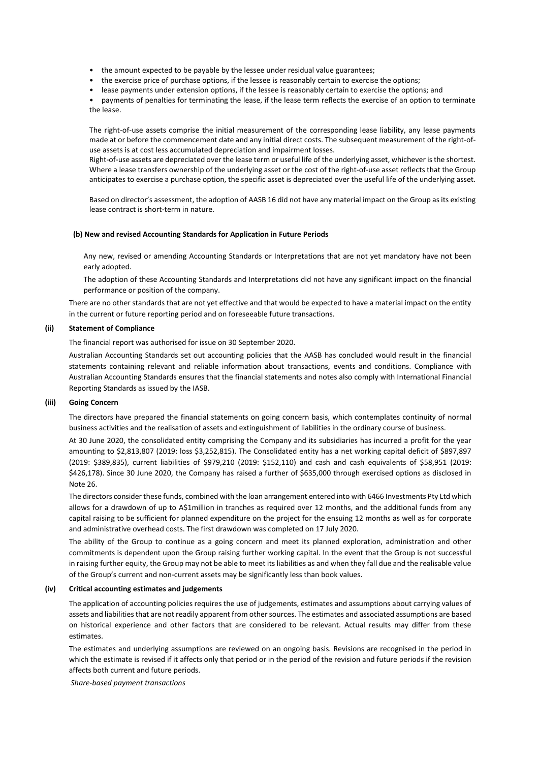- the amount expected to be payable by the lessee under residual value guarantees;
- the exercise price of purchase options, if the lessee is reasonably certain to exercise the options;
- lease payments under extension options, if the lessee is reasonably certain to exercise the options; and
- payments of penalties for terminating the lease, if the lease term reflects the exercise of an option to terminate the lease.

The right-of-use assets comprise the initial measurement of the corresponding lease liability, any lease payments made at or before the commencement date and any initial direct costs. The subsequent measurement of the right-of-use assets is at cost less accumulated depreciation and impairment losses.

Right-of-use assets are depreciated over the lease term or useful life of the underlying asset, whichever is the shortest. Where a lease transfers ownership of the underlying asset or the cost of the right-of-use asset reflects that the Group anticipates to exercise a purchase option, the specific asset is depreciated over the useful life of the underlying asset.

Based on director's assessment, the adoption of AASB 16 did not have any material impact on the Group as its existing lease contract is short-term in nature.

#### (b) New and revised Accounting Standards for Application in Future Periods

Any new, revised or amending Accounting Standards or Interpretations that are not yet mandatory have not been early adopted.

The adoption of these Accounting Standards and Interpretations did not have any significant impact on the financial performance or position of the company.

There are no other standards that are not yet effective and that would be expected to have a material impact on the entity in the current or future reporting period and on foreseeable future transactions.

### (ii) Statement of Compliance

The financial report was authorised for issue on 30 September 2020.

Australian Accounting Standards set out accounting policies that the AASB has concluded would result in the financial statements containing relevant and reliable information about transactions, events and conditions. Compliance with Australian Accounting Standards ensures that the financial statements and notes also comply with International Financial Reporting Standards as issued by the IASB.

### (iii) Going Concern

The directors have prepared the financial statements on going concern basis, which contemplates continuity of normal business activities and the realisation of assets and extinguishment of liabilities in the ordinary course of business.

At 30 June 2020, the consolidated entity comprising the Company and its subsidiaries has incurred a profit for the year amounting to $2,813,807 (2019: loss $3,252,815). The Consolidated entity has a net working capital deficit of $897,897 (2019: $389,835), current liabilities of $979,210 (2019: $152,110) and cash and cash equivalents of $58,951 (2019: $426,178). Since 30 June 2020, the Company has raised a further of $635,000 through exercised options as disclosed in Note 26.

The directors consider these funds, combined with the loan arrangement entered into with 6466 Investments Pty Ltd which allows for a drawdown of up to A$1million in tranches as required over 12 months, and the additional funds from any capital raising to be sufficient for planned expenditure on the project for the ensuing 12 months as well as for corporate and administrative overhead costs. The first drawdown was completed on 17 July 2020.

The ability of the Group to continue as a going concern and meet its planned exploration, administration and other commitments is dependent upon the Group raising further working capital. In the event that the Group is not successful in raising further equity, the Group may not be able to meet its liabilities as and when they fall due and the realisable value of the Group's current and non-current assets may be significantly less than book values.

### (iv) Critical accounting estimates and judgements

The application of accounting policies requires the use of judgements, estimates and assumptions about carrying values of assets and liabilities that are not readily apparent from other sources. The estimates and associated assumptions are based on historical experience and other factors that are considered to be relevant. Actual results may differ from these estimates.

The estimates and underlying assumptions are reviewed on an ongoing basis. Revisions are recognised in the period in which the estimate is revised if it affects only that period or in the period of the revision and future periods if the revision affects both current and future periods.

*Share-based payment transactions*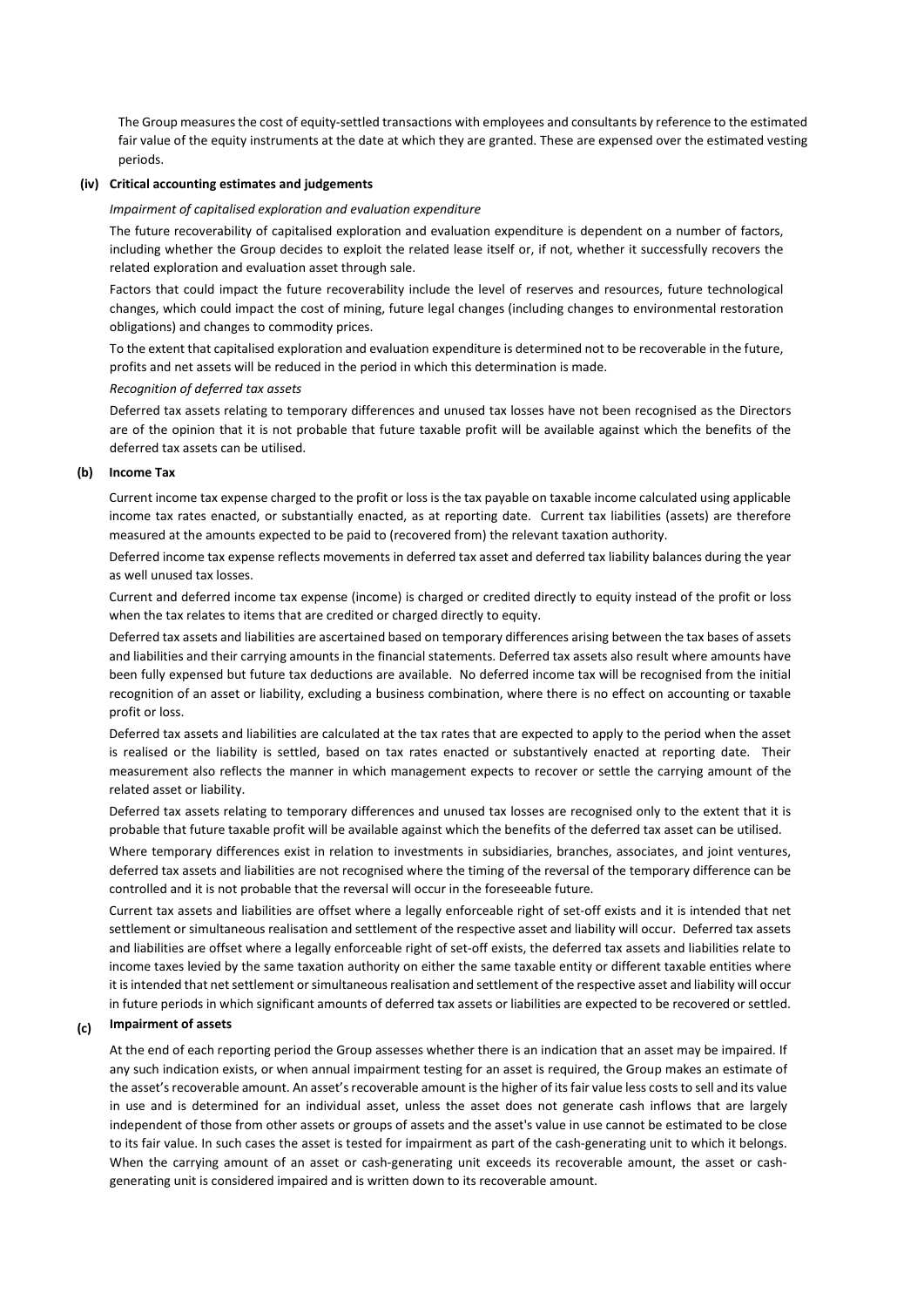The Group measures the cost of equity-settled transactions with employees and consultants by reference to the estimated fair value of the equity instruments at the date at which they are granted. These are expensed over the estimated vesting periods.

**(iv) Critical accounting estimates and judgements**

*Impairment of capitalised exploration and evaluation expenditure*

The future recoverability of capitalised exploration and evaluation expenditure is dependent on a number of factors, including whether the Group decides to exploit the related lease itself or, if not, whether it successfully recovers the related exploration and evaluation asset through sale.

Factors that could impact the future recoverability include the level of reserves and resources, future technological changes, which could impact the cost of mining, future legal changes (including changes to environmental restoration obligations) and changes to commodity prices.

To the extent that capitalised exploration and evaluation expenditure is determined not to be recoverable in the future, profits and net assets will be reduced in the period in which this determination is made.

*Recognition of deferred tax assets*

Deferred tax assets relating to temporary differences and unused tax losses have not been recognised as the Directors are of the opinion that it is not probable that future taxable profit will be available against which the benefits of the deferred tax assets can be utilised.

**(b) Income Tax**

Current income tax expense charged to the profit or loss is the tax payable on taxable income calculated using applicable income tax rates enacted, or substantially enacted, as at reporting date. Current tax liabilities (assets) are therefore measured at the amounts expected to be paid to (recovered from) the relevant taxation authority.

Deferred income tax expense reflects movements in deferred tax asset and deferred tax liability balances during the year as well unused tax losses.

Current and deferred income tax expense (income) is charged or credited directly to equity instead of the profit or loss when the tax relates to items that are credited or charged directly to equity.

Deferred tax assets and liabilities are ascertained based on temporary differences arising between the tax bases of assets and liabilities and their carrying amounts in the financial statements. Deferred tax assets also result where amounts have been fully expensed but future tax deductions are available. No deferred income tax will be recognised from the initial recognition of an asset or liability, excluding a business combination, where there is no effect on accounting or taxable profit or loss.

Deferred tax assets and liabilities are calculated at the tax rates that are expected to apply to the period when the asset is realised or the liability is settled, based on tax rates enacted or substantively enacted at reporting date. Their measurement also reflects the manner in which management expects to recover or settle the carrying amount of the related asset or liability.

Deferred tax assets relating to temporary differences and unused tax losses are recognised only to the extent that it is probable that future taxable profit will be available against which the benefits of the deferred tax asset can be utilised.

Where temporary differences exist in relation to investments in subsidiaries, branches, associates, and joint ventures, deferred tax assets and liabilities are not recognised where the timing of the reversal of the temporary difference can be controlled and it is not probable that the reversal will occur in the foreseeable future.

Current tax assets and liabilities are offset where a legally enforceable right of set-off exists and it is intended that net settlement or simultaneous realisation and settlement of the respective asset and liability will occur. Deferred tax assets and liabilities are offset where a legally enforceable right of set-off exists, the deferred tax assets and liabilities relate to income taxes levied by the same taxation authority on either the same taxable entity or different taxable entities where it is intended that net settlement or simultaneous realisation and settlement of the respective asset and liability will occur in future periods in which significant amounts of deferred tax assets or liabilities are expected to be recovered or settled.

**(c) Impairment of assets**

At the end of each reporting period the Group assesses whether there is an indication that an asset may be impaired. If any such indication exists, or when annual impairment testing for an asset is required, the Group makes an estimate of the asset's recoverable amount. An asset's recoverable amount is the higher of its fair value less costs to sell and its value in use and is determined for an individual asset, unless the asset does not generate cash inflows that are largely independent of those from other assets or groups of assets and the asset's value in use cannot be estimated to be close to its fair value. In such cases the asset is tested for impairment as part of the cash-generating unit to which it belongs. When the carrying amount of an asset or cash-generating unit exceeds its recoverable amount, the asset or cash-generating unit is considered impaired and is written down to its recoverable amount.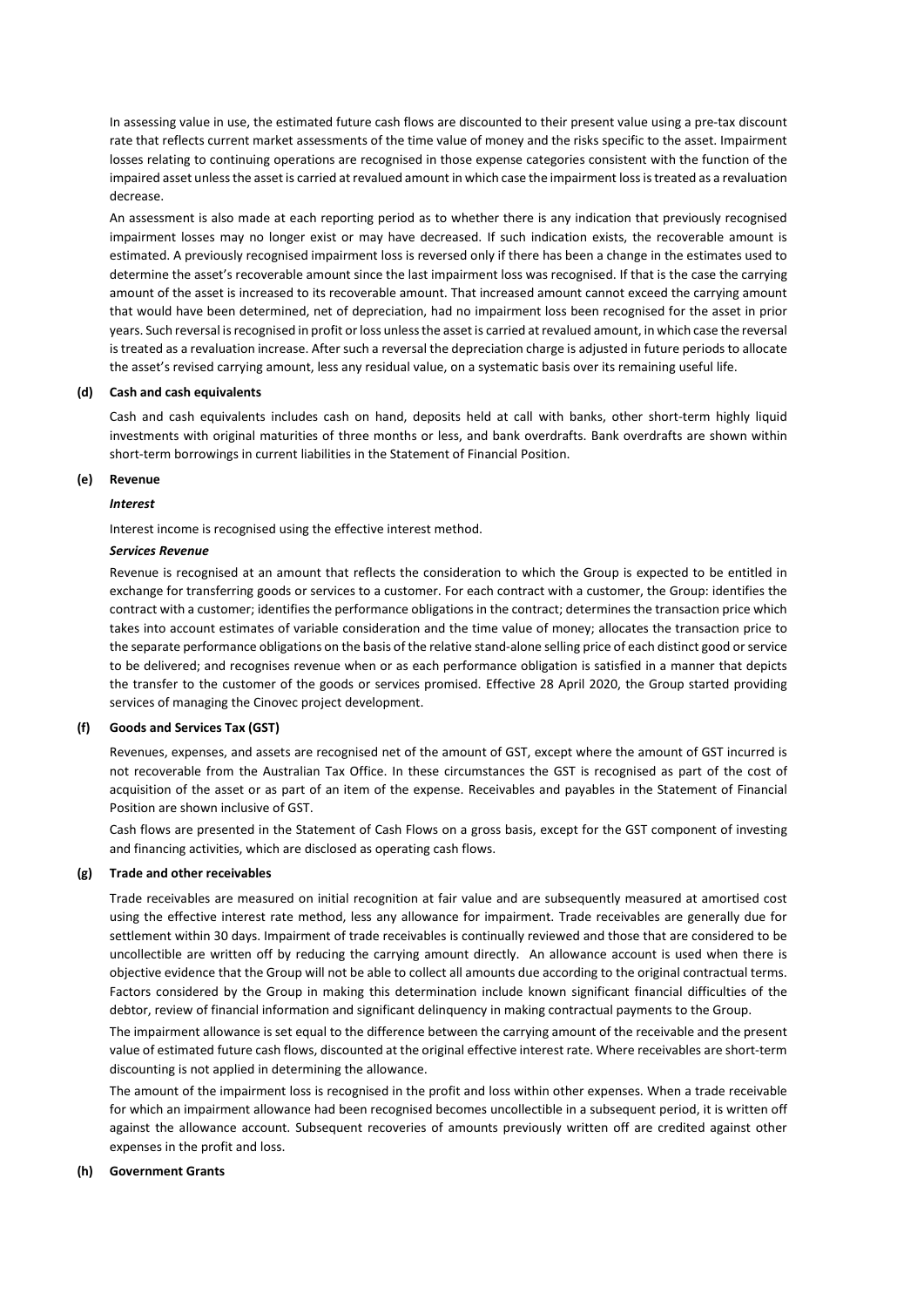In assessing value in use, the estimated future cash flows are discounted to their present value using a pre-tax discount rate that reflects current market assessments of the time value of money and the risks specific to the asset. Impairment losses relating to continuing operations are recognised in those expense categories consistent with the function of the impaired asset unless the asset is carried at revalued amount in which case the impairment loss is treated as a revaluation decrease.

An assessment is also made at each reporting period as to whether there is any indication that previously recognised impairment losses may no longer exist or may have decreased. If such indication exists, the recoverable amount is estimated. A previously recognised impairment loss is reversed only if there has been a change in the estimates used to determine the asset's recoverable amount since the last impairment loss was recognised. If that is the case the carrying amount of the asset is increased to its recoverable amount. That increased amount cannot exceed the carrying amount that would have been determined, net of depreciation, had no impairment loss been recognised for the asset in prior years. Such reversal is recognised in profit or loss unless the asset is carried at revalued amount, in which case the reversal is treated as a revaluation increase. After such a reversal the depreciation charge is adjusted in future periods to allocate the asset's revised carrying amount, less any residual value, on a systematic basis over its remaining useful life.

**(d) Cash and cash equivalents**

Cash and cash equivalents includes cash on hand, deposits held at call with banks, other short-term highly liquid investments with original maturities of three months or less, and bank overdrafts. Bank overdrafts are shown within short-term borrowings in current liabilities in the Statement of Financial Position.

**(e) Revenue**

***Interest***

Interest income is recognised using the effective interest method.

***Services Revenue***

Revenue is recognised at an amount that reflects the consideration to which the Group is expected to be entitled in exchange for transferring goods or services to a customer. For each contract with a customer, the Group: identifies the contract with a customer; identifies the performance obligations in the contract; determines the transaction price which takes into account estimates of variable consideration and the time value of money; allocates the transaction price to the separate performance obligations on the basis of the relative stand-alone selling price of each distinct good or service to be delivered; and recognises revenue when or as each performance obligation is satisfied in a manner that depicts the transfer to the customer of the goods or services promised. Effective 28 April 2020, the Group started providing services of managing the Cinovec project development.

**(f) Goods and Services Tax (GST)**

Revenues, expenses, and assets are recognised net of the amount of GST, except where the amount of GST incurred is not recoverable from the Australian Tax Office. In these circumstances the GST is recognised as part of the cost of acquisition of the asset or as part of an item of the expense. Receivables and payables in the Statement of Financial Position are shown inclusive of GST.

Cash flows are presented in the Statement of Cash Flows on a gross basis, except for the GST component of investing and financing activities, which are disclosed as operating cash flows.

**(g) Trade and other receivables**

Trade receivables are measured on initial recognition at fair value and are subsequently measured at amortised cost using the effective interest rate method, less any allowance for impairment. Trade receivables are generally due for settlement within 30 days. Impairment of trade receivables is continually reviewed and those that are considered to be uncollectible are written off by reducing the carrying amount directly. An allowance account is used when there is objective evidence that the Group will not be able to collect all amounts due according to the original contractual terms. Factors considered by the Group in making this determination include known significant financial difficulties of the debtor, review of financial information and significant delinquency in making contractual payments to the Group.

The impairment allowance is set equal to the difference between the carrying amount of the receivable and the present value of estimated future cash flows, discounted at the original effective interest rate. Where receivables are short-term discounting is not applied in determining the allowance.

The amount of the impairment loss is recognised in the profit and loss within other expenses. When a trade receivable for which an impairment allowance had been recognised becomes uncollectible in a subsequent period, it is written off against the allowance account. Subsequent recoveries of amounts previously written off are credited against other expenses in the profit and loss.

**(h) Government Grants**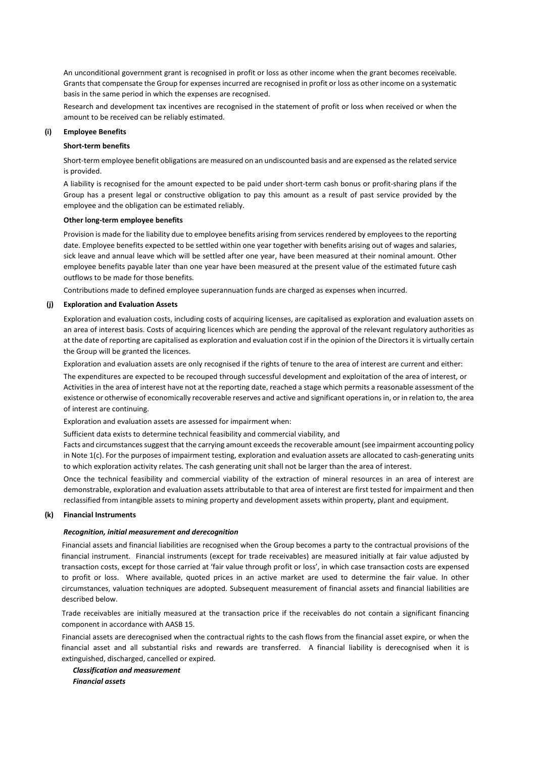An unconditional government grant is recognised in profit or loss as other income when the grant becomes receivable. Grants that compensate the Group for expenses incurred are recognised in profit or loss as other income on a systematic basis in the same period in which the expenses are recognised.

Research and development tax incentives are recognised in the statement of profit or loss when received or when the amount to be received can be reliably estimated.

### (i) Employee Benefits

**Short-term benefits**

Short-term employee benefit obligations are measured on an undiscounted basis and are expensed as the related service is provided.

A liability is recognised for the amount expected to be paid under short-term cash bonus or profit-sharing plans if the Group has a present legal or constructive obligation to pay this amount as a result of past service provided by the employee and the obligation can be estimated reliably.

**Other long-term employee benefits**

Provision is made for the liability due to employee benefits arising from services rendered by employees to the reporting date. Employee benefits expected to be settled within one year together with benefits arising out of wages and salaries, sick leave and annual leave which will be settled after one year, have been measured at their nominal amount. Other employee benefits payable later than one year have been measured at the present value of the estimated future cash outflows to be made for those benefits.

Contributions made to defined employee superannuation funds are charged as expenses when incurred.

### (j) Exploration and Evaluation Assets

Exploration and evaluation costs, including costs of acquiring licenses, are capitalised as exploration and evaluation assets on an area of interest basis. Costs of acquiring licences which are pending the approval of the relevant regulatory authorities as at the date of reporting are capitalised as exploration and evaluation cost if in the opinion of the Directors it is virtually certain the Group will be granted the licences.

Exploration and evaluation assets are only recognised if the rights of tenure to the area of interest are current and either:

The expenditures are expected to be recouped through successful development and exploitation of the area of interest, or Activities in the area of interest have not at the reporting date, reached a stage which permits a reasonable assessment of the existence or otherwise of economically recoverable reserves and active and significant operations in, or in relation to, the area of interest are continuing.

Exploration and evaluation assets are assessed for impairment when:

Sufficient data exists to determine technical feasibility and commercial viability, and

Facts and circumstances suggest that the carrying amount exceeds the recoverable amount (see impairment accounting policy in Note 1(c). For the purposes of impairment testing, exploration and evaluation assets are allocated to cash-generating units to which exploration activity relates. The cash generating unit shall not be larger than the area of interest.

Once the technical feasibility and commercial viability of the extraction of mineral resources in an area of interest are demonstrable, exploration and evaluation assets attributable to that area of interest are first tested for impairment and then reclassified from intangible assets to mining property and development assets within property, plant and equipment.

### (k) Financial Instruments

***Recognition, initial measurement and derecognition***

Financial assets and financial liabilities are recognised when the Group becomes a party to the contractual provisions of the financial instrument. Financial instruments (except for trade receivables) are measured initially at fair value adjusted by transaction costs, except for those carried at 'fair value through profit or loss', in which case transaction costs are expensed to profit or loss. Where available, quoted prices in an active market are used to determine the fair value. In other circumstances, valuation techniques are adopted. Subsequent measurement of financial assets and financial liabilities are described below.

Trade receivables are initially measured at the transaction price if the receivables do not contain a significant financing component in accordance with AASB 15.

Financial assets are derecognised when the contractual rights to the cash flows from the financial asset expire, or when the financial asset and all substantial risks and rewards are transferred. A financial liability is derecognised when it is extinguished, discharged, cancelled or expired.

***Classification and measurement***

***Financial assets***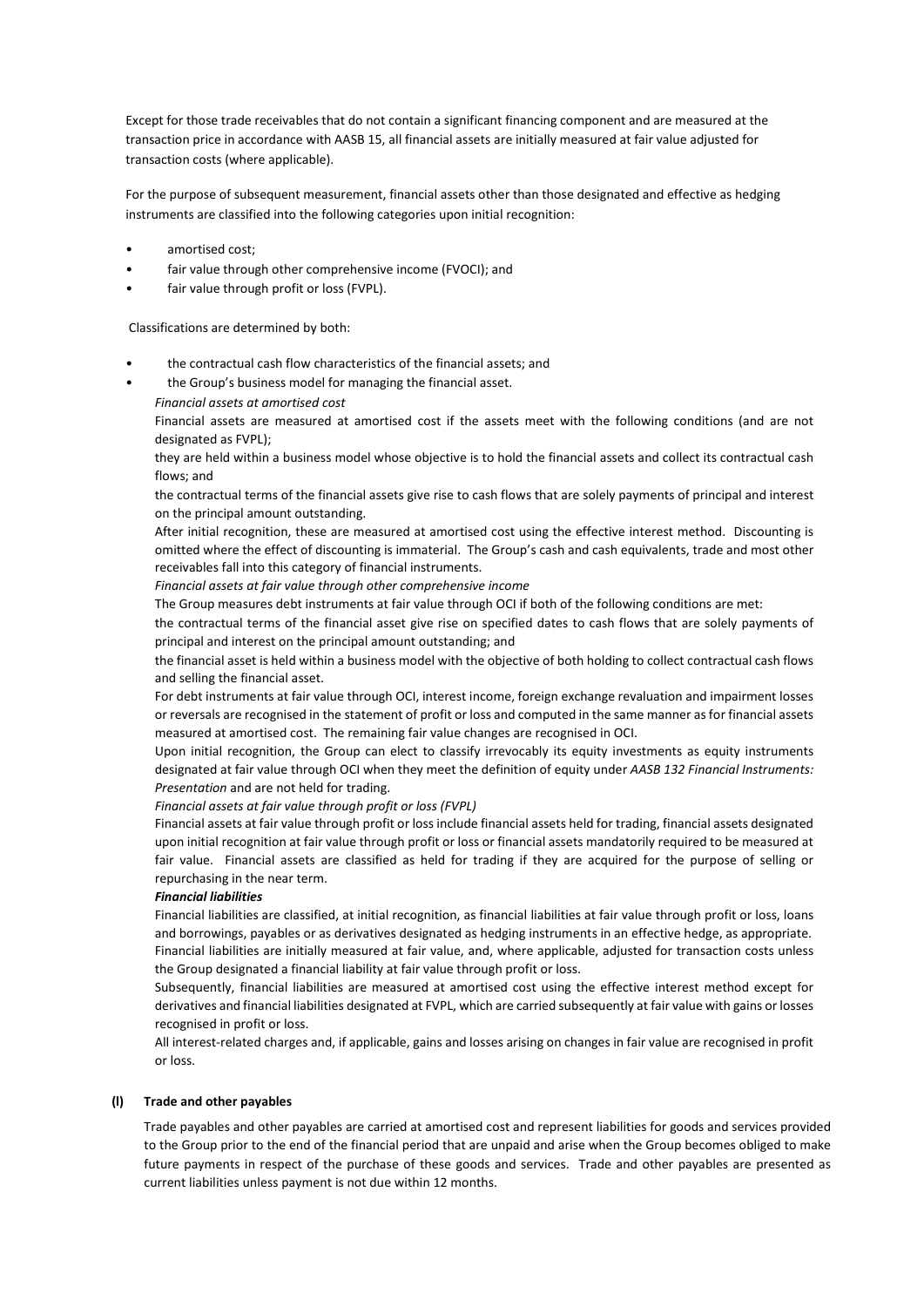Except for those trade receivables that do not contain a significant financing component and are measured at the transaction price in accordance with AASB 15, all financial assets are initially measured at fair value adjusted for transaction costs (where applicable).

For the purpose of subsequent measurement, financial assets other than those designated and effective as hedging instruments are classified into the following categories upon initial recognition:

- amortised cost;
- fair value through other comprehensive income (FVOCI); and
- fair value through profit or loss (FVPL).

Classifications are determined by both:

- the contractual cash flow characteristics of the financial assets; and
- the Group's business model for managing the financial asset.

*Financial assets at amortised cost*

Financial assets are measured at amortised cost if the assets meet with the following conditions (and are not designated as FVPL);

they are held within a business model whose objective is to hold the financial assets and collect its contractual cash flows; and

the contractual terms of the financial assets give rise to cash flows that are solely payments of principal and interest on the principal amount outstanding.

After initial recognition, these are measured at amortised cost using the effective interest method. Discounting is omitted where the effect of discounting is immaterial. The Group's cash and cash equivalents, trade and most other receivables fall into this category of financial instruments.

*Financial assets at fair value through other comprehensive income*

The Group measures debt instruments at fair value through OCI if both of the following conditions are met:

the contractual terms of the financial asset give rise on specified dates to cash flows that are solely payments of principal and interest on the principal amount outstanding; and

the financial asset is held within a business model with the objective of both holding to collect contractual cash flows and selling the financial asset.

For debt instruments at fair value through OCI, interest income, foreign exchange revaluation and impairment losses or reversals are recognised in the statement of profit or loss and computed in the same manner as for financial assets measured at amortised cost. The remaining fair value changes are recognised in OCI.

Upon initial recognition, the Group can elect to classify irrevocably its equity investments as equity instruments designated at fair value through OCI when they meet the definition of equity under *AASB 132 Financial Instruments: Presentation* and are not held for trading.

*Financial assets at fair value through profit or loss (FVPL)*

Financial assets at fair value through profit or loss include financial assets held for trading, financial assets designated upon initial recognition at fair value through profit or loss or financial assets mandatorily required to be measured at fair value. Financial assets are classified as held for trading if they are acquired for the purpose of selling or repurchasing in the near term.

***Financial liabilities***

Financial liabilities are classified, at initial recognition, as financial liabilities at fair value through profit or loss, loans and borrowings, payables or as derivatives designated as hedging instruments in an effective hedge, as appropriate.

Financial liabilities are initially measured at fair value, and, where applicable, adjusted for transaction costs unless the Group designated a financial liability at fair value through profit or loss.

Subsequently, financial liabilities are measured at amortised cost using the effective interest method except for derivatives and financial liabilities designated at FVPL, which are carried subsequently at fair value with gains or losses recognised in profit or loss.

All interest-related charges and, if applicable, gains and losses arising on changes in fair value are recognised in profit or loss.

**(l) Trade and other payables**

Trade payables and other payables are carried at amortised cost and represent liabilities for goods and services provided to the Group prior to the end of the financial period that are unpaid and arise when the Group becomes obliged to make future payments in respect of the purchase of these goods and services. Trade and other payables are presented as current liabilities unless payment is not due within 12 months.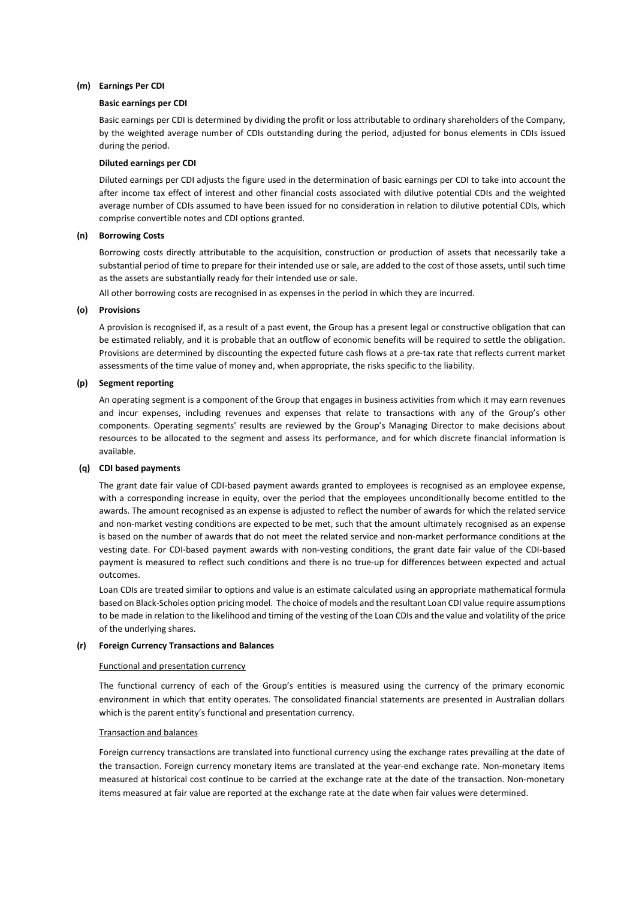**(m) Earnings Per CDI**

**Basic earnings per CDI**

Basic earnings per CDI is determined by dividing the profit or loss attributable to ordinary shareholders of the Company, by the weighted average number of CDIs outstanding during the period, adjusted for bonus elements in CDIs issued during the period.

**Diluted earnings per CDI**

Diluted earnings per CDI adjusts the figure used in the determination of basic earnings per CDI to take into account the after income tax effect of interest and other financial costs associated with dilutive potential CDIs and the weighted average number of CDIs assumed to have been issued for no consideration in relation to dilutive potential CDIs, which comprise convertible notes and CDI options granted.

**(n) Borrowing Costs**

Borrowing costs directly attributable to the acquisition, construction or production of assets that necessarily take a substantial period of time to prepare for their intended use or sale, are added to the cost of those assets, until such time as the assets are substantially ready for their intended use or sale.

All other borrowing costs are recognised in as expenses in the period in which they are incurred.

**(o) Provisions**

A provision is recognised if, as a result of a past event, the Group has a present legal or constructive obligation that can be estimated reliably, and it is probable that an outflow of economic benefits will be required to settle the obligation. Provisions are determined by discounting the expected future cash flows at a pre-tax rate that reflects current market assessments of the time value of money and, when appropriate, the risks specific to the liability.

**(p) Segment reporting**

An operating segment is a component of the Group that engages in business activities from which it may earn revenues and incur expenses, including revenues and expenses that relate to transactions with any of the Group's other components. Operating segments' results are reviewed by the Group's Managing Director to make decisions about resources to be allocated to the segment and assess its performance, and for which discrete financial information is available.

**(q) CDI based payments**

The grant date fair value of CDI-based payment awards granted to employees is recognised as an employee expense, with a corresponding increase in equity, over the period that the employees unconditionally become entitled to the awards. The amount recognised as an expense is adjusted to reflect the number of awards for which the related service and non-market vesting conditions are expected to be met, such that the amount ultimately recognised as an expense is based on the number of awards that do not meet the related service and non-market performance conditions at the vesting date. For CDI-based payment awards with non-vesting conditions, the grant date fair value of the CDI-based payment is measured to reflect such conditions and there is no true-up for differences between expected and actual outcomes.

Loan CDIs are treated similar to options and value is an estimate calculated using an appropriate mathematical formula based on Black-Scholes option pricing model. The choice of models and the resultant Loan CDI value require assumptions to be made in relation to the likelihood and timing of the vesting of the Loan CDIs and the value and volatility of the price of the underlying shares.

**(r) Foreign Currency Transactions and Balances**

Functional and presentation currency

The functional currency of each of the Group's entities is measured using the currency of the primary economic environment in which that entity operates. The consolidated financial statements are presented in Australian dollars which is the parent entity's functional and presentation currency.

Transaction and balances

Foreign currency transactions are translated into functional currency using the exchange rates prevailing at the date of the transaction. Foreign currency monetary items are translated at the year-end exchange rate. Non-monetary items measured at historical cost continue to be carried at the exchange rate at the date of the transaction. Non-monetary items measured at fair value are reported at the exchange rate at the date when fair values were determined.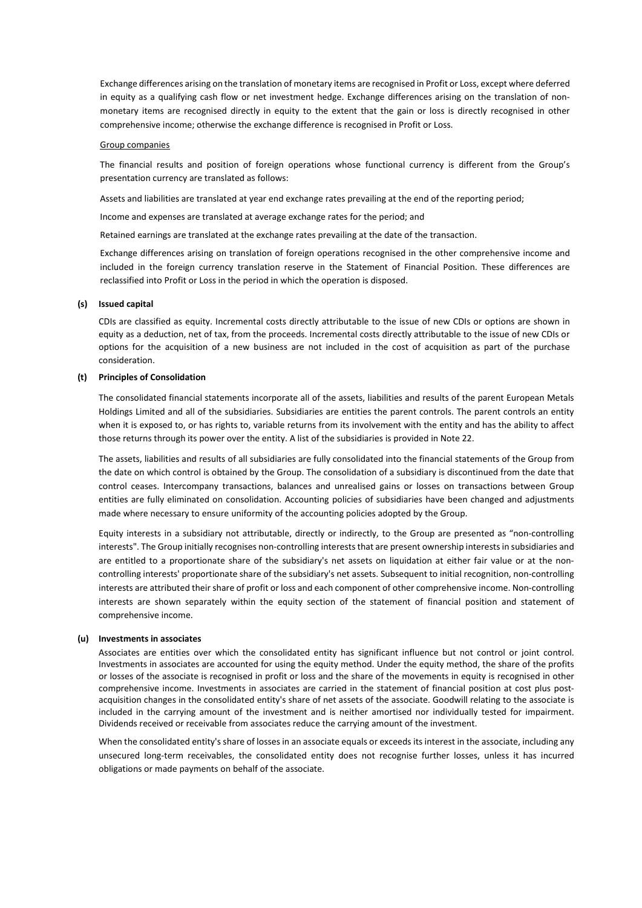Exchange differences arising on the translation of monetary items are recognised in Profit or Loss, except where deferred in equity as a qualifying cash flow or net investment hedge. Exchange differences arising on the translation of non-monetary items are recognised directly in equity to the extent that the gain or loss is directly recognised in other comprehensive income; otherwise the exchange difference is recognised in Profit or Loss.

Group companies

The financial results and position of foreign operations whose functional currency is different from the Group's presentation currency are translated as follows:

Assets and liabilities are translated at year end exchange rates prevailing at the end of the reporting period;

Income and expenses are translated at average exchange rates for the period; and

Retained earnings are translated at the exchange rates prevailing at the date of the transaction.

Exchange differences arising on translation of foreign operations recognised in the other comprehensive income and included in the foreign currency translation reserve in the Statement of Financial Position. These differences are reclassified into Profit or Loss in the period in which the operation is disposed.

**(s) Issued capital**

CDIs are classified as equity. Incremental costs directly attributable to the issue of new CDIs or options are shown in equity as a deduction, net of tax, from the proceeds. Incremental costs directly attributable to the issue of new CDIs or options for the acquisition of a new business are not included in the cost of acquisition as part of the purchase consideration.

**(t) Principles of Consolidation**

The consolidated financial statements incorporate all of the assets, liabilities and results of the parent European Metals Holdings Limited and all of the subsidiaries. Subsidiaries are entities the parent controls. The parent controls an entity when it is exposed to, or has rights to, variable returns from its involvement with the entity and has the ability to affect those returns through its power over the entity. A list of the subsidiaries is provided in Note 22.

The assets, liabilities and results of all subsidiaries are fully consolidated into the financial statements of the Group from the date on which control is obtained by the Group. The consolidation of a subsidiary is discontinued from the date that control ceases. Intercompany transactions, balances and unrealised gains or losses on transactions between Group entities are fully eliminated on consolidation. Accounting policies of subsidiaries have been changed and adjustments made where necessary to ensure uniformity of the accounting policies adopted by the Group.

Equity interests in a subsidiary not attributable, directly or indirectly, to the Group are presented as "non-controlling interests". The Group initially recognises non-controlling interests that are present ownership interests in subsidiaries and are entitled to a proportionate share of the subsidiary's net assets on liquidation at either fair value or at the non-controlling interests' proportionate share of the subsidiary's net assets. Subsequent to initial recognition, non-controlling interests are attributed their share of profit or loss and each component of other comprehensive income. Non-controlling interests are shown separately within the equity section of the statement of financial position and statement of comprehensive income.

**(u) Investments in associates**

Associates are entities over which the consolidated entity has significant influence but not control or joint control. Investments in associates are accounted for using the equity method. Under the equity method, the share of the profits or losses of the associate is recognised in profit or loss and the share of the movements in equity is recognised in other comprehensive income. Investments in associates are carried in the statement of financial position at cost plus post-acquisition changes in the consolidated entity's share of net assets of the associate. Goodwill relating to the associate is included in the carrying amount of the investment and is neither amortised nor individually tested for impairment. Dividends received or receivable from associates reduce the carrying amount of the investment.

When the consolidated entity's share of losses in an associate equals or exceeds its interest in the associate, including any unsecured long-term receivables, the consolidated entity does not recognise further losses, unless it has incurred obligations or made payments on behalf of the associate.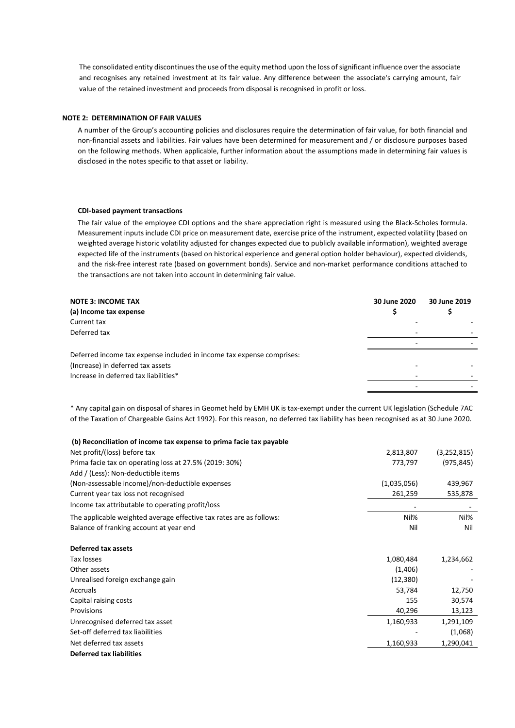The consolidated entity discontinues the use of the equity method upon the loss of significant influence over the associate and recognises any retained investment at its fair value. Any difference between the associate's carrying amount, fair value of the retained investment and proceeds from disposal is recognised in profit or loss.

## NOTE 2: DETERMINATION OF FAIR VALUES

A number of the Group's accounting policies and disclosures require the determination of fair value, for both financial and non-financial assets and liabilities. Fair values have been determined for measurement and / or disclosure purposes based on the following methods. When applicable, further information about the assumptions made in determining fair values is disclosed in the notes specific to that asset or liability.

**CDI-based payment transactions**

The fair value of the employee CDI options and the share appreciation right is measured using the Black-Scholes formula. Measurement inputs include CDI price on measurement date, exercise price of the instrument, expected volatility (based on weighted average historic volatility adjusted for changes expected due to publicly available information), weighted average expected life of the instruments (based on historical experience and general option holder behaviour), expected dividends, and the risk-free interest rate (based on government bonds). Service and non-market performance conditions attached to the transactions are not taken into account in determining fair value.

## NOTE 3: INCOME TAX

| **(a) Income tax expense** | **30 June 2020 $** | **30 June 2019 $** |
|---|---|---|
| Current tax | - | - |
| Deferred tax | - | - |
| | - | - |
| Deferred income tax expense included in income tax expense comprises: | | |
| (Increase) in deferred tax assets | - | - |
| Increase in deferred tax liabilities* | - | - |
| | - | - |

\* Any capital gain on disposal of shares in Geomet held by EMH UK is tax-exempt under the current UK legislation (Schedule 7AC of the Taxation of Chargeable Gains Act 1992). For this reason, no deferred tax liability has been recognised as at 30 June 2020.

| **(b) Reconciliation of income tax expense to prima facie tax payable** | | |
|---|---|---|
| Net profit/(loss) before tax | 2,813,807 | (3,252,815) |
| Prima facie tax on operating loss at 27.5% (2019: 30%) | 773,797 | (975,845) |
| Add / (Less): Non-deductible items | | |
| (Non-assessable income)/non-deductible expenses | (1,035,056) | 439,967 |
| Current year tax loss not recognised | 261,259 | 535,878 |
| Income tax attributable to operating profit/loss | - | - |
| The applicable weighted average effective tax rates are as follows: | Nil% | Nil% |
| Balance of franking account at year end | Nil | Nil |
| | | |
| **Deferred tax assets** | | |
| Tax losses | 1,080,484 | 1,234,662 |
| Other assets | (1,406) | - |
| Unrealised foreign exchange gain | (12,380) | - |
| Accruals | 53,784 | 12,750 |
| Capital raising costs | 155 | 30,574 |
| Provisions | 40,296 | 13,123 |
| Unrecognised deferred tax asset | 1,160,933 | 1,291,109 |
| Set-off deferred tax liabilities | - | (1,068) |
| Net deferred tax assets | 1,160,933 | 1,290,041 |
| **Deferred tax liabilities** | | |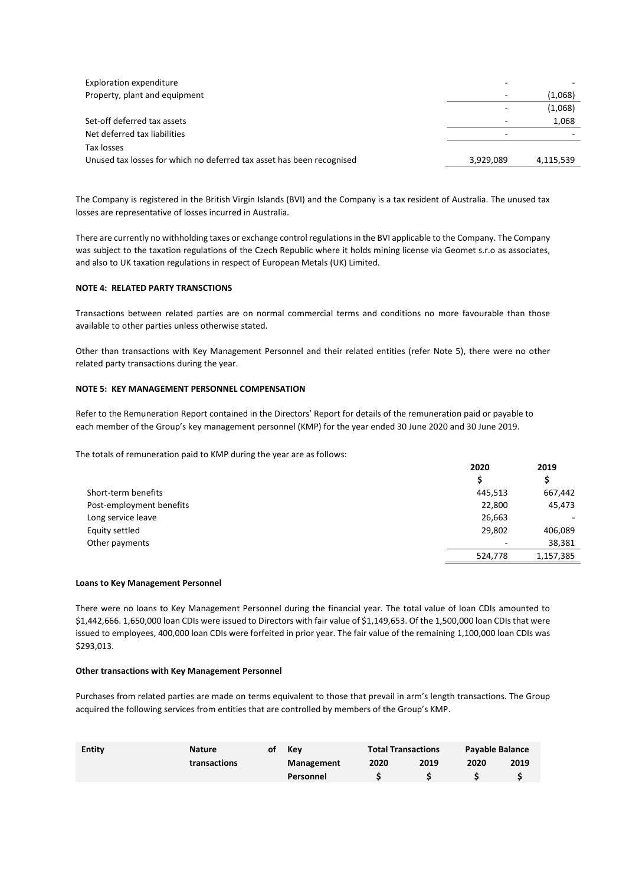| | | |
|---|---|---|
| Exploration expenditure | - | - |
| Property, plant and equipment | - | (1,068) |
| | - | (1,068) |
| Set-off deferred tax assets | - | 1,068 |
| Net deferred tax liabilities | - | - |
| Tax losses | | |
| Unused tax losses for which no deferred tax asset has been recognised | 3,929,089 | 4,115,539 |

The Company is registered in the British Virgin Islands (BVI) and the Company is a tax resident of Australia. The unused tax losses are representative of losses incurred in Australia.

There are currently no withholding taxes or exchange control regulations in the BVI applicable to the Company. The Company was subject to the taxation regulations of the Czech Republic where it holds mining license via Geomet s.r.o as associates, and also to UK taxation regulations in respect of European Metals (UK) Limited.

**NOTE 4: RELATED PARTY TRANSCTIONS**

Transactions between related parties are on normal commercial terms and conditions no more favourable than those available to other parties unless otherwise stated.

Other than transactions with Key Management Personnel and their related entities (refer Note 5), there were no other related party transactions during the year.

**NOTE 5: KEY MANAGEMENT PERSONNEL COMPENSATION**

Refer to the Remuneration Report contained in the Directors' Report for details of the remuneration paid or payable to each member of the Group's key management personnel (KMP) for the year ended 30 June 2020 and 30 June 2019.

The totals of remuneration paid to KMP during the year are as follows:

| | 2020 | 2019 |
|---|---|---|
| | $ | $ |
| Short-term benefits | 445,513 | 667,442 |
| Post-employment benefits | 22,800 | 45,473 |
| Long service leave | 26,663 | - |
| Equity settled | 29,802 | 406,089 |
| Other payments | - | 38,381 |
| | 524,778 | 1,157,385 |

**Loans to Key Management Personnel**

There were no loans to Key Management Personnel during the financial year. The total value of loan CDIs amounted to $1,442,666. 1,650,000 loan CDIs were issued to Directors with fair value of $1,149,653. Of the 1,500,000 loan CDIs that were issued to employees, 400,000 loan CDIs were forfeited in prior year. The fair value of the remaining 1,100,000 loan CDIs was $293,013.

**Other transactions with Key Management Personnel**

Purchases from related parties are made on terms equivalent to those that prevail in arm's length transactions. The Group acquired the following services from entities that are controlled by members of the Group's KMP.

| Entity | Nature of transactions | Key Management Personnel | Total Transactions | | Payable Balance | |
|---|---|---|---|---|---|---|
| | | | 2020 | 2019 | 2020 | 2019 |
| | | | $ | $ | $ | $ |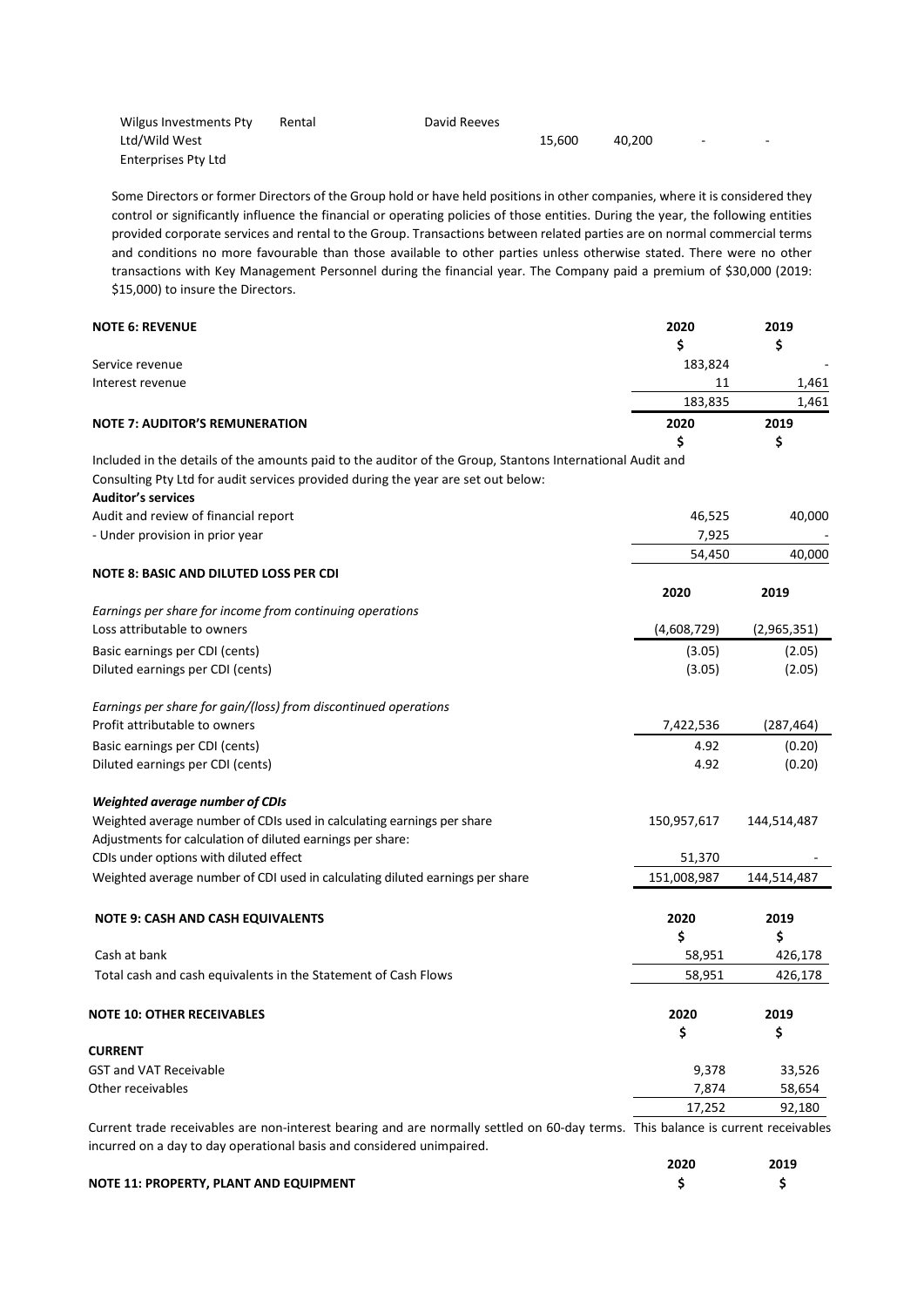| | | | | | | |
|---|---|---|---|---|---|---|
| Wilgus Investments Pty Ltd/Wild West Enterprises Pty Ltd | Rental | David Reeves | 15,600 | 40,200 | - | - |

Some Directors or former Directors of the Group hold or have held positions in other companies, where it is considered they control or significantly influence the financial or operating policies of those entities. During the year, the following entities provided corporate services and rental to the Group. Transactions between related parties are on normal commercial terms and conditions no more favourable than those available to other parties unless otherwise stated. There were no other transactions with Key Management Personnel during the financial year. The Company paid a premium of $30,000 (2019: $15,000) to insure the Directors.

**NOTE 6: REVENUE**

| | 2020<br>$ | 2019<br>$ |
|---|---|---|
| Service revenue | 183,824 | - |
| Interest revenue | 11 | 1,461 |
| | 183,835 | 1,461 |

**NOTE 7: AUDITOR'S REMUNERATION**

| | 2020<br>$ | 2019<br>$ |
|---|---|---|
| Included in the details of the amounts paid to the auditor of the Group, Stantons International Audit and Consulting Pty Ltd for audit services provided during the year are set out below: | | |
| **Auditor's services** | | |
| Audit and review of financial report | 46,525 | 40,000 |
| - Under provision in prior year | 7,925 | - |
| | 54,450 | 40,000 |

**NOTE 8: BASIC AND DILUTED LOSS PER CDI**

| | 2020 | 2019 |
|---|---|---|
| *Earnings per share for income from continuing operations* | | |
| Loss attributable to owners | (4,608,729) | (2,965,351) |
| Basic earnings per CDI (cents) | (3.05) | (2.05) |
| Diluted earnings per CDI (cents) | (3.05) | (2.05) |
| *Earnings per share for gain/(loss) from discontinued operations* | | |
| Profit attributable to owners | 7,422,536 | (287,464) |
| Basic earnings per CDI (cents) | 4.92 | (0.20) |
| Diluted earnings per CDI (cents) | 4.92 | (0.20) |
| ***Weighted average number of CDIs*** | | |
| Weighted average number of CDIs used in calculating earnings per share | 150,957,617 | 144,514,487 |
| Adjustments for calculation of diluted earnings per share: | | |
| CDIs under options with diluted effect | 51,370 | - |
| Weighted average number of CDI used in calculating diluted earnings per share | 151,008,987 | 144,514,487 |

**NOTE 9: CASH AND CASH EQUIVALENTS**

| | 2020<br>$ | 2019<br>$ |
|---|---|---|
| Cash at bank | 58,951 | 426,178 |
| Total cash and cash equivalents in the Statement of Cash Flows | 58,951 | 426,178 |

**NOTE 10: OTHER RECEIVABLES**

| | 2020<br>$ | 2019<br>$ |
|---|---|---|
| **CURRENT** | | |
| GST and VAT Receivable | 9,378 | 33,526 |
| Other receivables | 7,874 | 58,654 |
| | 17,252 | 92,180 |

Current trade receivables are non-interest bearing and are normally settled on 60-day terms. This balance is current receivables incurred on a day to day operational basis and considered unimpaired.

| | 2020 | 2019 |
|---|---|---|
| **NOTE 11: PROPERTY, PLANT AND EQUIPMENT** | $ | $ |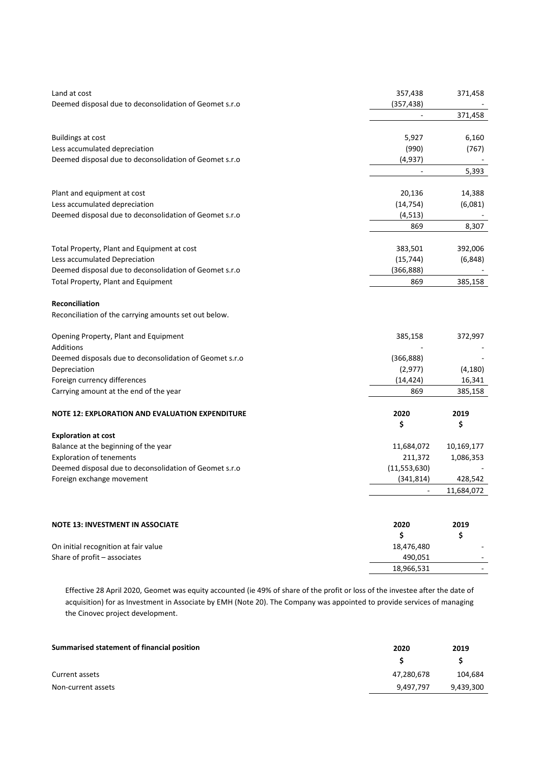| | | |
|---|---|---|
| Land at cost | 357,438 | 371,458 |
| Deemed disposal due to deconsolidation of Geomet s.r.o | (357,438) | - |
| | - | 371,458 |
| | | |
| Buildings at cost | 5,927 | 6,160 |
| Less accumulated depreciation | (990) | (767) |
| Deemed disposal due to deconsolidation of Geomet s.r.o | (4,937) | - |
| | - | 5,393 |
| | | |
| Plant and equipment at cost | 20,136 | 14,388 |
| Less accumulated depreciation | (14,754) | (6,081) |
| Deemed disposal due to deconsolidation of Geomet s.r.o | (4,513) | - |
| | 869 | 8,307 |
| | | |
| Total Property, Plant and Equipment at cost | 383,501 | 392,006 |
| Less accumulated Depreciation | (15,744) | (6,848) |
| Deemed disposal due to deconsolidation of Geomet s.r.o | (366,888) | - |
| Total Property, Plant and Equipment | 869 | 385,158 |

**Reconciliation**

Reconciliation of the carrying amounts set out below.

| | | |
|---|---|---|
| Opening Property, Plant and Equipment | 385,158 | 372,997 |
| Additions | - | - |
| Deemed disposals due to deconsolidation of Geomet s.r.o | (366,888) | - |
| Depreciation | (2,977) | (4,180) |
| Foreign currency differences | (14,424) | 16,341 |
| Carrying amount at the end of the year | 869 | 385,158 |

| **NOTE 12: EXPLORATION AND EVALUATION EXPENDITURE** | **2020** | **2019** |
|---|---|---|
| | **$** | **$** |
| **Exploration at cost** | | |
| Balance at the beginning of the year | 11,684,072 | 10,169,177 |
| Exploration of tenements | 211,372 | 1,086,353 |
| Deemed disposal due to deconsolidation of Geomet s.r.o | (11,553,630) | - |
| Foreign exchange movement | (341,814) | 428,542 |
| | - | 11,684,072 |

| **NOTE 13: INVESTMENT IN ASSOCIATE** | **2020** | **2019** |
|---|---|---|
| | **$** | **$** |
| On initial recognition at fair value | 18,476,480 | - |
| Share of profit – associates | 490,051 | - |
| | 18,966,531 | - |

Effective 28 April 2020, Geomet was equity accounted (ie 49% of share of the profit or loss of the investee after the date of acquisition) for as Investment in Associate by EMH (Note 20). The Company was appointed to provide services of managing the Cinovec project development.

| **Summarised statement of financial position** | **2020** | **2019** |
|---|---|---|
| | **$** | **$** |
| Current assets | 47,280,678 | 104,684 |
| Non-current assets | 9,497,797 | 9,439,300 |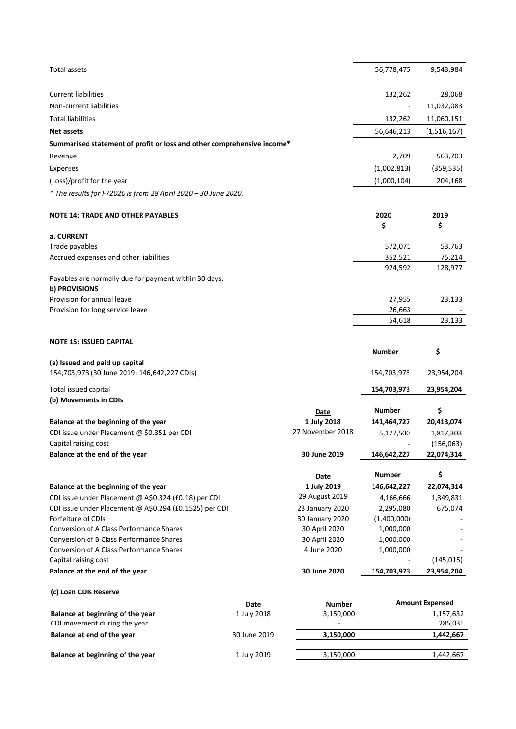| | | |
|---|---|---|
| Total assets | 56,778,475 | 9,543,984 |
| | | |
| Current liabilities | 132,262 | 28,068 |
| Non-current liabilities | - | 11,032,083 |
| Total liabilities | 132,262 | 11,060,151 |
| **Net assets** | 56,646,213 | (1,516,167) |
| **Summarised statement of profit or loss and other comprehensive income*** | | |
| Revenue | 2,709 | 563,703 |
| Expenses | (1,002,813) | (359,535) |
| (Loss)/profit for the year | (1,000,104) | 204,168 |

*\* The results for FY2020 is from 28 April 2020 – 30 June 2020.*

**NOTE 14: TRADE AND OTHER PAYABLES**

| | 2020<br>$ | 2019<br>$ |
|---|---|---|
| **a. CURRENT** | | |
| Trade payables | 572,071 | 53,763 |
| Accrued expenses and other liabilities | 352,521 | 75,214 |
| | 924,592 | 128,977 |

Payables are normally due for payment within 30 days.

| | | |
|---|---|---|
| **b) PROVISIONS** | | |
| Provision for annual leave | 27,955 | 23,133 |
| Provision for long service leave | 26,663 | - |
| | 54,618 | 23,133 |

**NOTE 15: ISSUED CAPITAL**

| | Number | $ |
|---|---|---|
| **(a) Issued and paid up capital** | | |
| 154,703,973 (30 June 2019: 146,642,227 CDIs) | 154,703,973 | 23,954,204 |
| Total issued capital | **154,703,973** | **23,954,204** |

**(b) Movements in CDIs**

| | Date | Number | $ |
|---|---|---|---|
| **Balance at the beginning of the year** | **1 July 2018** | **141,464,727** | **20,413,074** |
| CDI issue under Placement @ $0.351 per CDI | 27 November 2018 | 5,177,500 | 1,817,303 |
| Capital raising cost | | - | (156,063) |
| **Balance at the end of the year** | **30 June 2019** | **146,642,227** | **22,074,314** |
| | | | |
| | **Date** | **Number** | **$** |
| **Balance at the beginning of the year** | **1 July 2019** | **146,642,227** | **22,074,314** |
| CDI issue under Placement @ A$0.324 (£0.18) per CDI | 29 August 2019 | 4,166,666 | 1,349,831 |
| CDI issue under Placement @ A$0.294 (£0.1525) per CDI | 23 January 2020 | 2,295,080 | 675,074 |
| Forfeiture of CDIs | 30 January 2020 | (1,400,000) | - |
| Conversion of A Class Performance Shares | 30 April 2020 | 1,000,000 | - |
| Conversion of B Class Performance Shares | 30 April 2020 | 1,000,000 | - |
| Conversion of A Class Performance Shares | 4 June 2020 | 1,000,000 | - |
| Capital raising cost | | - | (145,015) |
| **Balance at the end of the year** | **30 June 2020** | **154,703,973** | **23,954,204** |

**(c) Loan CDIs Reserve**

| | Date | Number | Amount Expensed |
|---|---|---|---|
| **Balance at beginning of the year** | 1 July 2018 | 3,150,000 | 1,157,632 |
| CDI movement during the year | - | - | 285,035 |
| **Balance at end of the year** | 30 June 2019 | **3,150,000** | **1,442,667** |
| | | | |
| **Balance at beginning of the year** | 1 July 2019 | 3,150,000 | 1,442,667 |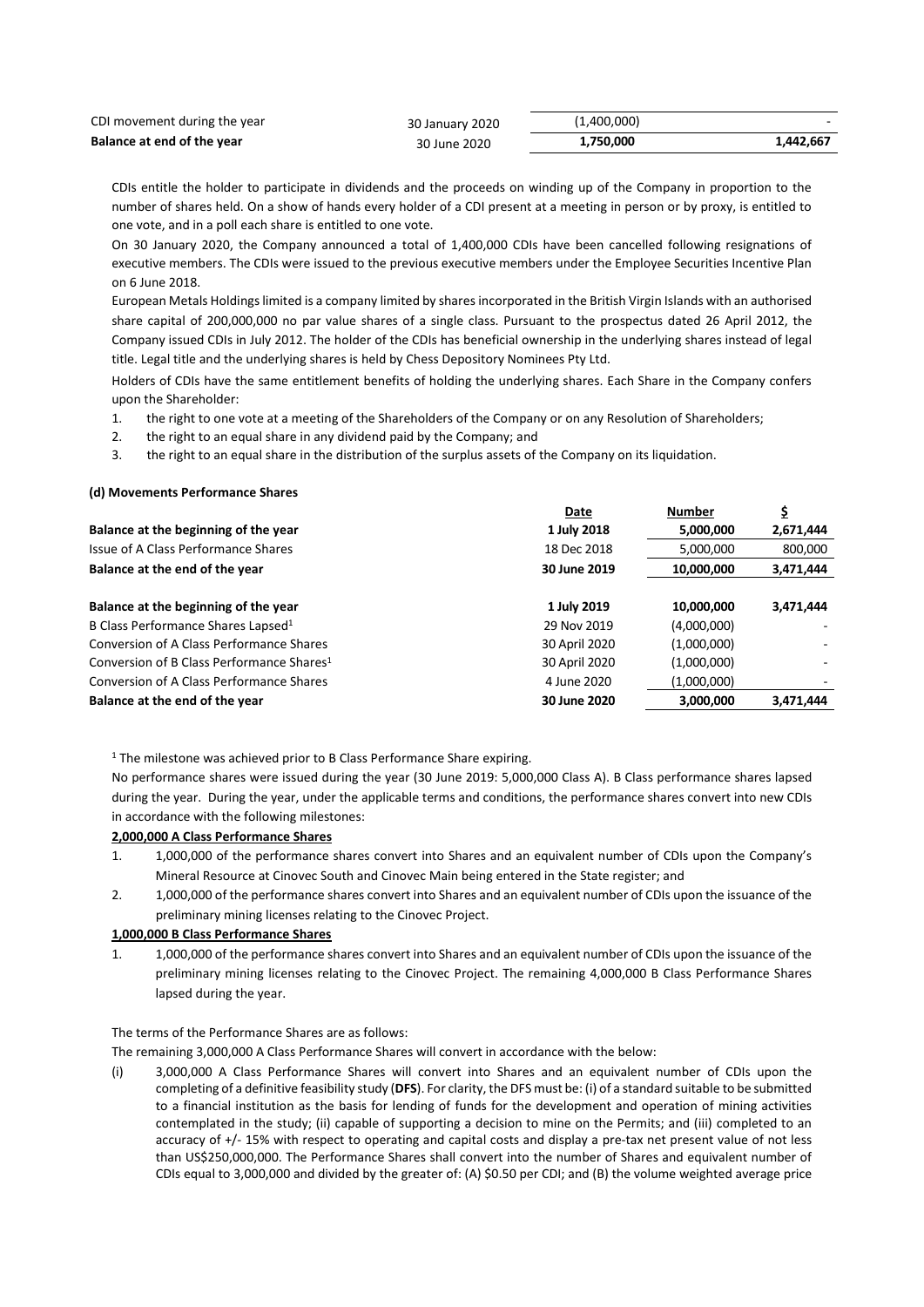| | | | |
|---|---|---|---|
| CDI movement during the year | 30 January 2020 | (1,400,000) | - |
| **Balance at end of the year** | 30 June 2020 | **1,750,000** | **1,442,667** |

CDIs entitle the holder to participate in dividends and the proceeds on winding up of the Company in proportion to the number of shares held. On a show of hands every holder of a CDI present at a meeting in person or by proxy, is entitled to one vote, and in a poll each share is entitled to one vote.

On 30 January 2020, the Company announced a total of 1,400,000 CDIs have been cancelled following resignations of executive members. The CDIs were issued to the previous executive members under the Employee Securities Incentive Plan on 6 June 2018.

European Metals Holdings limited is a company limited by shares incorporated in the British Virgin Islands with an authorised share capital of 200,000,000 no par value shares of a single class. Pursuant to the prospectus dated 26 April 2012, the Company issued CDIs in July 2012. The holder of the CDIs has beneficial ownership in the underlying shares instead of legal title. Legal title and the underlying shares is held by Chess Depository Nominees Pty Ltd.

Holders of CDIs have the same entitlement benefits of holding the underlying shares. Each Share in the Company confers upon the Shareholder:

1. the right to one vote at a meeting of the Shareholders of the Company or on any Resolution of Shareholders;
2. the right to an equal share in any dividend paid by the Company; and
3. the right to an equal share in the distribution of the surplus assets of the Company on its liquidation.

**(d) Movements Performance Shares**

| | Date | Number | $ |
|---|---|---|---|
| **Balance at the beginning of the year** | **1 July 2018** | **5,000,000** | **2,671,444** |
| Issue of A Class Performance Shares | 18 Dec 2018 | 5,000,000 | 800,000 |
| **Balance at the end of the year** | **30 June 2019** | **10,000,000** | **3,471,444** |
| | | | |
| **Balance at the beginning of the year** | **1 July 2019** | **10,000,000** | **3,471,444** |
| B Class Performance Shares Lapsed[1] | 29 Nov 2019 | (4,000,000) | - |
| Conversion of A Class Performance Shares | 30 April 2020 | (1,000,000) | - |
| Conversion of B Class Performance Shares[1] | 30 April 2020 | (1,000,000) | - |
| Conversion of A Class Performance Shares | 4 June 2020 | (1,000,000) | - |
| **Balance at the end of the year** | **30 June 2020** | **3,000,000** | **3,471,444** |

[1] The milestone was achieved prior to B Class Performance Share expiring.

No performance shares were issued during the year (30 June 2019: 5,000,000 Class A). B Class performance shares lapsed during the year. During the year, under the applicable terms and conditions, the performance shares convert into new CDIs in accordance with the following milestones:

**2,000,000 A Class Performance Shares**

1. 1,000,000 of the performance shares convert into Shares and an equivalent number of CDIs upon the Company's Mineral Resource at Cinovec South and Cinovec Main being entered in the State register; and
2. 1,000,000 of the performance shares convert into Shares and an equivalent number of CDIs upon the issuance of the preliminary mining licenses relating to the Cinovec Project.

**1,000,000 B Class Performance Shares**

1. 1,000,000 of the performance shares convert into Shares and an equivalent number of CDIs upon the issuance of the preliminary mining licenses relating to the Cinovec Project. The remaining 4,000,000 B Class Performance Shares lapsed during the year.

The terms of the Performance Shares are as follows:

The remaining 3,000,000 A Class Performance Shares will convert in accordance with the below:

(i) 3,000,000 A Class Performance Shares will convert into Shares and an equivalent number of CDIs upon the completing of a definitive feasibility study (**DFS**). For clarity, the DFS must be: (i) of a standard suitable to be submitted to a financial institution as the basis for lending of funds for the development and operation of mining activities contemplated in the study; (ii) capable of supporting a decision to mine on the Permits; and (iii) completed to an accuracy of +/- 15% with respect to operating and capital costs and display a pre-tax net present value of not less than US$250,000,000. The Performance Shares shall convert into the number of Shares and equivalent number of CDIs equal to 3,000,000 and divided by the greater of: (A) $0.50 per CDI; and (B) the volume weighted average price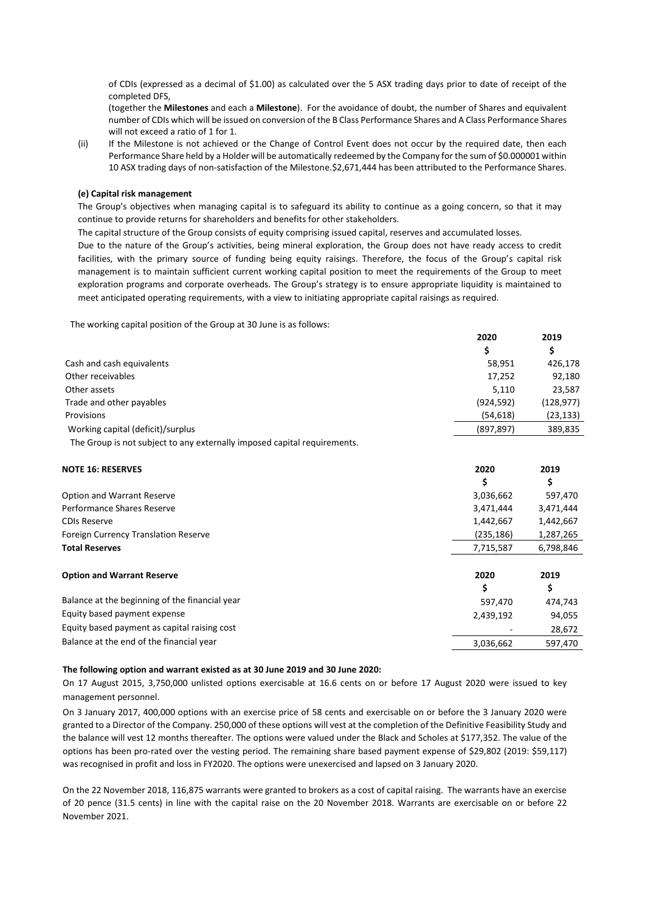of CDIs (expressed as a decimal of $1.00) as calculated over the 5 ASX trading days prior to date of receipt of the completed DFS,

(together the **Milestones** and each a **Milestone**). For the avoidance of doubt, the number of Shares and equivalent number of CDIs which will be issued on conversion of the B Class Performance Shares and A Class Performance Shares will not exceed a ratio of 1 for 1.

(ii) If the Milestone is not achieved or the Change of Control Event does not occur by the required date, then each Performance Share held by a Holder will be automatically redeemed by the Company for the sum of $0.000001 within 10 ASX trading days of non-satisfaction of the Milestone.$2,671,444 has been attributed to the Performance Shares.

**(e) Capital risk management**

The Group's objectives when managing capital is to safeguard its ability to continue as a going concern, so that it may continue to provide returns for shareholders and benefits for other stakeholders.

The capital structure of the Group consists of equity comprising issued capital, reserves and accumulated losses.

Due to the nature of the Group's activities, being mineral exploration, the Group does not have ready access to credit facilities, with the primary source of funding being equity raisings. Therefore, the focus of the Group's capital risk management is to maintain sufficient current working capital position to meet the requirements of the Group to meet exploration programs and corporate overheads. The Group's strategy is to ensure appropriate liquidity is maintained to meet anticipated operating requirements, with a view to initiating appropriate capital raisings as required.

The working capital position of the Group at 30 June is as follows:

| | 2020 | 2019 |
|---|---|---|
| | $ | $ |
| Cash and cash equivalents | 58,951 | 426,178 |
| Other receivables | 17,252 | 92,180 |
| Other assets | 5,110 | 23,587 |
| Trade and other payables | (924,592) | (128,977) |
| Provisions | (54,618) | (23,133) |
| Working capital (deficit)/surplus | (897,897) | 389,835 |

The Group is not subject to any externally imposed capital requirements.

**NOTE 16: RESERVES**

| | 2020 | 2019 |
|---|---|---|
| | $ | $ |
| Option and Warrant Reserve | 3,036,662 | 597,470 |
| Performance Shares Reserve | 3,471,444 | 3,471,444 |
| CDIs Reserve | 1,442,667 | 1,442,667 |
| Foreign Currency Translation Reserve | (235,186) | 1,287,265 |
| **Total Reserves** | 7,715,587 | 6,798,846 |

| **Option and Warrant Reserve** | 2020 | 2019 |
|---|---|---|
| | $ | $ |
| Balance at the beginning of the financial year | 597,470 | 474,743 |
| Equity based payment expense | 2,439,192 | 94,055 |
| Equity based payment as capital raising cost | - | 28,672 |
| Balance at the end of the financial year | 3,036,662 | 597,470 |

**The following option and warrant existed as at 30 June 2019 and 30 June 2020:**

On 17 August 2015, 3,750,000 unlisted options exercisable at 16.6 cents on or before 17 August 2020 were issued to key management personnel.

On 3 January 2017, 400,000 options with an exercise price of 58 cents and exercisable on or before the 3 January 2020 were granted to a Director of the Company. 250,000 of these options will vest at the completion of the Definitive Feasibility Study and the balance will vest 12 months thereafter. The options were valued under the Black and Scholes at $177,352. The value of the options has been pro-rated over the vesting period. The remaining share based payment expense of $29,802 (2019: $59,117) was recognised in profit and loss in FY2020. The options were unexercised and lapsed on 3 January 2020.

On the 22 November 2018, 116,875 warrants were granted to brokers as a cost of capital raising. The warrants have an exercise of 20 pence (31.5 cents) in line with the capital raise on the 20 November 2018. Warrants are exercisable on or before 22 November 2021.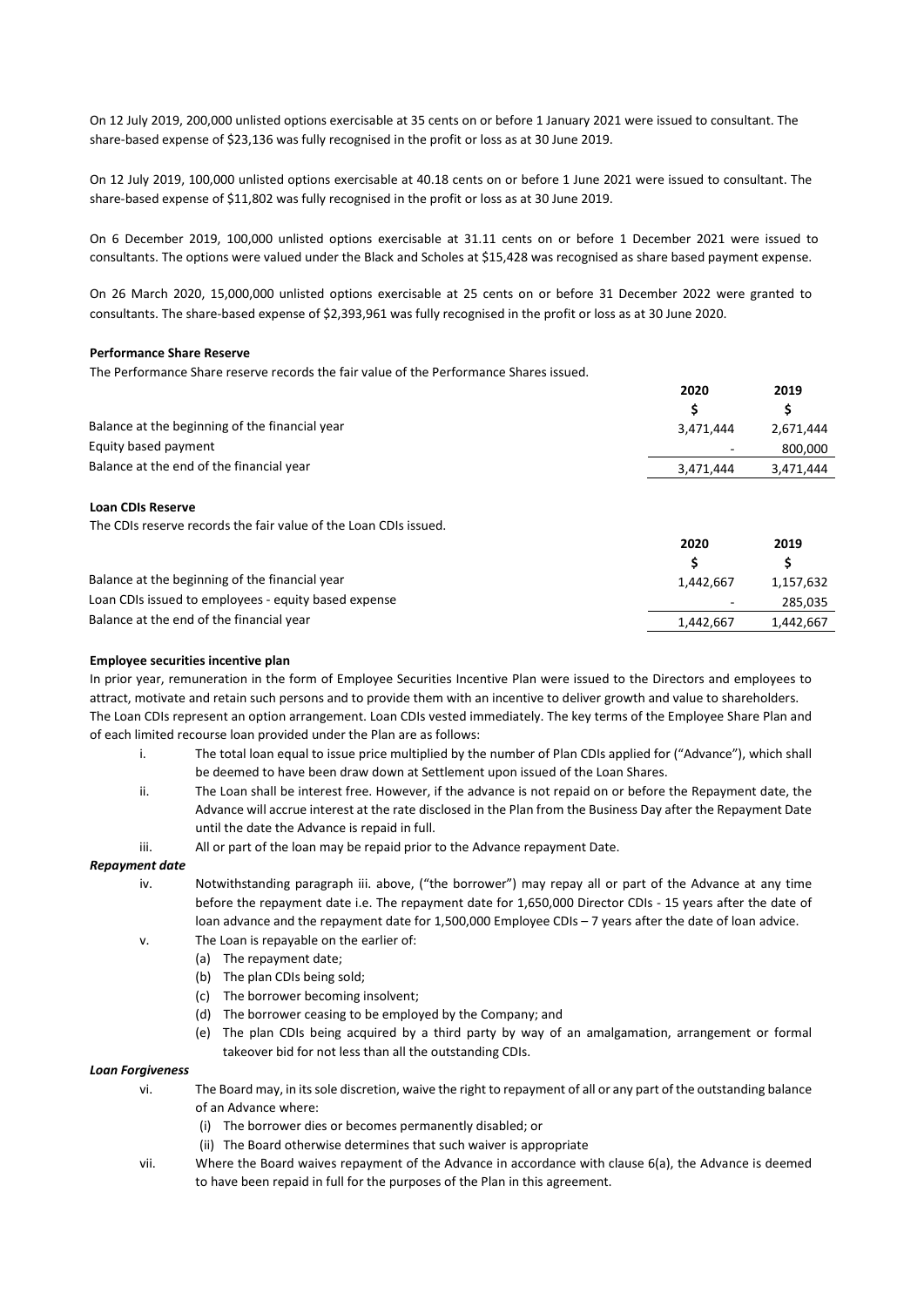On 12 July 2019, 200,000 unlisted options exercisable at 35 cents on or before 1 January 2021 were issued to consultant. The share-based expense of $23,136 was fully recognised in the profit or loss as at 30 June 2019.

On 12 July 2019, 100,000 unlisted options exercisable at 40.18 cents on or before 1 June 2021 were issued to consultant. The share-based expense of $11,802 was fully recognised in the profit or loss as at 30 June 2019.

On 6 December 2019, 100,000 unlisted options exercisable at 31.11 cents on or before 1 December 2021 were issued to consultants. The options were valued under the Black and Scholes at $15,428 was recognised as share based payment expense.

On 26 March 2020, 15,000,000 unlisted options exercisable at 25 cents on or before 31 December 2022 were granted to consultants. The share-based expense of $2,393,961 was fully recognised in the profit or loss as at 30 June 2020.

**Performance Share Reserve**

The Performance Share reserve records the fair value of the Performance Shares issued.

| | 2020 | 2019 |
|---|---|---|
| | $ | $ |
| Balance at the beginning of the financial year | 3,471,444 | 2,671,444 |
| Equity based payment | - | 800,000 |
| Balance at the end of the financial year | 3,471,444 | 3,471,444 |

**Loan CDIs Reserve**

The CDIs reserve records the fair value of the Loan CDIs issued.

| | 2020 | 2019 |
|---|---|---|
| | $ | $ |
| Balance at the beginning of the financial year | 1,442,667 | 1,157,632 |
| Loan CDIs issued to employees - equity based expense | - | 285,035 |
| Balance at the end of the financial year | 1,442,667 | 1,442,667 |

**Employee securities incentive plan**

In prior year, remuneration in the form of Employee Securities Incentive Plan were issued to the Directors and employees to attract, motivate and retain such persons and to provide them with an incentive to deliver growth and value to shareholders. The Loan CDIs represent an option arrangement. Loan CDIs vested immediately. The key terms of the Employee Share Plan and of each limited recourse loan provided under the Plan are as follows:

i. The total loan equal to issue price multiplied by the number of Plan CDIs applied for ("Advance"), which shall be deemed to have been draw down at Settlement upon issued of the Loan Shares.

ii. The Loan shall be interest free. However, if the advance is not repaid on or before the Repayment date, the Advance will accrue interest at the rate disclosed in the Plan from the Business Day after the Repayment Date until the date the Advance is repaid in full.

iii. All or part of the loan may be repaid prior to the Advance repayment Date.

***Repayment date***

iv. Notwithstanding paragraph iii. above, ("the borrower") may repay all or part of the Advance at any time before the repayment date i.e. The repayment date for 1,650,000 Director CDIs - 15 years after the date of loan advance and the repayment date for 1,500,000 Employee CDIs – 7 years after the date of loan advice.

v. The Loan is repayable on the earlier of:
   (a) The repayment date;
   (b) The plan CDIs being sold;
   (c) The borrower becoming insolvent;
   (d) The borrower ceasing to be employed by the Company; and
   (e) The plan CDIs being acquired by a third party by way of an amalgamation, arrangement or formal takeover bid for not less than all the outstanding CDIs.

***Loan Forgiveness***

vi. The Board may, in its sole discretion, waive the right to repayment of all or any part of the outstanding balance of an Advance where:
   (i) The borrower dies or becomes permanently disabled; or
   (ii) The Board otherwise determines that such waiver is appropriate

vii. Where the Board waives repayment of the Advance in accordance with clause 6(a), the Advance is deemed to have been repaid in full for the purposes of the Plan in this agreement.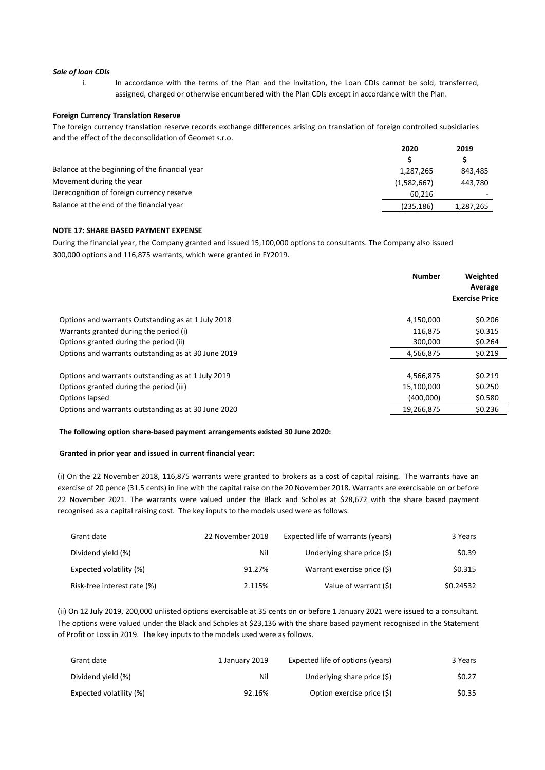***Sale of loan CDIs***

i. In accordance with the terms of the Plan and the Invitation, the Loan CDIs cannot be sold, transferred, assigned, charged or otherwise encumbered with the Plan CDIs except in accordance with the Plan.

**Foreign Currency Translation Reserve**

The foreign currency translation reserve records exchange differences arising on translation of foreign controlled subsidiaries and the effect of the deconsolidation of Geomet s.r.o.

| | 2020 | 2019 |
|---|---|---|
| | $ | $ |
| Balance at the beginning of the financial year | 1,287,265 | 843,485 |
| Movement during the year | (1,582,667) | 443,780 |
| Derecognition of foreign currency reserve | 60,216 | - |
| Balance at the end of the financial year | (235,186) | 1,287,265 |

**NOTE 17: SHARE BASED PAYMENT EXPENSE**

During the financial year, the Company granted and issued 15,100,000 options to consultants. The Company also issued 300,000 options and 116,875 warrants, which were granted in FY2019.

| | Number | Weighted Average Exercise Price |
|---|---|---|
| Options and warrants Outstanding as at 1 July 2018 | 4,150,000 | $0.206 |
| Warrants granted during the period (i) | 116,875 | $0.315 |
| Options granted during the period (ii) | 300,000 | $0.264 |
| Options and warrants outstanding as at 30 June 2019 | 4,566,875 | $0.219 |
| | | |
| Options and warrants outstanding as at 1 July 2019 | 4,566,875 | $0.219 |
| Options granted during the period (iii) | 15,100,000 | $0.250 |
| Options lapsed | (400,000) | $0.580 |
| Options and warrants outstanding as at 30 June 2020 | 19,266,875 | $0.236 |

**The following option share-based payment arrangements existed 30 June 2020:**

**Granted in prior year and issued in current financial year:**

(i) On the 22 November 2018, 116,875 warrants were granted to brokers as a cost of capital raising. The warrants have an exercise of 20 pence (31.5 cents) in line with the capital raise on the 20 November 2018. Warrants are exercisable on or before 22 November 2021. The warrants were valued under the Black and Scholes at $28,672 with the share based payment recognised as a capital raising cost. The key inputs to the models used were as follows.

| | | | |
|---|---|---|---|
| Grant date | 22 November 2018 | Expected life of warrants (years) | 3 Years |
| Dividend yield (%) | Nil | Underlying share price ($) | $0.39 |
| Expected volatility (%) | 91.27% | Warrant exercise price ($) | $0.315 |
| Risk-free interest rate (%) | 2.115% | Value of warrant ($) | $0.24532 |

(ii) On 12 July 2019, 200,000 unlisted options exercisable at 35 cents on or before 1 January 2021 were issued to a consultant. The options were valued under the Black and Scholes at $23,136 with the share based payment recognised in the Statement of Profit or Loss in 2019. The key inputs to the models used were as follows.

| | | | |
|---|---|---|---|
| Grant date | 1 January 2019 | Expected life of options (years) | 3 Years |
| Dividend yield (%) | Nil | Underlying share price ($) | $0.27 |
| Expected volatility (%) | 92.16% | Option exercise price ($) | $0.35 |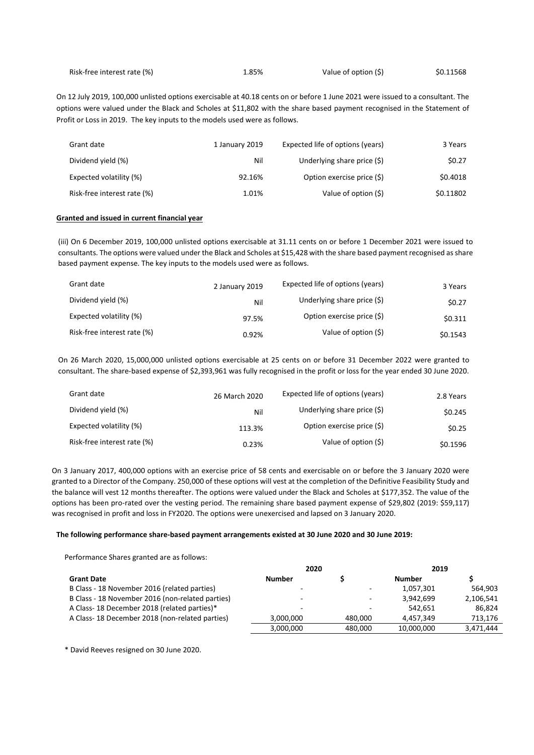| Risk-free interest rate (%) | 1.85% | Value of option ($) | $0.11568 |
|---|---|---|---|

On 12 July 2019, 100,000 unlisted options exercisable at 40.18 cents on or before 1 June 2021 were issued to a consultant. The options were valued under the Black and Scholes at $11,802 with the share based payment recognised in the Statement of Profit or Loss in 2019. The key inputs to the models used were as follows.

| | | | |
|---|---|---|---|
| Grant date | 1 January 2019 | Expected life of options (years) | 3 Years |
| Dividend yield (%) | Nil | Underlying share price ($) | $0.27 |
| Expected volatility (%) | 92.16% | Option exercise price ($) | $0.4018 |
| Risk-free interest rate (%) | 1.01% | Value of option ($) | $0.11802 |

**Granted and issued in current financial year**

(iii) On 6 December 2019, 100,000 unlisted options exercisable at 31.11 cents on or before 1 December 2021 were issued to consultants. The options were valued under the Black and Scholes at $15,428 with the share based payment recognised as share based payment expense. The key inputs to the models used were as follows.

| | | | |
|---|---|---|---|
| Grant date | 2 January 2019 | Expected life of options (years) | 3 Years |
| Dividend yield (%) | Nil | Underlying share price ($) | $0.27 |
| Expected volatility (%) | 97.5% | Option exercise price ($) | $0.311 |
| Risk-free interest rate (%) | 0.92% | Value of option ($) | $0.1543 |

On 26 March 2020, 15,000,000 unlisted options exercisable at 25 cents on or before 31 December 2022 were granted to consultant. The share-based expense of $2,393,961 was fully recognised in the profit or loss for the year ended 30 June 2020.

| | | | |
|---|---|---|---|
| Grant date | 26 March 2020 | Expected life of options (years) | 2.8 Years |
| Dividend yield (%) | Nil | Underlying share price ($) | $0.245 |
| Expected volatility (%) | 113.3% | Option exercise price ($) | $0.25 |
| Risk-free interest rate (%) | 0.23% | Value of option ($) | $0.1596 |

On 3 January 2017, 400,000 options with an exercise price of 58 cents and exercisable on or before the 3 January 2020 were granted to a Director of the Company. 250,000 of these options will vest at the completion of the Definitive Feasibility Study and the balance will vest 12 months thereafter. The options were valued under the Black and Scholes at $177,352. The value of the options has been pro-rated over the vesting period. The remaining share based payment expense of $29,802 (2019: $59,117) was recognised in profit and loss in FY2020. The options were unexercised and lapsed on 3 January 2020.

**The following performance share-based payment arrangements existed at 30 June 2020 and 30 June 2019:**

Performance Shares granted are as follows:

| | 2020 | | 2019 | |
|---|---|---|---|---|
| **Grant Date** | **Number** | **$** | **Number** | **$** |
| B Class - 18 November 2016 (related parties) | - | - | 1,057,301 | 564,903 |
| B Class - 18 November 2016 (non-related parties) | - | - | 3,942,699 | 2,106,541 |
| A Class- 18 December 2018 (related parties)* | - | - | 542,651 | 86,824 |
| A Class- 18 December 2018 (non-related parties) | 3,000,000 | 480,000 | 4,457,349 | 713,176 |
| | 3,000,000 | 480,000 | 10,000,000 | 3,471,444 |

* David Reeves resigned on 30 June 2020.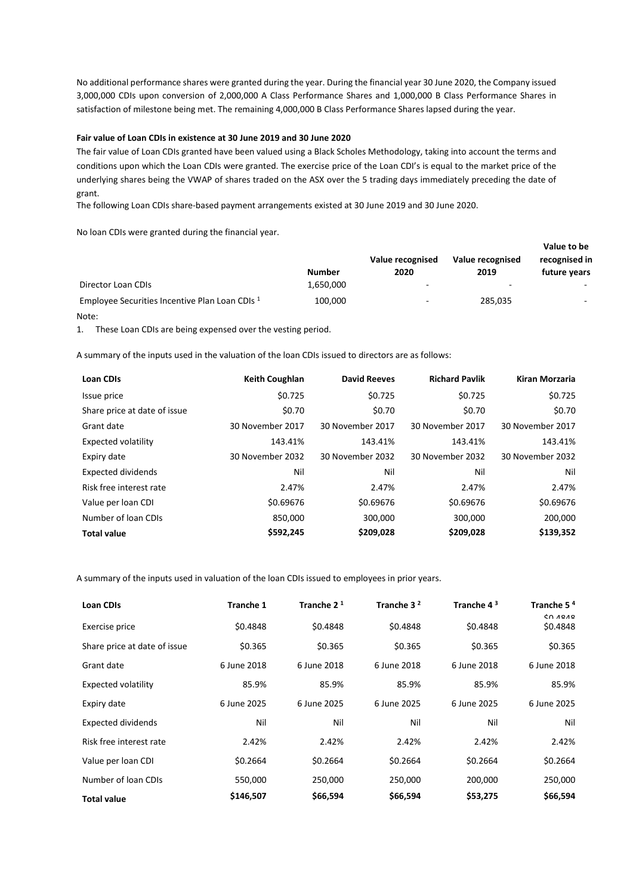No additional performance shares were granted during the year. During the financial year 30 June 2020, the Company issued 3,000,000 CDIs upon conversion of 2,000,000 A Class Performance Shares and 1,000,000 B Class Performance Shares in satisfaction of milestone being met. The remaining 4,000,000 B Class Performance Shares lapsed during the year.

**Fair value of Loan CDIs in existence at 30 June 2019 and 30 June 2020**

The fair value of Loan CDIs granted have been valued using a Black Scholes Methodology, taking into account the terms and conditions upon which the Loan CDIs were granted. The exercise price of the Loan CDI's is equal to the market price of the underlying shares being the VWAP of shares traded on the ASX over the 5 trading days immediately preceding the date of grant.

The following Loan CDIs share-based payment arrangements existed at 30 June 2019 and 30 June 2020.

No loan CDIs were granted during the financial year.

| | Number | Value recognised 2020 | Value recognised 2019 | Value to be recognised in future years |
|---|---|---|---|---|
| Director Loan CDIs | 1,650,000 | - | - | - |
| Employee Securities Incentive Plan Loan CDIs [1] | 100,000 | - | 285,035 | - |

Note:

1. These Loan CDIs are being expensed over the vesting period.

A summary of the inputs used in the valuation of the loan CDIs issued to directors are as follows:

| Loan CDIs | Keith Coughlan | David Reeves | Richard Pavlik | Kiran Morzaria |
|---|---|---|---|---|
| Issue price | $0.725 | $0.725 | $0.725 | $0.725 |
| Share price at date of issue | $0.70 | $0.70 | $0.70 | $0.70 |
| Grant date | 30 November 2017 | 30 November 2017 | 30 November 2017 | 30 November 2017 |
| Expected volatility | 143.41% | 143.41% | 143.41% | 143.41% |
| Expiry date | 30 November 2032 | 30 November 2032 | 30 November 2032 | 30 November 2032 |
| Expected dividends | Nil | Nil | Nil | Nil |
| Risk free interest rate | 2.47% | 2.47% | 2.47% | 2.47% |
| Value per loan CDI | $0.69676 | $0.69676 | $0.69676 | $0.69676 |
| Number of loan CDIs | 850,000 | 300,000 | 300,000 | 200,000 |
| **Total value** | **$592,245** | **$209,028** | **$209,028** | **$139,352** |

A summary of the inputs used in valuation of the loan CDIs issued to employees in prior years.

| Loan CDIs | Tranche 1 | Tranche 2 [1] | Tranche 3 [2] | Tranche 4 [3] | Tranche 5 [4] |
|---|---|---|---|---|---|
| Exercise price | $0.4848 | $0.4848 | $0.4848 | $0.4848 | $0.4848 |
| Share price at date of issue | $0.365 | $0.365 | $0.365 | $0.365 | $0.365 |
| Grant date | 6 June 2018 | 6 June 2018 | 6 June 2018 | 6 June 2018 | 6 June 2018 |
| Expected volatility | 85.9% | 85.9% | 85.9% | 85.9% | 85.9% |
| Expiry date | 6 June 2025 | 6 June 2025 | 6 June 2025 | 6 June 2025 | 6 June 2025 |
| Expected dividends | Nil | Nil | Nil | Nil | Nil |
| Risk free interest rate | 2.42% | 2.42% | 2.42% | 2.42% | 2.42% |
| Value per loan CDI | $0.2664 | $0.2664 | $0.2664 | $0.2664 | $0.2664 |
| Number of loan CDIs | 550,000 | 250,000 | 250,000 | 200,000 | 250,000 |
| **Total value** | **$146,507** | **$66,594** | **$66,594** | **$53,275** | **$66,594** |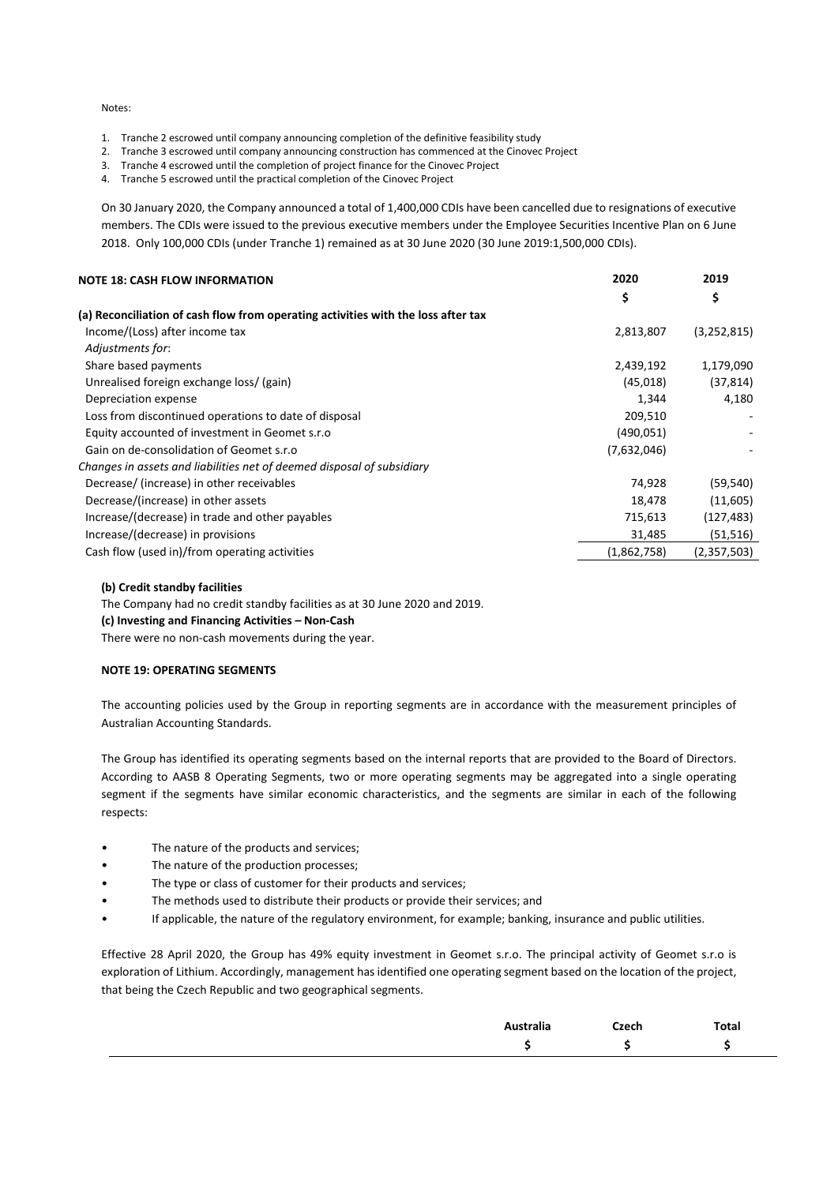Notes:

1. Tranche 2 escrowed until company announcing completion of the definitive feasibility study
2. Tranche 3 escrowed until company announcing construction has commenced at the Cinovec Project
3. Tranche 4 escrowed until the completion of project finance for the Cinovec Project
4. Tranche 5 escrowed until the practical completion of the Cinovec Project

On 30 January 2020, the Company announced a total of 1,400,000 CDIs have been cancelled due to resignations of executive members. The CDIs were issued to the previous executive members under the Employee Securities Incentive Plan on 6 June 2018. Only 100,000 CDIs (under Tranche 1) remained as at 30 June 2020 (30 June 2019:1,500,000 CDIs).

| **NOTE 18: CASH FLOW INFORMATION** | **2020** | **2019** |
|---|---|---|
| | **$** | **$** |
| **(a) Reconciliation of cash flow from operating activities with the loss after tax** | | |
| Income/(Loss) after income tax | 2,813,807 | (3,252,815) |
| *Adjustments for*: | | |
| Share based payments | 2,439,192 | 1,179,090 |
| Unrealised foreign exchange loss/ (gain) | (45,018) | (37,814) |
| Depreciation expense | 1,344 | 4,180 |
| Loss from discontinued operations to date of disposal | 209,510 | - |
| Equity accounted of investment in Geomet s.r.o | (490,051) | - |
| Gain on de-consolidation of Geomet s.r.o | (7,632,046) | - |
| *Changes in assets and liabilities net of deemed disposal of subsidiary* | | |
| Decrease/ (increase) in other receivables | 74,928 | (59,540) |
| Decrease/(increase) in other assets | 18,478 | (11,605) |
| Increase/(decrease) in trade and other payables | 715,613 | (127,483) |
| Increase/(decrease) in provisions | 31,485 | (51,516) |
| Cash flow (used in)/from operating activities | (1,862,758) | (2,357,503) |

**(b) Credit standby facilities**

The Company had no credit standby facilities as at 30 June 2020 and 2019.

**(c) Investing and Financing Activities – Non-Cash**

There were no non-cash movements during the year.

**NOTE 19: OPERATING SEGMENTS**

The accounting policies used by the Group in reporting segments are in accordance with the measurement principles of Australian Accounting Standards.

The Group has identified its operating segments based on the internal reports that are provided to the Board of Directors. According to AASB 8 Operating Segments, two or more operating segments may be aggregated into a single operating segment if the segments have similar economic characteristics, and the segments are similar in each of the following respects:

- The nature of the products and services;
- The nature of the production processes;
- The type or class of customer for their products and services;
- The methods used to distribute their products or provide their services; and
- If applicable, the nature of the regulatory environment, for example; banking, insurance and public utilities.

Effective 28 April 2020, the Group has 49% equity investment in Geomet s.r.o. The principal activity of Geomet s.r.o is exploration of Lithium. Accordingly, management has identified one operating segment based on the location of the project, that being the Czech Republic and two geographical segments.

| | **Australia** | **Czech** | **Total** |
|---|---|---|---|
| | **$** | **$** | **$** |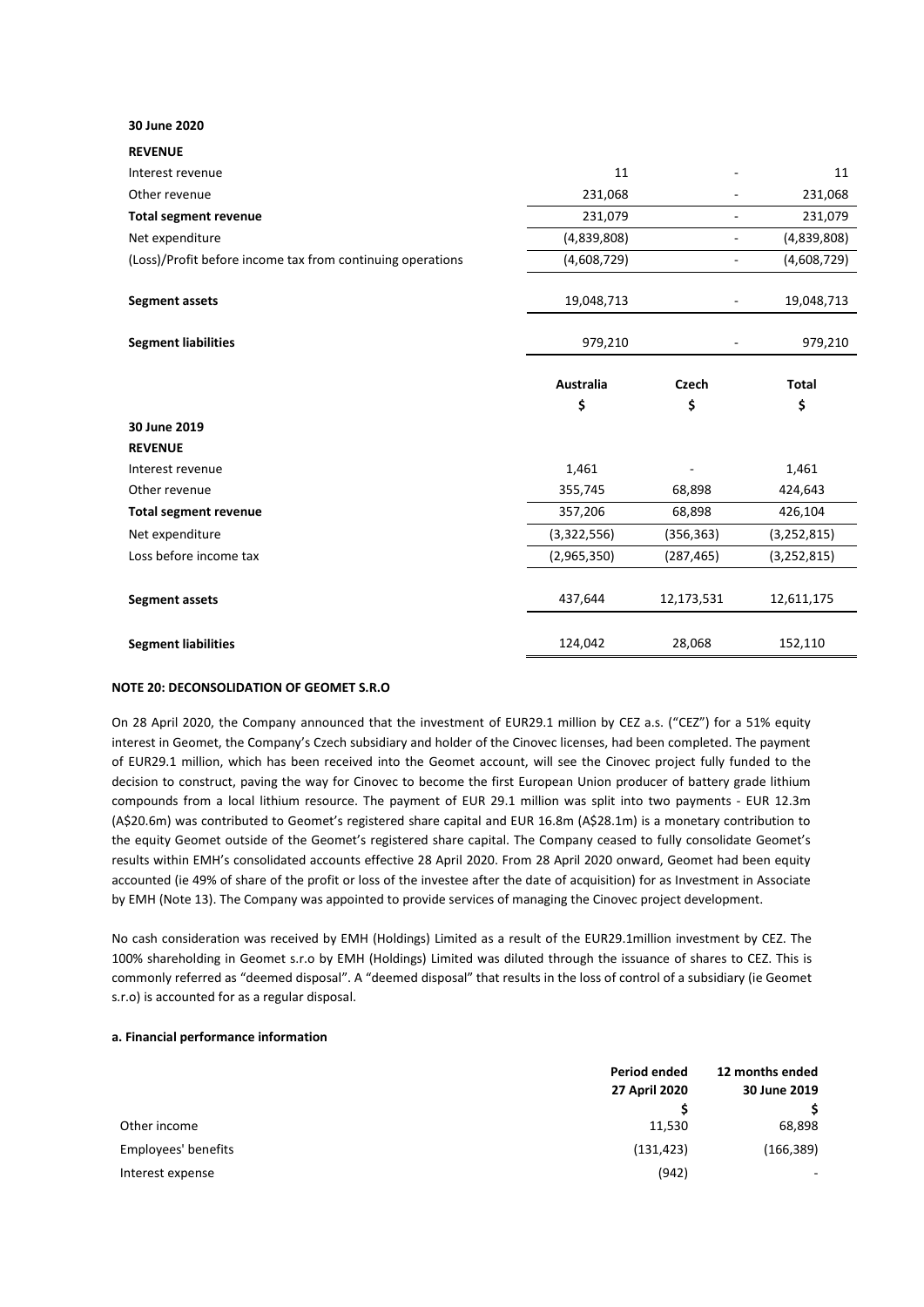| | Australia | Czech | Total |
|---|---|---|---|
| | $ | $ | $ |
| **30 June 2020** | | | |
| **REVENUE** | | | |
| Interest revenue | 11 | - | 11 |
| Other revenue | 231,068 | - | 231,068 |
| **Total segment revenue** | 231,079 | - | 231,079 |
| Net expenditure | (4,839,808) | - | (4,839,808) |
| (Loss)/Profit before income tax from continuing operations | (4,608,729) | - | (4,608,729) |
| **Segment assets** | 19,048,713 | - | 19,048,713 |
| **Segment liabilities** | 979,210 | - | 979,210 |

| | Australia | Czech | Total |
|---|---|---|---|
| | $ | $ | $ |
| **30 June 2019** | | | |
| **REVENUE** | | | |
| Interest revenue | 1,461 | - | 1,461 |
| Other revenue | 355,745 | 68,898 | 424,643 |
| **Total segment revenue** | 357,206 | 68,898 | 426,104 |
| Net expenditure | (3,322,556) | (356,363) | (3,252,815) |
| Loss before income tax | (2,965,350) | (287,465) | (3,252,815) |
| **Segment assets** | 437,644 | 12,173,531 | 12,611,175 |
| **Segment liabilities** | 124,042 | 28,068 | 152,110 |

**NOTE 20: DECONSOLIDATION OF GEOMET S.R.O**

On 28 April 2020, the Company announced that the investment of EUR29.1 million by CEZ a.s. ("CEZ") for a 51% equity interest in Geomet, the Company's Czech subsidiary and holder of the Cinovec licenses, had been completed. The payment of EUR29.1 million, which has been received into the Geomet account, will see the Cinovec project fully funded to the decision to construct, paving the way for Cinovec to become the first European Union producer of battery grade lithium compounds from a local lithium resource. The payment of EUR 29.1 million was split into two payments - EUR 12.3m (A$20.6m) was contributed to Geomet's registered share capital and EUR 16.8m (A$28.1m) is a monetary contribution to the equity Geomet outside of the Geomet's registered share capital. The Company ceased to fully consolidate Geomet's results within EMH's consolidated accounts effective 28 April 2020. From 28 April 2020 onward, Geomet had been equity accounted (ie 49% of share of the profit or loss of the investee after the date of acquisition) for as Investment in Associate by EMH (Note 13). The Company was appointed to provide services of managing the Cinovec project development.

No cash consideration was received by EMH (Holdings) Limited as a result of the EUR29.1million investment by CEZ. The 100% shareholding in Geomet s.r.o by EMH (Holdings) Limited was diluted through the issuance of shares to CEZ. This is commonly referred as "deemed disposal". A "deemed disposal" that results in the loss of control of a subsidiary (ie Geomet s.r.o) is accounted for as a regular disposal.

**a. Financial performance information**

| | Period ended 27 April 2020 | 12 months ended 30 June 2019 |
|---|---|---|
| | $ | $ |
| Other income | 11,530 | 68,898 |
| Employees' benefits | (131,423) | (166,389) |
| Interest expense | (942) | - |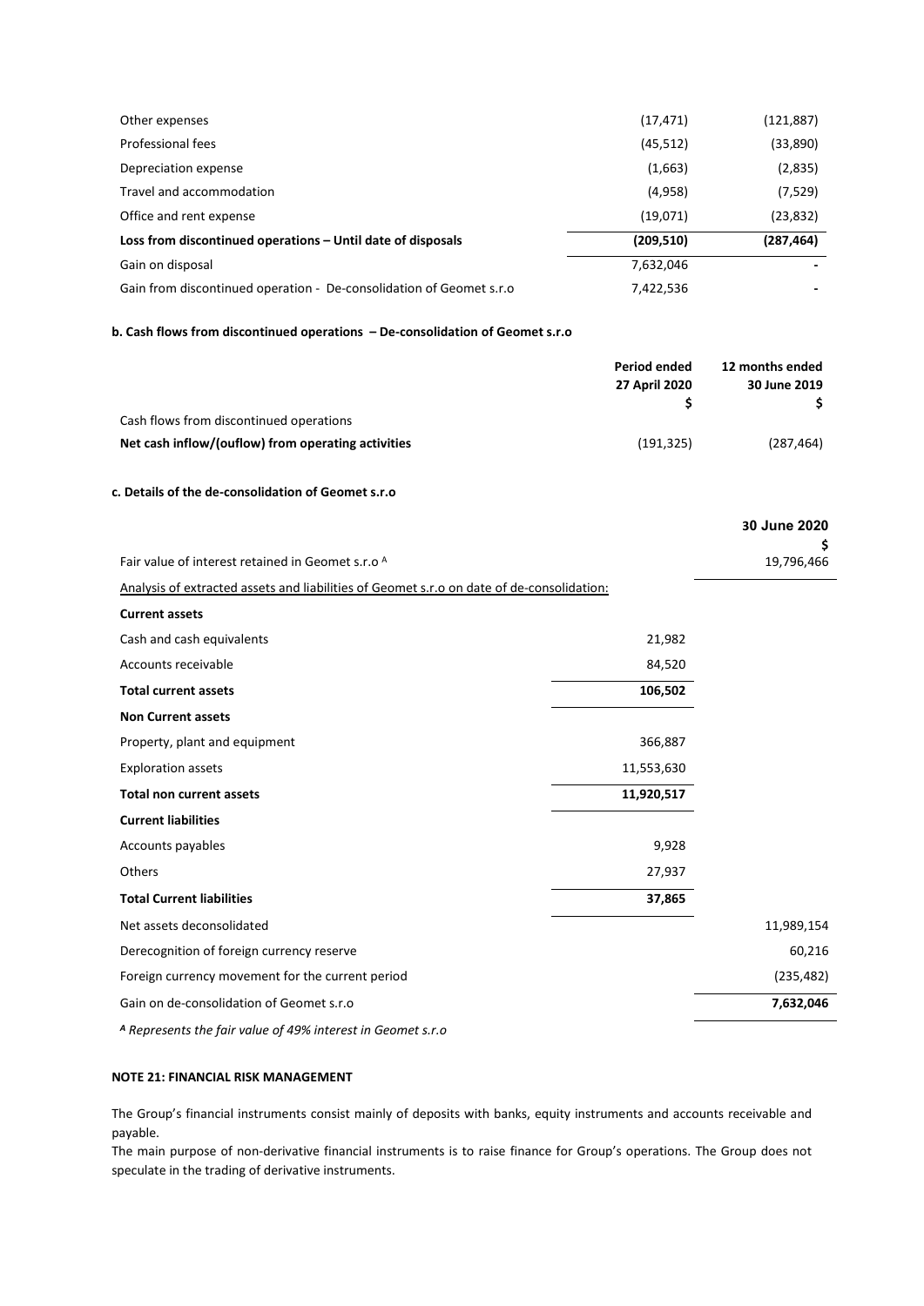| | | |
|---|---|---|
| Other expenses | (17,471) | (121,887) |
| Professional fees | (45,512) | (33,890) |
| Depreciation expense | (1,663) | (2,835) |
| Travel and accommodation | (4,958) | (7,529) |
| Office and rent expense | (19,071) | (23,832) |
| **Loss from discontinued operations – Until date of disposals** | **(209,510)** | **(287,464)** |
| Gain on disposal | 7,632,046 | - |
| Gain from discontinued operation - De-consolidation of Geomet s.r.o | 7,422,536 | - |

**b. Cash flows from discontinued operations – De-consolidation of Geomet s.r.o**

| | Period ended 27 April 2020 $ | 12 months ended 30 June 2019 $ |
|---|---|---|
| Cash flows from discontinued operations | | |
| **Net cash inflow/(ouflow) from operating activities** | (191,325) | (287,464) |

**c. Details of the de-consolidation of Geomet s.r.o**

| | | 30 June 2020 $ |
|---|---|---|
| Fair value of interest retained in Geomet s.r.o [A] | | 19,796,466 |
| Analysis of extracted assets and liabilities of Geomet s.r.o on date of de-consolidation: | | |
| **Current assets** | | |
| Cash and cash equivalents | 21,982 | |
| Accounts receivable | 84,520 | |
| **Total current assets** | **106,502** | |
| **Non Current assets** | | |
| Property, plant and equipment | 366,887 | |
| Exploration assets | 11,553,630 | |
| **Total non current assets** | **11,920,517** | |
| **Current liabilities** | | |
| Accounts payables | 9,928 | |
| Others | 27,937 | |
| **Total Current liabilities** | **37,865** | |
| Net assets deconsolidated | | 11,989,154 |
| Derecognition of foreign currency reserve | | 60,216 |
| Foreign currency movement for the current period | | (235,482) |
| Gain on de-consolidation of Geomet s.r.o | | **7,632,046** |

*[A] Represents the fair value of 49% interest in Geomet s.r.o*

**NOTE 21: FINANCIAL RISK MANAGEMENT**

The Group's financial instruments consist mainly of deposits with banks, equity instruments and accounts receivable and payable.

The main purpose of non-derivative financial instruments is to raise finance for Group's operations. The Group does not speculate in the trading of derivative instruments.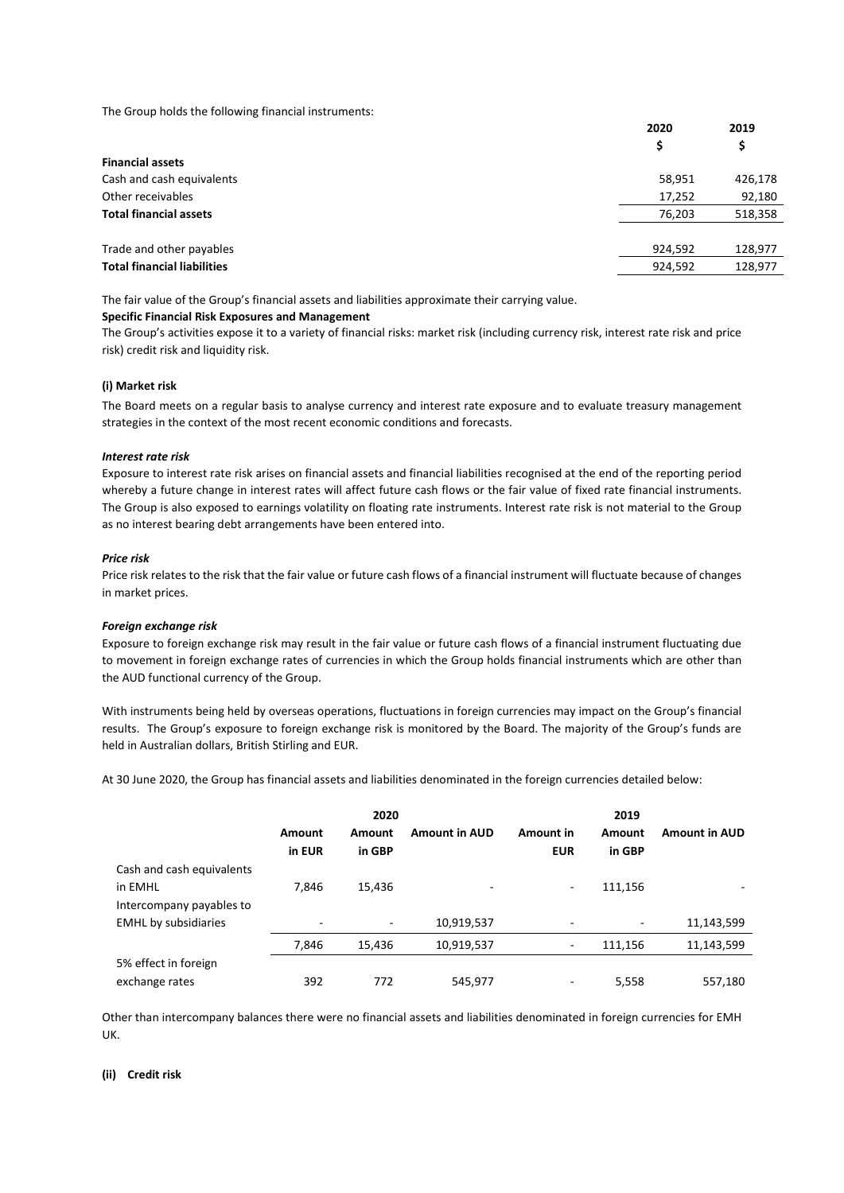The Group holds the following financial instruments:

| | 2020 | 2019 |
|---|---|---|
| | $ | $ |
| **Financial assets** | | |
| Cash and cash equivalents | 58,951 | 426,178 |
| Other receivables | 17,252 | 92,180 |
| **Total financial assets** | 76,203 | 518,358 |
| | | |
| Trade and other payables | 924,592 | 128,977 |
| **Total financial liabilities** | 924,592 | 128,977 |

The fair value of the Group's financial assets and liabilities approximate their carrying value.

**Specific Financial Risk Exposures and Management**

The Group's activities expose it to a variety of financial risks: market risk (including currency risk, interest rate risk and price risk) credit risk and liquidity risk.

**(i) Market risk**

The Board meets on a regular basis to analyse currency and interest rate exposure and to evaluate treasury management strategies in the context of the most recent economic conditions and forecasts.

***Interest rate risk***

Exposure to interest rate risk arises on financial assets and financial liabilities recognised at the end of the reporting period whereby a future change in interest rates will affect future cash flows or the fair value of fixed rate financial instruments. The Group is also exposed to earnings volatility on floating rate instruments. Interest rate risk is not material to the Group as no interest bearing debt arrangements have been entered into.

***Price risk***

Price risk relates to the risk that the fair value or future cash flows of a financial instrument will fluctuate because of changes in market prices.

***Foreign exchange risk***

Exposure to foreign exchange risk may result in the fair value or future cash flows of a financial instrument fluctuating due to movement in foreign exchange rates of currencies in which the Group holds financial instruments which are other than the AUD functional currency of the Group.

With instruments being held by overseas operations, fluctuations in foreign currencies may impact on the Group's financial results. The Group's exposure to foreign exchange risk is monitored by the Board. The majority of the Group's funds are held in Australian dollars, British Stirling and EUR.

At 30 June 2020, the Group has financial assets and liabilities denominated in the foreign currencies detailed below:

| | 2020 | | | 2019 | | |
|---|---|---|---|---|---|---|
| | **Amount in EUR** | **Amount in GBP** | **Amount in AUD** | **Amount in EUR** | **Amount in GBP** | **Amount in AUD** |
| Cash and cash equivalents in EMHL | 7,846 | 15,436 | - | - | 111,156 | - |
| Intercompany payables to EMHL by subsidiaries | - | - | 10,919,537 | - | - | 11,143,599 |
| | 7,846 | 15,436 | 10,919,537 | - | 111,156 | 11,143,599 |
| 5% effect in foreign exchange rates | 392 | 772 | 545,977 | - | 5,558 | 557,180 |

Other than intercompany balances there were no financial assets and liabilities denominated in foreign currencies for EMH UK.

**(ii) Credit risk**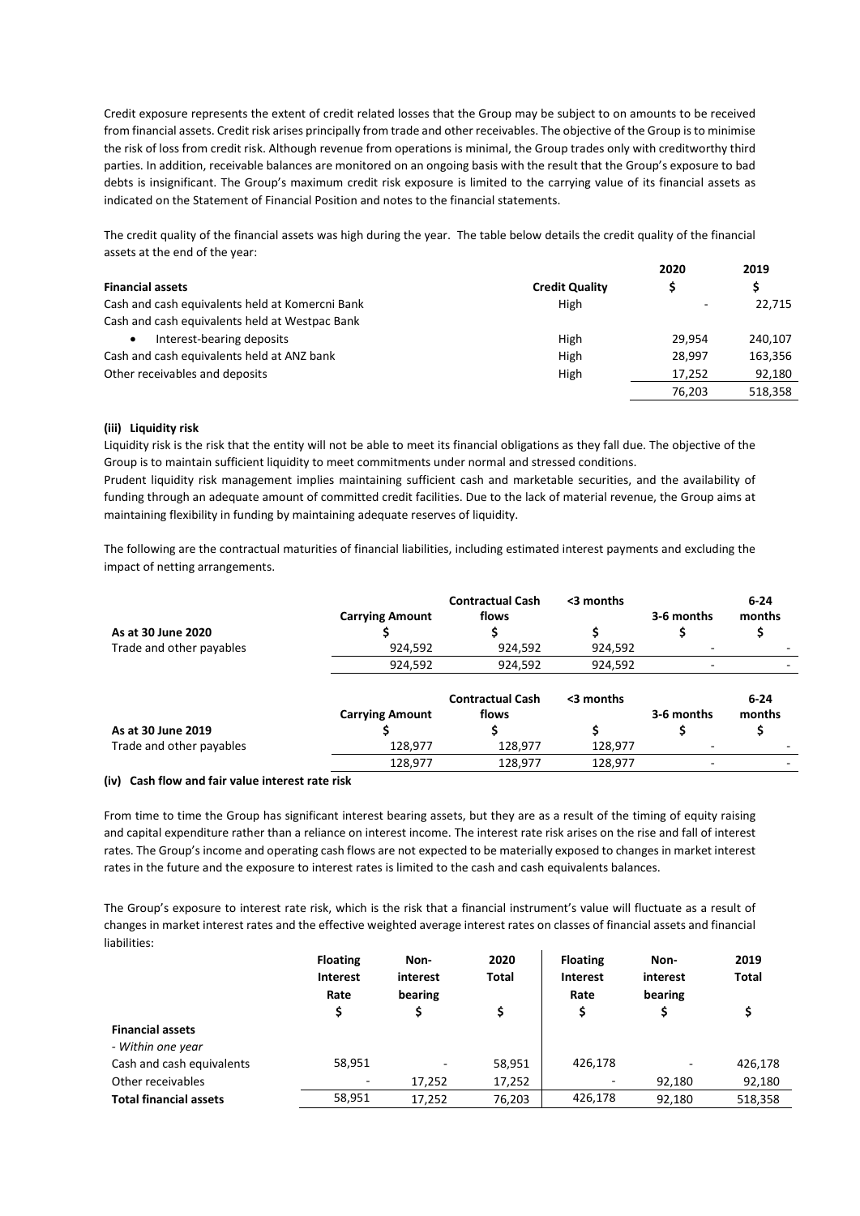Credit exposure represents the extent of credit related losses that the Group may be subject to on amounts to be received from financial assets. Credit risk arises principally from trade and other receivables. The objective of the Group is to minimise the risk of loss from credit risk. Although revenue from operations is minimal, the Group trades only with creditworthy third parties. In addition, receivable balances are monitored on an ongoing basis with the result that the Group's exposure to bad debts is insignificant. The Group's maximum credit risk exposure is limited to the carrying value of its financial assets as indicated on the Statement of Financial Position and notes to the financial statements.

The credit quality of the financial assets was high during the year. The table below details the credit quality of the financial assets at the end of the year:

| | | 2020 | 2019 |
|---|---|---|---|
| **Financial assets** | **Credit Quality** | **$** | **$** |
| Cash and cash equivalents held at Komercni Bank | High | - | 22,715 |
| Cash and cash equivalents held at Westpac Bank | | | |
| • Interest-bearing deposits | High | 29,954 | 240,107 |
| Cash and cash equivalents held at ANZ bank | High | 28,997 | 163,356 |
| Other receivables and deposits | High | 17,252 | 92,180 |
| | | 76,203 | 518,358 |

**(iii) Liquidity risk**

Liquidity risk is the risk that the entity will not be able to meet its financial obligations as they fall due. The objective of the Group is to maintain sufficient liquidity to meet commitments under normal and stressed conditions.

Prudent liquidity risk management implies maintaining sufficient cash and marketable securities, and the availability of funding through an adequate amount of committed credit facilities. Due to the lack of material revenue, the Group aims at maintaining flexibility in funding by maintaining adequate reserves of liquidity.

The following are the contractual maturities of financial liabilities, including estimated interest payments and excluding the impact of netting arrangements.

| As at 30 June 2020 | Carrying Amount $ | Contractual Cash flows $ | <3 months $ | 3-6 months $ | 6-24 months $ |
|---|---|---|---|---|---|
| Trade and other payables | 924,592 | 924,592 | 924,592 | - | - |
| | 924,592 | 924,592 | 924,592 | - | - |

| As at 30 June 2019 | Carrying Amount $ | Contractual Cash flows $ | <3 months $ | 3-6 months $ | 6-24 months $ |
|---|---|---|---|---|---|
| Trade and other payables | 128,977 | 128,977 | 128,977 | - | - |
| | 128,977 | 128,977 | 128,977 | - | - |

**(iv) Cash flow and fair value interest rate risk**

From time to time the Group has significant interest bearing assets, but they are as a result of the timing of equity raising and capital expenditure rather than a reliance on interest income. The interest rate risk arises on the rise and fall of interest rates. The Group's income and operating cash flows are not expected to be materially exposed to changes in market interest rates in the future and the exposure to interest rates is limited to the cash and cash equivalents balances.

The Group's exposure to interest rate risk, which is the risk that a financial instrument's value will fluctuate as a result of changes in market interest rates and the effective weighted average interest rates on classes of financial assets and financial liabilities:

| | Floating Interest Rate | Non-interest bearing | 2020 Total | Floating Interest Rate | Non-interest bearing | 2019 Total |
|---|---|---|---|---|---|---|
| | $ | $ | $ | $ | $ | $ |
| **Financial assets** | | | | | | |
| *- Within one year* | | | | | | |
| Cash and cash equivalents | 58,951 | - | 58,951 | 426,178 | - | 426,178 |
| Other receivables | - | 17,252 | 17,252 | - | 92,180 | 92,180 |
| **Total financial assets** | 58,951 | 17,252 | 76,203 | 426,178 | 92,180 | 518,358 |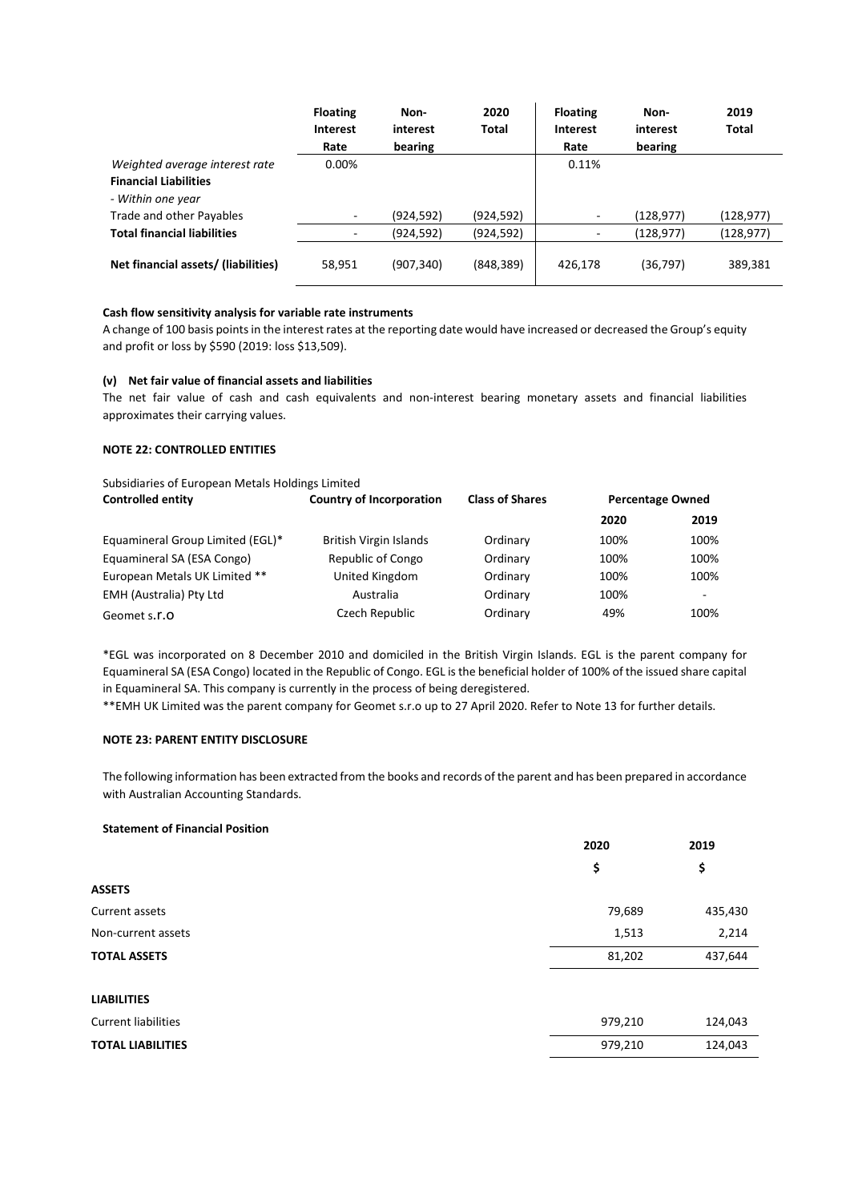| | Floating Interest Rate | Non-interest bearing | 2020 Total | Floating Interest Rate | Non-interest bearing | 2019 Total |
|---|---|---|---|---|---|---|
| *Weighted average interest rate* | 0.00% | | | 0.11% | | |
| **Financial Liabilities** | | | | | | |
| *- Within one year* | | | | | | |
| Trade and other Payables | - | (924,592) | (924,592) | - | (128,977) | (128,977) |
| **Total financial liabilities** | - | (924,592) | (924,592) | - | (128,977) | (128,977) |
| **Net financial assets/ (liabilities)** | 58,951 | (907,340) | (848,389) | 426,178 | (36,797) | 389,381 |

**Cash flow sensitivity analysis for variable rate instruments**

A change of 100 basis points in the interest rates at the reporting date would have increased or decreased the Group's equity and profit or loss by $590 (2019: loss $13,509).

**(v) Net fair value of financial assets and liabilities**

The net fair value of cash and cash equivalents and non-interest bearing monetary assets and financial liabilities approximates their carrying values.

**NOTE 22: CONTROLLED ENTITIES**

Subsidiaries of European Metals Holdings Limited

| Controlled entity | Country of Incorporation | Class of Shares | Percentage Owned 2020 | Percentage Owned 2019 |
|---|---|---|---|---|
| Equamineral Group Limited (EGL)* | British Virgin Islands | Ordinary | 100% | 100% |
| Equamineral SA (ESA Congo) | Republic of Congo | Ordinary | 100% | 100% |
| European Metals UK Limited ** | United Kingdom | Ordinary | 100% | 100% |
| EMH (Australia) Pty Ltd | Australia | Ordinary | 100% | - |
| Geomet s.r.o | Czech Republic | Ordinary | 49% | 100% |

*EGL was incorporated on 8 December 2010 and domiciled in the British Virgin Islands. EGL is the parent company for Equamineral SA (ESA Congo) located in the Republic of Congo. EGL is the beneficial holder of 100% of the issued share capital in Equamineral SA. This company is currently in the process of being deregistered.

**EMH UK Limited was the parent company for Geomet s.r.o up to 27 April 2020. Refer to Note 13 for further details.

**NOTE 23: PARENT ENTITY DISCLOSURE**

The following information has been extracted from the books and records of the parent and has been prepared in accordance with Australian Accounting Standards.

**Statement of Financial Position**

| | 2020 $ | 2019 $ |
|---|---|---|
| **ASSETS** | | |
| Current assets | 79,689 | 435,430 |
| Non-current assets | 1,513 | 2,214 |
| **TOTAL ASSETS** | 81,202 | 437,644 |
| **LIABILITIES** | | |
| Current liabilities | 979,210 | 124,043 |
| **TOTAL LIABILITIES** | 979,210 | 124,043 |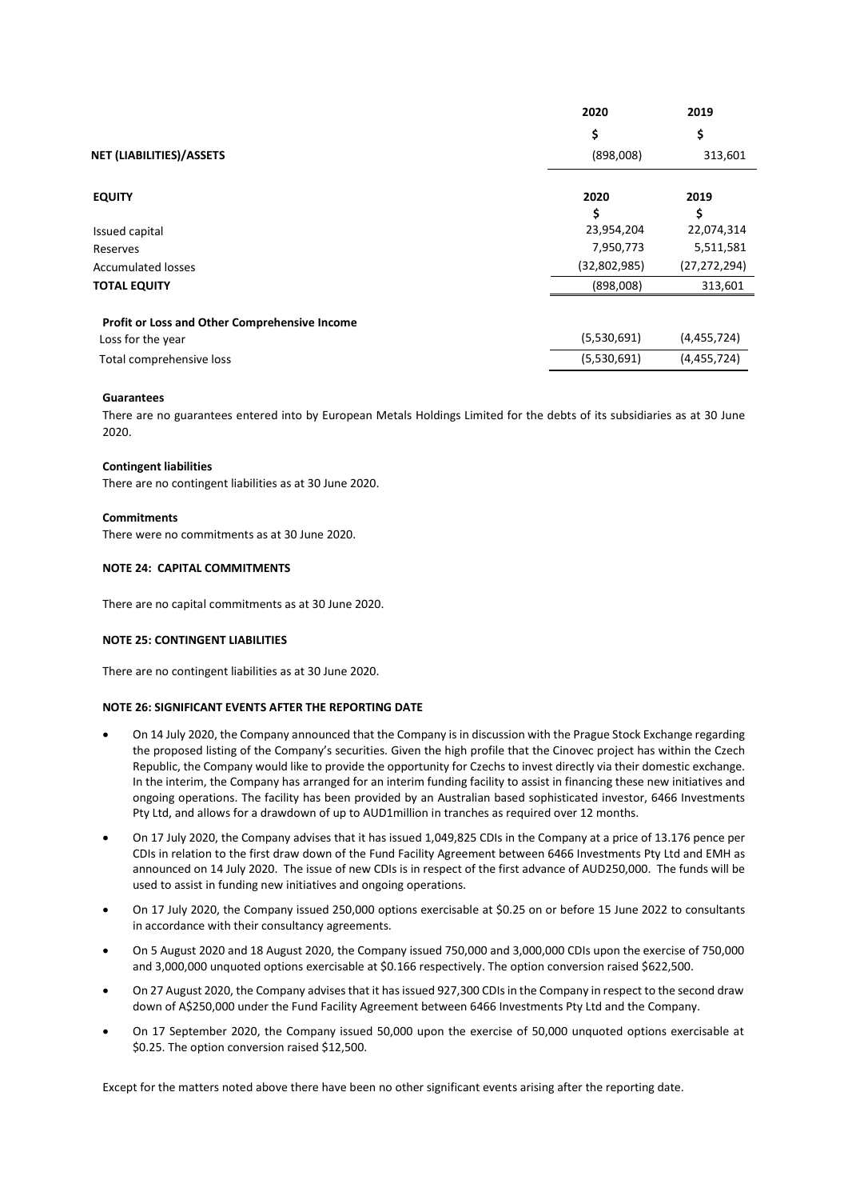| | 2020 | 2019 |
|---|---|---|
| | $ | $ |
| **NET (LIABILITIES)/ASSETS** | (898,008) | 313,601 |

| **EQUITY** | 2020 | 2019 |
|---|---|---|
| | $ | $ |
| Issued capital | 23,954,204 | 22,074,314 |
| Reserves | 7,950,773 | 5,511,581 |
| Accumulated losses | (32,802,985) | (27,272,294) |
| **TOTAL EQUITY** | (898,008) | 313,601 |

| **Profit or Loss and Other Comprehensive Income** | | |
|---|---|---|
| Loss for the year | (5,530,691) | (4,455,724) |
| Total comprehensive loss | (5,530,691) | (4,455,724) |

**Guarantees**

There are no guarantees entered into by European Metals Holdings Limited for the debts of its subsidiaries as at 30 June 2020.

**Contingent liabilities**

There are no contingent liabilities as at 30 June 2020.

**Commitments**

There were no commitments as at 30 June 2020.

**NOTE 24: CAPITAL COMMITMENTS**

There are no capital commitments as at 30 June 2020.

**NOTE 25: CONTINGENT LIABILITIES**

There are no contingent liabilities as at 30 June 2020.

**NOTE 26: SIGNIFICANT EVENTS AFTER THE REPORTING DATE**

- On 14 July 2020, the Company announced that the Company is in discussion with the Prague Stock Exchange regarding the proposed listing of the Company's securities. Given the high profile that the Cinovec project has within the Czech Republic, the Company would like to provide the opportunity for Czechs to invest directly via their domestic exchange. In the interim, the Company has arranged for an interim funding facility to assist in financing these new initiatives and ongoing operations. The facility has been provided by an Australian based sophisticated investor, 6466 Investments Pty Ltd, and allows for a drawdown of up to AUD1million in tranches as required over 12 months.
- On 17 July 2020, the Company advises that it has issued 1,049,825 CDIs in the Company at a price of 13.176 pence per CDIs in relation to the first draw down of the Fund Facility Agreement between 6466 Investments Pty Ltd and EMH as announced on 14 July 2020. The issue of new CDIs is in respect of the first advance of AUD250,000. The funds will be used to assist in funding new initiatives and ongoing operations.
- On 17 July 2020, the Company issued 250,000 options exercisable at $0.25 on or before 15 June 2022 to consultants in accordance with their consultancy agreements.
- On 5 August 2020 and 18 August 2020, the Company issued 750,000 and 3,000,000 CDIs upon the exercise of 750,000 and 3,000,000 unquoted options exercisable at $0.166 respectively. The option conversion raised $622,500.
- On 27 August 2020, the Company advises that it has issued 927,300 CDIs in the Company in respect to the second draw down of A$250,000 under the Fund Facility Agreement between 6466 Investments Pty Ltd and the Company.
- On 17 September 2020, the Company issued 50,000 upon the exercise of 50,000 unquoted options exercisable at $0.25. The option conversion raised $12,500.

Except for the matters noted above there have been no other significant events arising after the reporting date.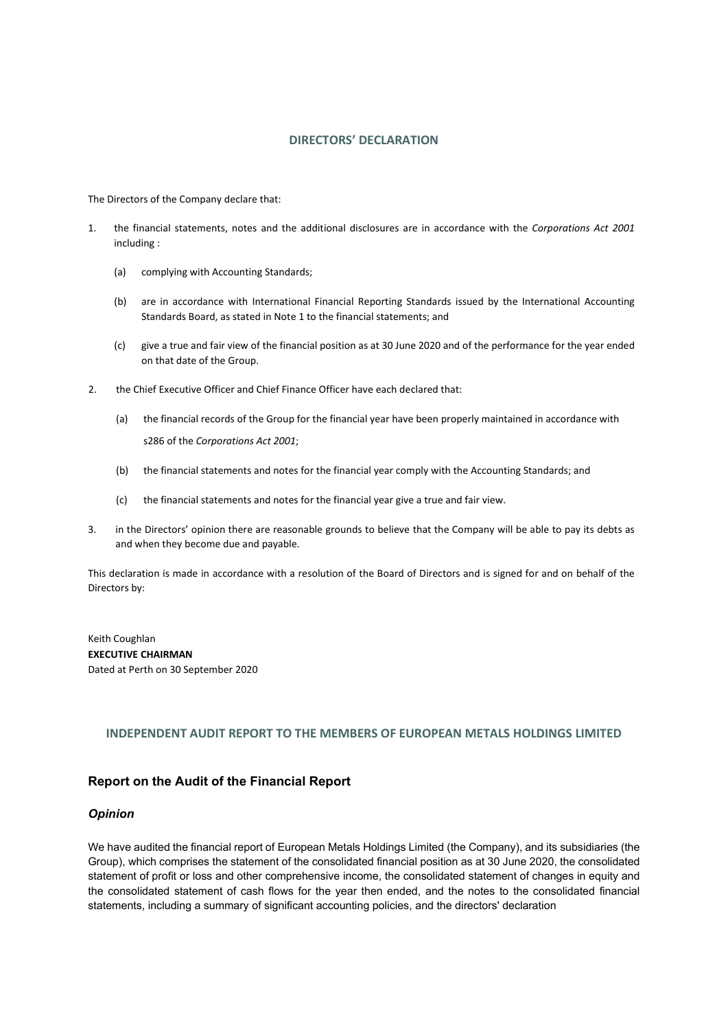## DIRECTORS' DECLARATION

The Directors of the Company declare that:

1. the financial statements, notes and the additional disclosures are in accordance with the *Corporations Act 2001* including :

   (a) complying with Accounting Standards;

   (b) are in accordance with International Financial Reporting Standards issued by the International Accounting Standards Board, as stated in Note 1 to the financial statements; and

   (c) give a true and fair view of the financial position as at 30 June 2020 and of the performance for the year ended on that date of the Group.

2. the Chief Executive Officer and Chief Finance Officer have each declared that:

   (a) the financial records of the Group for the financial year have been properly maintained in accordance with s286 of the *Corporations Act 2001*;

   (b) the financial statements and notes for the financial year comply with the Accounting Standards; and

   (c) the financial statements and notes for the financial year give a true and fair view.

3. in the Directors' opinion there are reasonable grounds to believe that the Company will be able to pay its debts as and when they become due and payable.

This declaration is made in accordance with a resolution of the Board of Directors and is signed for and on behalf of the Directors by:

Keith Coughlan
**EXECUTIVE CHAIRMAN**
Dated at Perth on 30 September 2020

## INDEPENDENT AUDIT REPORT TO THE MEMBERS OF EUROPEAN METALS HOLDINGS LIMITED

### Report on the Audit of the Financial Report

#### *Opinion*

We have audited the financial report of European Metals Holdings Limited (the Company), and its subsidiaries (the Group), which comprises the statement of the consolidated financial position as at 30 June 2020, the consolidated statement of profit or loss and other comprehensive income, the consolidated statement of changes in equity and the consolidated statement of cash flows for the year then ended, and the notes to the consolidated financial statements, including a summary of significant accounting policies, and the directors' declaration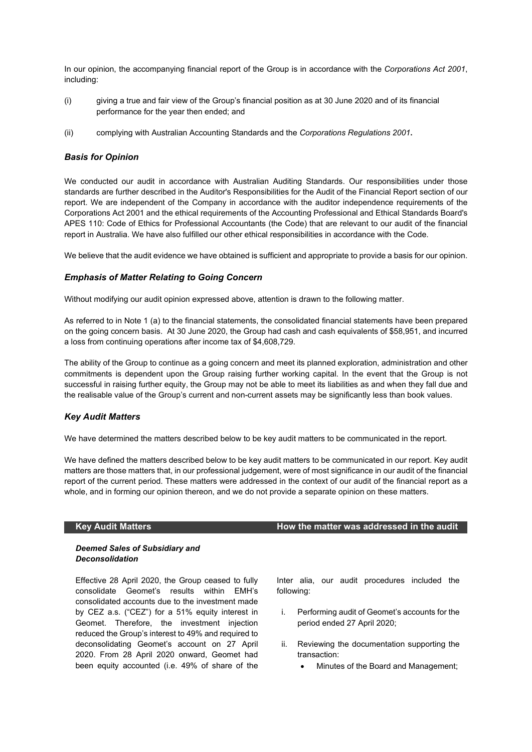In our opinion, the accompanying financial report of the Group is in accordance with the *Corporations Act 2001*, including:

(i) giving a true and fair view of the Group's financial position as at 30 June 2020 and of its financial performance for the year then ended; and

(ii) complying with Australian Accounting Standards and the *Corporations Regulations 2001*.

### *Basis for Opinion*

We conducted our audit in accordance with Australian Auditing Standards. Our responsibilities under those standards are further described in the Auditor's Responsibilities for the Audit of the Financial Report section of our report. We are independent of the Company in accordance with the auditor independence requirements of the Corporations Act 2001 and the ethical requirements of the Accounting Professional and Ethical Standards Board's APES 110: Code of Ethics for Professional Accountants (the Code) that are relevant to our audit of the financial report in Australia. We have also fulfilled our other ethical responsibilities in accordance with the Code.

We believe that the audit evidence we have obtained is sufficient and appropriate to provide a basis for our opinion.

### *Emphasis of Matter Relating to Going Concern*

Without modifying our audit opinion expressed above, attention is drawn to the following matter.

As referred to in Note 1 (a) to the financial statements, the consolidated financial statements have been prepared on the going concern basis. At 30 June 2020, the Group had cash and cash equivalents of $58,951, and incurred a loss from continuing operations after income tax of $4,608,729.

The ability of the Group to continue as a going concern and meet its planned exploration, administration and other commitments is dependent upon the Group raising further working capital. In the event that the Group is not successful in raising further equity, the Group may not be able to meet its liabilities as and when they fall due and the realisable value of the Group's current and non-current assets may be significantly less than book values.

### *Key Audit Matters*

We have determined the matters described below to be key audit matters to be communicated in the report.

We have defined the matters described below to be key audit matters to be communicated in our report. Key audit matters are those matters that, in our professional judgement, were of most significance in our audit of the financial report of the current period. These matters were addressed in the context of our audit of the financial report as a whole, and in forming our opinion thereon, and we do not provide a separate opinion on these matters.

| Key Audit Matters | How the matter was addressed in the audit |
| --- | --- |
| ***Deemed Sales of Subsidiary and Deconsolidation***<br><br>Effective 28 April 2020, the Group ceased to fully consolidate Geomet's results within EMH's consolidated accounts due to the investment made by CEZ a.s. ("CEZ") for a 51% equity interest in Geomet. Therefore, the investment injection reduced the Group's interest to 49% and required to deconsolidating Geomet's account on 27 April 2020. From 28 April 2020 onward, Geomet had been equity accounted (i.e. 49% of share of the | Inter alia, our audit procedures included the following:<br><br>i. Performing audit of Geomet's accounts for the period ended 27 April 2020;<br><br>ii. Reviewing the documentation supporting the transaction:<br>• Minutes of the Board and Management; |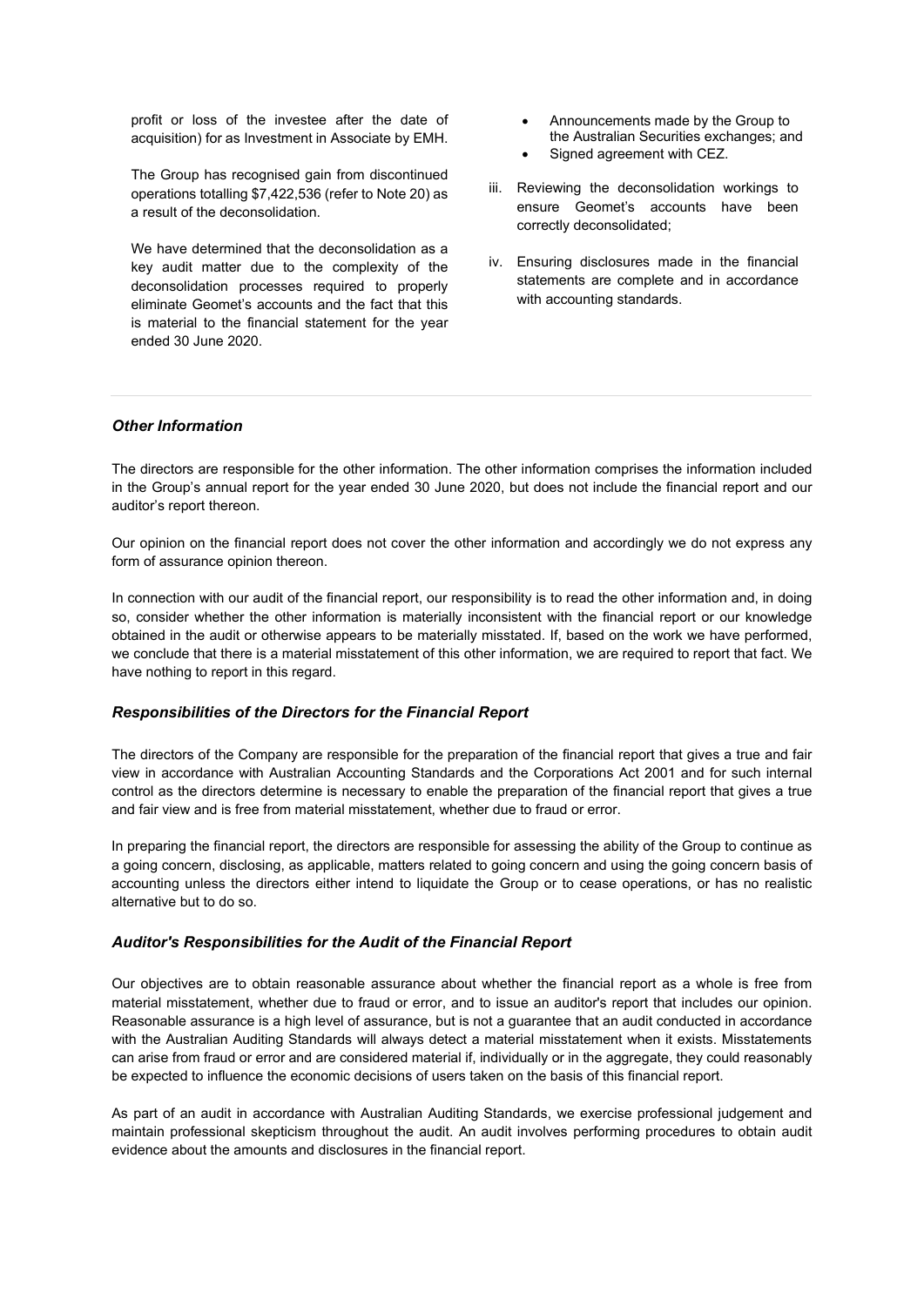profit or loss of the investee after the date of acquisition) for as Investment in Associate by EMH.

The Group has recognised gain from discontinued operations totalling $7,422,536 (refer to Note 20) as a result of the deconsolidation.

We have determined that the deconsolidation as a key audit matter due to the complexity of the deconsolidation processes required to properly eliminate Geomet's accounts and the fact that this is material to the financial statement for the year ended 30 June 2020.

- Announcements made by the Group to the Australian Securities exchanges; and
- Signed agreement with CEZ.

iii. Reviewing the deconsolidation workings to ensure Geomet's accounts have been correctly deconsolidated;

iv. Ensuring disclosures made in the financial statements are complete and in accordance with accounting standards.

### *Other Information*

The directors are responsible for the other information. The other information comprises the information included in the Group's annual report for the year ended 30 June 2020, but does not include the financial report and our auditor's report thereon.

Our opinion on the financial report does not cover the other information and accordingly we do not express any form of assurance opinion thereon.

In connection with our audit of the financial report, our responsibility is to read the other information and, in doing so, consider whether the other information is materially inconsistent with the financial report or our knowledge obtained in the audit or otherwise appears to be materially misstated. If, based on the work we have performed, we conclude that there is a material misstatement of this other information, we are required to report that fact. We have nothing to report in this regard.

### *Responsibilities of the Directors for the Financial Report*

The directors of the Company are responsible for the preparation of the financial report that gives a true and fair view in accordance with Australian Accounting Standards and the Corporations Act 2001 and for such internal control as the directors determine is necessary to enable the preparation of the financial report that gives a true and fair view and is free from material misstatement, whether due to fraud or error.

In preparing the financial report, the directors are responsible for assessing the ability of the Group to continue as a going concern, disclosing, as applicable, matters related to going concern and using the going concern basis of accounting unless the directors either intend to liquidate the Group or to cease operations, or has no realistic alternative but to do so.

### *Auditor's Responsibilities for the Audit of the Financial Report*

Our objectives are to obtain reasonable assurance about whether the financial report as a whole is free from material misstatement, whether due to fraud or error, and to issue an auditor's report that includes our opinion. Reasonable assurance is a high level of assurance, but is not a guarantee that an audit conducted in accordance with the Australian Auditing Standards will always detect a material misstatement when it exists. Misstatements can arise from fraud or error and are considered material if, individually or in the aggregate, they could reasonably be expected to influence the economic decisions of users taken on the basis of this financial report.

As part of an audit in accordance with Australian Auditing Standards, we exercise professional judgement and maintain professional skepticism throughout the audit. An audit involves performing procedures to obtain audit evidence about the amounts and disclosures in the financial report.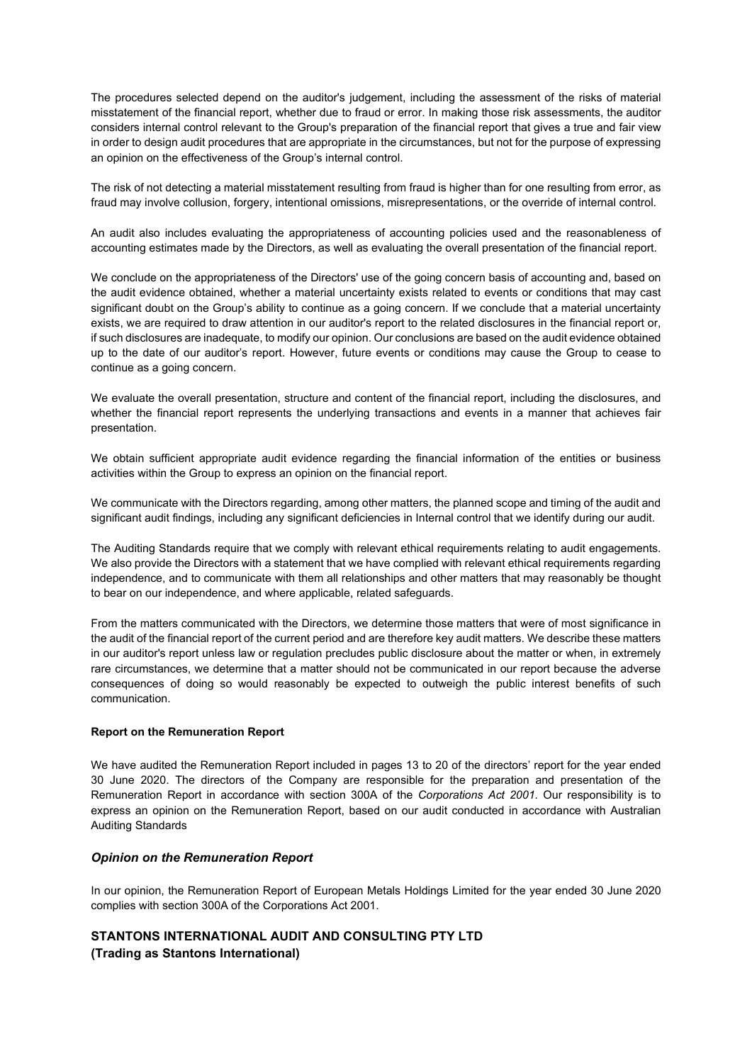The procedures selected depend on the auditor's judgement, including the assessment of the risks of material misstatement of the financial report, whether due to fraud or error. In making those risk assessments, the auditor considers internal control relevant to the Group's preparation of the financial report that gives a true and fair view in order to design audit procedures that are appropriate in the circumstances, but not for the purpose of expressing an opinion on the effectiveness of the Group's internal control.

The risk of not detecting a material misstatement resulting from fraud is higher than for one resulting from error, as fraud may involve collusion, forgery, intentional omissions, misrepresentations, or the override of internal control.

An audit also includes evaluating the appropriateness of accounting policies used and the reasonableness of accounting estimates made by the Directors, as well as evaluating the overall presentation of the financial report.

We conclude on the appropriateness of the Directors' use of the going concern basis of accounting and, based on the audit evidence obtained, whether a material uncertainty exists related to events or conditions that may cast significant doubt on the Group's ability to continue as a going concern. If we conclude that a material uncertainty exists, we are required to draw attention in our auditor's report to the related disclosures in the financial report or, if such disclosures are inadequate, to modify our opinion. Our conclusions are based on the audit evidence obtained up to the date of our auditor's report. However, future events or conditions may cause the Group to cease to continue as a going concern.

We evaluate the overall presentation, structure and content of the financial report, including the disclosures, and whether the financial report represents the underlying transactions and events in a manner that achieves fair presentation.

We obtain sufficient appropriate audit evidence regarding the financial information of the entities or business activities within the Group to express an opinion on the financial report.

We communicate with the Directors regarding, among other matters, the planned scope and timing of the audit and significant audit findings, including any significant deficiencies in Internal control that we identify during our audit.

The Auditing Standards require that we comply with relevant ethical requirements relating to audit engagements. We also provide the Directors with a statement that we have complied with relevant ethical requirements regarding independence, and to communicate with them all relationships and other matters that may reasonably be thought to bear on our independence, and where applicable, related safeguards.

From the matters communicated with the Directors, we determine those matters that were of most significance in the audit of the financial report of the current period and are therefore key audit matters. We describe these matters in our auditor's report unless law or regulation precludes public disclosure about the matter or when, in extremely rare circumstances, we determine that a matter should not be communicated in our report because the adverse consequences of doing so would reasonably be expected to outweigh the public interest benefits of such communication.

**Report on the Remuneration Report**

We have audited the Remuneration Report included in pages 13 to 20 of the directors' report for the year ended 30 June 2020. The directors of the Company are responsible for the preparation and presentation of the Remuneration Report in accordance with section 300A of the *Corporations Act 2001*. Our responsibility is to express an opinion on the Remuneration Report, based on our audit conducted in accordance with Australian Auditing Standards

### *Opinion on the Remuneration Report*

In our opinion, the Remuneration Report of European Metals Holdings Limited for the year ended 30 June 2020 complies with section 300A of the Corporations Act 2001.

**STANTONS INTERNATIONAL AUDIT AND CONSULTING PTY LTD**
**(Trading as Stantons International)**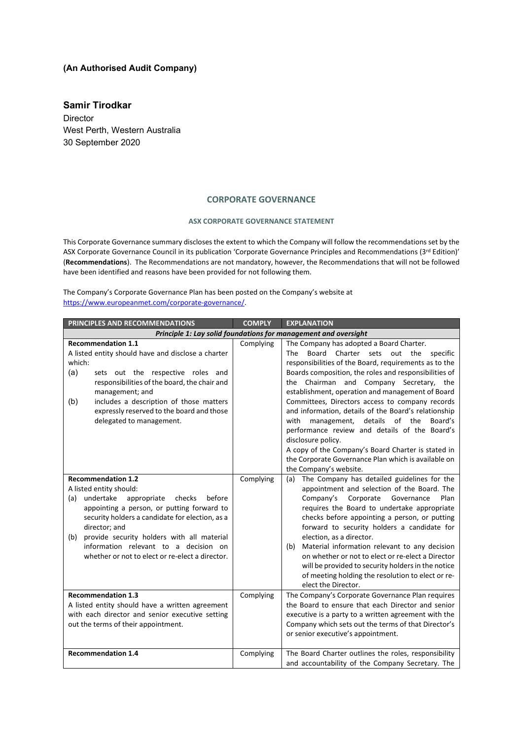**(An Authorised Audit Company)**

**Samir Tirodkar**
Director
West Perth, Western Australia
30 September 2020

## CORPORATE GOVERNANCE

### ASX CORPORATE GOVERNANCE STATEMENT

This Corporate Governance summary discloses the extent to which the Company will follow the recommendations set by the ASX Corporate Governance Council in its publication 'Corporate Governance Principles and Recommendations (3rd Edition)' (**Recommendations**). The Recommendations are not mandatory, however, the Recommendations that will not be followed have been identified and reasons have been provided for not following them.

The Company's Corporate Governance Plan has been posted on the Company's website at https://www.europeanmet.com/corporate-governance/.

| PRINCIPLES AND RECOMMENDATIONS | COMPLY | EXPLANATION |
|---|---|---|
| ***Principle 1: Lay solid foundations for management and oversight*** | | |
| **Recommendation 1.1**<br>A listed entity should have and disclose a charter which:<br>(a) sets out the respective roles and responsibilities of the board, the chair and management; and<br>(b) includes a description of those matters expressly reserved to the board and those delegated to management. | Complying | The Company has adopted a Board Charter.<br>The Board Charter sets out the specific responsibilities of the Board, requirements as to the Boards composition, the roles and responsibilities of the Chairman and Company Secretary, the establishment, operation and management of Board Committees, Directors access to company records and information, details of the Board's relationship with management, details of the Board's performance review and details of the Board's disclosure policy.<br>A copy of the Company's Board Charter is stated in the Corporate Governance Plan which is available on the Company's website. |
| **Recommendation 1.2**<br>A listed entity should:<br>(a) undertake appropriate checks before appointing a person, or putting forward to security holders a candidate for election, as a director; and<br>(b) provide security holders with all material information relevant to a decision on whether or not to elect or re-elect a director. | Complying | (a) The Company has detailed guidelines for the appointment and selection of the Board. The Company's Corporate Governance Plan requires the Board to undertake appropriate checks before appointing a person, or putting forward to security holders a candidate for election, as a director.<br>(b) Material information relevant to any decision on whether or not to elect or re-elect a Director will be provided to security holders in the notice of meeting holding the resolution to elect or re-elect the Director. |
| **Recommendation 1.3**<br>A listed entity should have a written agreement with each director and senior executive setting out the terms of their appointment. | Complying | The Company's Corporate Governance Plan requires the Board to ensure that each Director and senior executive is a party to a written agreement with the Company which sets out the terms of that Director's or senior executive's appointment. |
| **Recommendation 1.4** | Complying | The Board Charter outlines the roles, responsibility and accountability of the Company Secretary. The |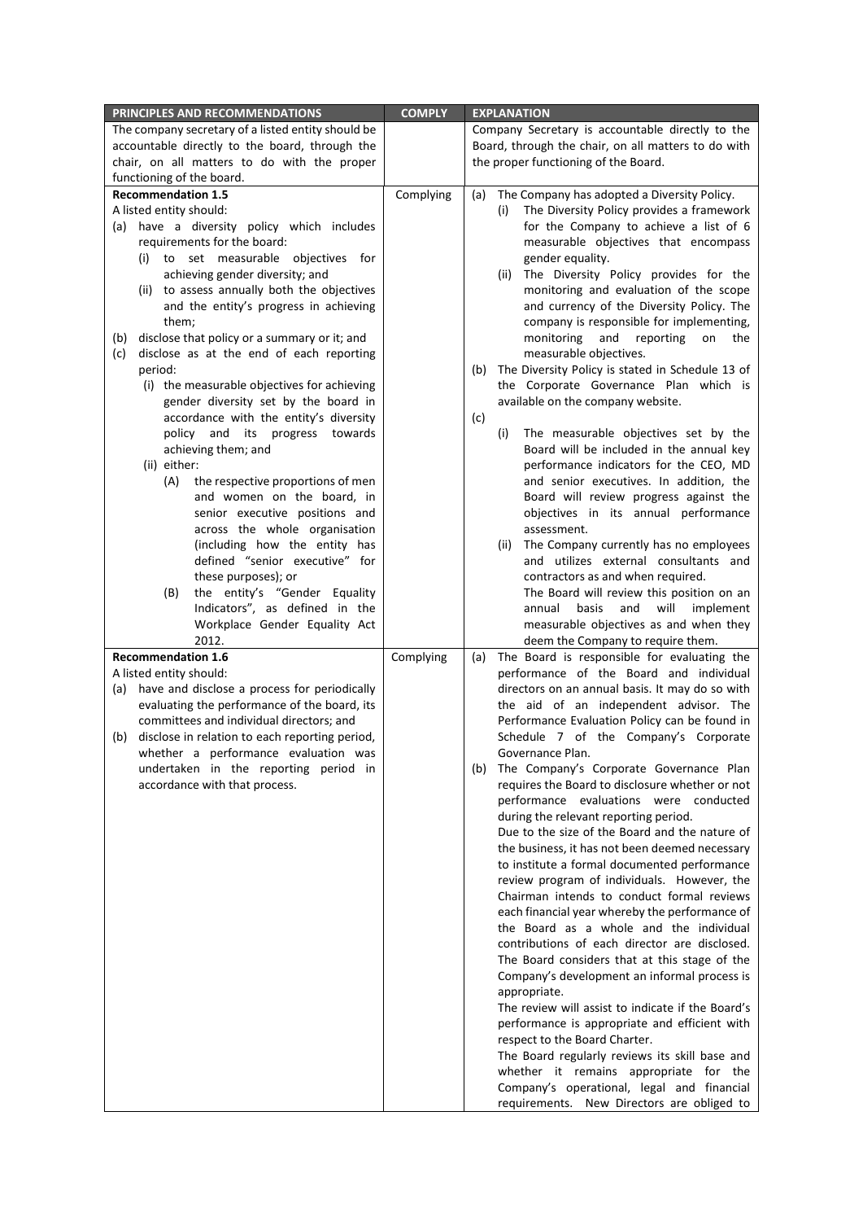| PRINCIPLES AND RECOMMENDATIONS | COMPLY | EXPLANATION |
|---|---|---|
| The company secretary of a listed entity should be accountable directly to the board, through the chair, on all matters to do with the proper functioning of the board. | | Company Secretary is accountable directly to the Board, through the chair, on all matters to do with the proper functioning of the Board. |
| **Recommendation 1.5**<br>A listed entity should:<br>(a) have a diversity policy which includes requirements for the board:<br>(i) to set measurable objectives for achieving gender diversity; and<br>(ii) to assess annually both the objectives and the entity's progress in achieving them;<br>(b) disclose that policy or a summary or it; and<br>(c) disclose as at the end of each reporting period:<br>(i) the measurable objectives for achieving gender diversity set by the board in accordance with the entity's diversity policy and its progress towards achieving them; and<br>(ii) either:<br>(A) the respective proportions of men and women on the board, in senior executive positions and across the whole organisation (including how the entity has defined "senior executive" for these purposes); or<br>(B) the entity's "Gender Equality Indicators", as defined in the Workplace Gender Equality Act 2012. | Complying | (a) The Company has adopted a Diversity Policy.<br>(i) The Diversity Policy provides a framework for the Company to achieve a list of 6 measurable objectives that encompass gender equality.<br>(ii) The Diversity Policy provides for the monitoring and evaluation of the scope and currency of the Diversity Policy. The company is responsible for implementing, monitoring and reporting on the measurable objectives.<br>(b) The Diversity Policy is stated in Schedule 13 of the Corporate Governance Plan which is available on the company website.<br>(c)<br>(i) The measurable objectives set by the Board will be included in the annual key performance indicators for the CEO, MD and senior executives. In addition, the Board will review progress against the objectives in its annual performance assessment.<br>(ii) The Company currently has no employees and utilizes external consultants and contractors as and when required.<br>The Board will review this position on an annual basis and will implement measurable objectives as and when they deem the Company to require them. |
| **Recommendation 1.6**<br>A listed entity should:<br>(a) have and disclose a process for periodically evaluating the performance of the board, its committees and individual directors; and<br>(b) disclose in relation to each reporting period, whether a performance evaluation was undertaken in the reporting period in accordance with that process. | Complying | (a) The Board is responsible for evaluating the performance of the Board and individual directors on an annual basis. It may do so with the aid of an independent advisor. The Performance Evaluation Policy can be found in Schedule 7 of the Company's Corporate Governance Plan.<br>(b) The Company's Corporate Governance Plan requires the Board to disclosure whether or not performance evaluations were conducted during the relevant reporting period.<br>Due to the size of the Board and the nature of the business, it has not been deemed necessary to institute a formal documented performance review program of individuals. However, the Chairman intends to conduct formal reviews each financial year whereby the performance of the Board as a whole and the individual contributions of each director are disclosed. The Board considers that at this stage of the Company's development an informal process is appropriate.<br>The review will assist to indicate if the Board's performance is appropriate and efficient with respect to the Board Charter.<br>The Board regularly reviews its skill base and whether it remains appropriate for the Company's operational, legal and financial requirements. New Directors are obliged to |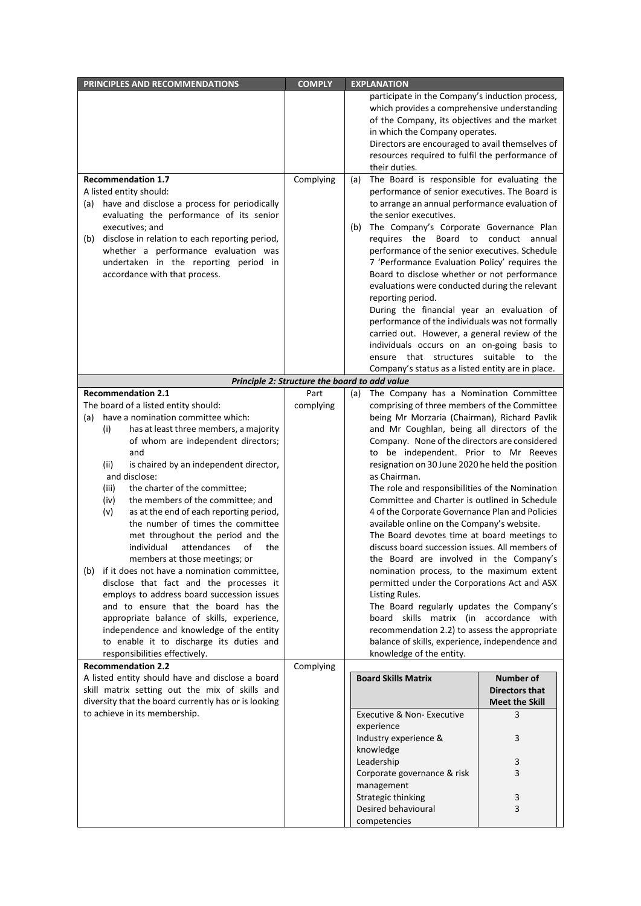| PRINCIPLES AND RECOMMENDATIONS | COMPLY | EXPLANATION |
|---|---|---|
| | | participate in the Company's induction process, which provides a comprehensive understanding of the Company, its objectives and the market in which the Company operates.<br>Directors are encouraged to avail themselves of resources required to fulfil the performance of their duties. |
| **Recommendation 1.7**<br>A listed entity should:<br>(a) have and disclose a process for periodically evaluating the performance of its senior executives; and<br>(b) disclose in relation to each reporting period, whether a performance evaluation was undertaken in the reporting period in accordance with that process. | Complying | (a) The Board is responsible for evaluating the performance of senior executives. The Board is to arrange an annual performance evaluation of the senior executives.<br>(b) The Company's Corporate Governance Plan requires the Board to conduct annual performance of the senior executives. Schedule 7 'Performance Evaluation Policy' requires the Board to disclose whether or not performance evaluations were conducted during the relevant reporting period.<br>During the financial year an evaluation of performance of the individuals was not formally carried out. However, a general review of the individuals occurs on an on-going basis to ensure that structures suitable to the Company's status as a listed entity are in place. |
| ***Principle 2: Structure the board to add value*** | | |
| **Recommendation 2.1**<br>The board of a listed entity should:<br>(a) have a nomination committee which:<br>(i) has at least three members, a majority of whom are independent directors; and<br>(ii) is chaired by an independent director,<br>and disclose:<br>(iii) the charter of the committee;<br>(iv) the members of the committee; and<br>(v) as at the end of each reporting period, the number of times the committee met throughout the period and the individual attendances of the members at those meetings; or<br>(b) if it does not have a nomination committee, disclose that fact and the processes it employs to address board succession issues and to ensure that the board has the appropriate balance of skills, experience, independence and knowledge of the entity to enable it to discharge its duties and responsibilities effectively. | Part complying | (a) The Company has a Nomination Committee comprising of three members of the Committee being Mr Morzaria (Chairman), Richard Pavlik and Mr Coughlan, being all directors of the Company. None of the directors are considered to be independent. Prior to Mr Reeves resignation on 30 June 2020 he held the position as Chairman.<br>The role and responsibilities of the Nomination Committee and Charter is outlined in Schedule 4 of the Corporate Governance Plan and Policies available online on the Company's website.<br>The Board devotes time at board meetings to discuss board succession issues. All members of the Board are involved in the Company's nomination process, to the maximum extent permitted under the Corporations Act and ASX Listing Rules.<br>The Board regularly updates the Company's board skills matrix (in accordance with recommendation 2.2) to assess the appropriate balance of skills, experience, independence and knowledge of the entity. |
| **Recommendation 2.2**<br>A listed entity should have and disclose a board skill matrix setting out the mix of skills and diversity that the board currently has or is looking to achieve in its membership. | Complying | See Board Skills Matrix below. |

| Board Skills Matrix | Number of Directors that Meet the Skill |
|---|---|
| Executive & Non- Executive experience | 3 |
| Industry experience & knowledge | 3 |
| Leadership | 3 |
| Corporate governance & risk management | 3 |
| Strategic thinking | 3 |
| Desired behavioural competencies | 3 |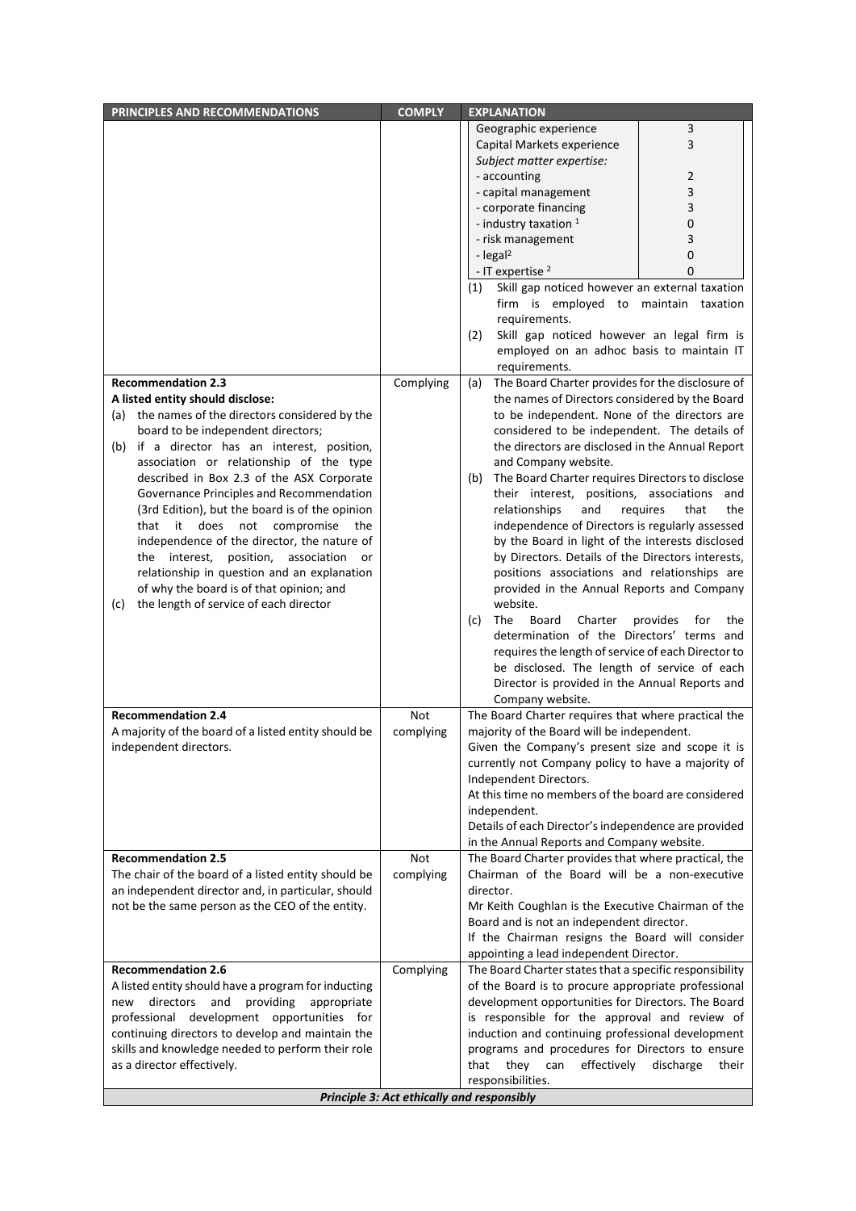| PRINCIPLES AND RECOMMENDATIONS | COMPLY | EXPLANATION |
|---|---|---|
| | | Geographic experience: 3<br>Capital Markets experience: 3<br>*Subject matter expertise:*<br>- accounting: 2<br>- capital management: 3<br>- corporate financing: 3<br>- industry taxation [1]: 0<br>- risk management: 3<br>- legal[2]: 0<br>- IT expertise [2]: 0<br>(1) Skill gap noticed however an external taxation firm is employed to maintain taxation requirements.<br>(2) Skill gap noticed however an legal firm is employed on an adhoc basis to maintain IT requirements. |
| **Recommendation 2.3**<br>**A listed entity should disclose:**<br>(a) the names of the directors considered by the board to be independent directors;<br>(b) if a director has an interest, position, association or relationship of the type described in Box 2.3 of the ASX Corporate Governance Principles and Recommendation (3rd Edition), but the board is of the opinion that it does not compromise the independence of the director, the nature of the interest, position, association or relationship in question and an explanation of why the board is of that opinion; and<br>(c) the length of service of each director | Complying | (a) The Board Charter provides for the disclosure of the names of Directors considered by the Board to be independent. None of the directors are considered to be independent. The details of the directors are disclosed in the Annual Report and Company website.<br>(b) The Board Charter requires Directors to disclose their interest, positions, associations and relationships and requires that the independence of Directors is regularly assessed by the Board in light of the interests disclosed by Directors. Details of the Directors interests, positions associations and relationships are provided in the Annual Reports and Company website.<br>(c) The Board Charter provides for the determination of the Directors' terms and requires the length of service of each Director to be disclosed. The length of service of each Director is provided in the Annual Reports and Company website. |
| **Recommendation 2.4**<br>A majority of the board of a listed entity should be independent directors. | Not complying | The Board Charter requires that where practical the majority of the Board will be independent.<br>Given the Company's present size and scope it is currently not Company policy to have a majority of Independent Directors.<br>At this time no members of the board are considered independent.<br>Details of each Director's independence are provided in the Annual Reports and Company website. |
| **Recommendation 2.5**<br>The chair of the board of a listed entity should be an independent director and, in particular, should not be the same person as the CEO of the entity. | Not complying | The Board Charter provides that where practical, the Chairman of the Board will be a non-executive director.<br>Mr Keith Coughlan is the Executive Chairman of the Board and is not an independent director.<br>If the Chairman resigns the Board will consider appointing a lead independent Director. |
| **Recommendation 2.6**<br>A listed entity should have a program for inducting new directors and providing appropriate professional development opportunities for continuing directors to develop and maintain the skills and knowledge needed to perform their role as a director effectively. | Complying | The Board Charter states that a specific responsibility of the Board is to procure appropriate professional development opportunities for Directors. The Board is responsible for the approval and review of induction and continuing professional development programs and procedures for Directors to ensure that they can effectively discharge their responsibilities. |
| ***Principle 3: Act ethically and responsibly*** | | |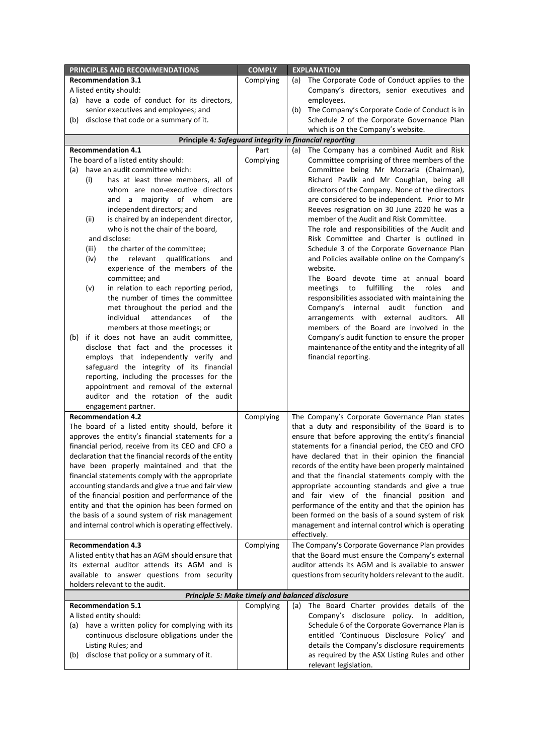| PRINCIPLES AND RECOMMENDATIONS | COMPLY | EXPLANATION |
|---|---|---|
| **Recommendation 3.1**<br>A listed entity should:<br>(a) have a code of conduct for its directors, senior executives and employees; and<br>(b) disclose that code or a summary of it. | Complying | (a) The Corporate Code of Conduct applies to the Company's directors, senior executives and employees.<br>(b) The Company's Corporate Code of Conduct is in Schedule 2 of the Corporate Governance Plan which is on the Company's website. |
| ***Principle 4: Safeguard integrity in financial reporting*** | | |
| **Recommendation 4.1**<br>The board of a listed entity should:<br>(a) have an audit committee which:<br>(i) has at least three members, all of whom are non-executive directors and a majority of whom are independent directors; and<br>(ii) is chaired by an independent director, who is not the chair of the board,<br>and disclose:<br>(iii) the charter of the committee;<br>(iv) the relevant qualifications and experience of the members of the committee; and<br>(v) in relation to each reporting period, the number of times the committee met throughout the period and the individual attendances of the members at those meetings; or<br>(b) if it does not have an audit committee, disclose that fact and the processes it employs that independently verify and safeguard the integrity of its financial reporting, including the processes for the appointment and removal of the external auditor and the rotation of the audit engagement partner. | Part Complying | (a) The Company has a combined Audit and Risk Committee comprising of three members of the Committee being Mr Morzaria (Chairman), Richard Pavlik and Mr Coughlan, being all directors of the Company. None of the directors are considered to be independent. Prior to Mr Reeves resignation on 30 June 2020 he was a member of the Audit and Risk Committee.<br>The role and responsibilities of the Audit and Risk Committee and Charter is outlined in Schedule 3 of the Corporate Governance Plan and Policies available online on the Company's website.<br>The Board devote time at annual board meetings to fulfilling the roles and responsibilities associated with maintaining the Company's internal audit function and arrangements with external auditors. All members of the Board are involved in the Company's audit function to ensure the proper maintenance of the entity and the integrity of all financial reporting. |
| **Recommendation 4.2**<br>The board of a listed entity should, before it approves the entity's financial statements for a financial period, receive from its CEO and CFO a declaration that the financial records of the entity have been properly maintained and that the financial statements comply with the appropriate accounting standards and give a true and fair view of the financial position and performance of the entity and that the opinion has been formed on the basis of a sound system of risk management and internal control which is operating effectively. | Complying | The Company's Corporate Governance Plan states that a duty and responsibility of the Board is to ensure that before approving the entity's financial statements for a financial period, the CEO and CFO have declared that in their opinion the financial records of the entity have been properly maintained and that the financial statements comply with the appropriate accounting standards and give a true and fair view of the financial position and performance of the entity and that the opinion has been formed on the basis of a sound system of risk management and internal control which is operating effectively. |
| **Recommendation 4.3**<br>A listed entity that has an AGM should ensure that its external auditor attends its AGM and is available to answer questions from security holders relevant to the audit. | Complying | The Company's Corporate Governance Plan provides that the Board must ensure the Company's external auditor attends its AGM and is available to answer questions from security holders relevant to the audit. |
| ***Principle 5: Make timely and balanced disclosure*** | | |
| **Recommendation 5.1**<br>A listed entity should:<br>(a) have a written policy for complying with its continuous disclosure obligations under the Listing Rules; and<br>(b) disclose that policy or a summary of it. | Complying | (a) The Board Charter provides details of the Company's disclosure policy. In addition, Schedule 6 of the Corporate Governance Plan is entitled 'Continuous Disclosure Policy' and details the Company's disclosure requirements as required by the ASX Listing Rules and other relevant legislation. |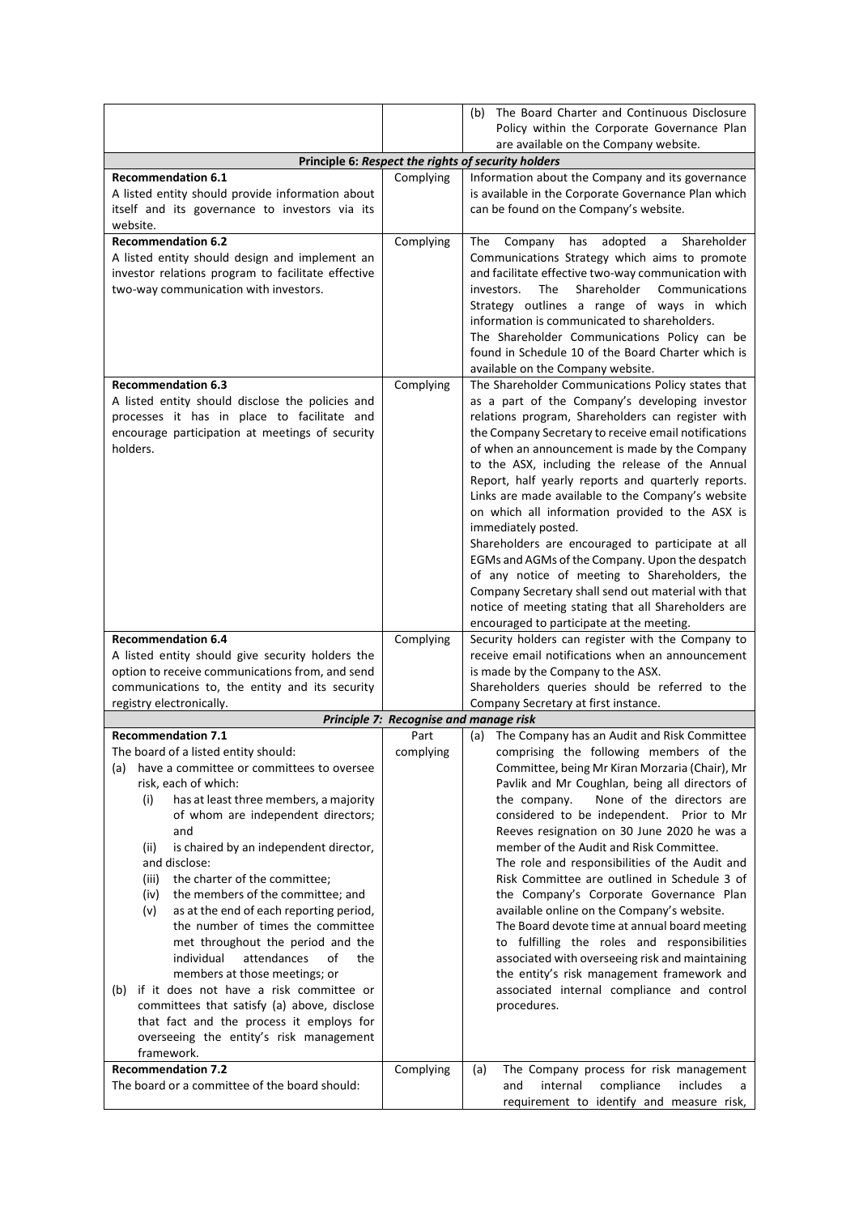| | | |
|---|---|---|
| | | (b) The Board Charter and Continuous Disclosure Policy within the Corporate Governance Plan are available on the Company website. |
| **Principle 6: *Respect the rights of security holders*** | | |
| **Recommendation 6.1**<br>A listed entity should provide information about itself and its governance to investors via its website. | Complying | Information about the Company and its governance is available in the Corporate Governance Plan which can be found on the Company's website. |
| **Recommendation 6.2**<br>A listed entity should design and implement an investor relations program to facilitate effective two-way communication with investors. | Complying | The Company has adopted a Shareholder Communications Strategy which aims to promote and facilitate effective two-way communication with investors. The Shareholder Communications Strategy outlines a range of ways in which information is communicated to shareholders.<br>The Shareholder Communications Policy can be found in Schedule 10 of the Board Charter which is available on the Company website. |
| **Recommendation 6.3**<br>A listed entity should disclose the policies and processes it has in place to facilitate and encourage participation at meetings of security holders. | Complying | The Shareholder Communications Policy states that as a part of the Company's developing investor relations program, Shareholders can register with the Company Secretary to receive email notifications of when an announcement is made by the Company to the ASX, including the release of the Annual Report, half yearly reports and quarterly reports. Links are made available to the Company's website on which all information provided to the ASX is immediately posted.<br>Shareholders are encouraged to participate at all EGMs and AGMs of the Company. Upon the despatch of any notice of meeting to Shareholders, the Company Secretary shall send out material with that notice of meeting stating that all Shareholders are encouraged to participate at the meeting. |
| **Recommendation 6.4**<br>A listed entity should give security holders the option to receive communications from, and send communications to, the entity and its security registry electronically. | Complying | Security holders can register with the Company to receive email notifications when an announcement is made by the Company to the ASX.<br>Shareholders queries should be referred to the Company Secretary at first instance. |
| **Principle 7: *Recognise and manage risk*** | | |
| **Recommendation 7.1**<br>The board of a listed entity should:<br>(a) have a committee or committees to oversee risk, each of which:<br>(i) has at least three members, a majority of whom are independent directors; and<br>(ii) is chaired by an independent director,<br>and disclose:<br>(iii) the charter of the committee;<br>(iv) the members of the committee; and<br>(v) as at the end of each reporting period, the number of times the committee met throughout the period and the individual attendances of the members at those meetings; or<br>(b) if it does not have a risk committee or committees that satisfy (a) above, disclose that fact and the process it employs for overseeing the entity's risk management framework. | Part complying | (a) The Company has an Audit and Risk Committee comprising the following members of the Committee, being Mr Kiran Morzaria (Chair), Mr Pavlik and Mr Coughlan, being all directors of the company. None of the directors are considered to be independent. Prior to Mr Reeves resignation on 30 June 2020 he was a member of the Audit and Risk Committee.<br>The role and responsibilities of the Audit and Risk Committee are outlined in Schedule 3 of the Company's Corporate Governance Plan available online on the Company's website.<br>The Board devote time at annual board meeting to fulfilling the roles and responsibilities associated with overseeing risk and maintaining the entity's risk management framework and associated internal compliance and control procedures. |
| **Recommendation 7.2**<br>The board or a committee of the board should: | Complying | (a) The Company process for risk management and internal compliance includes a requirement to identify and measure risk, |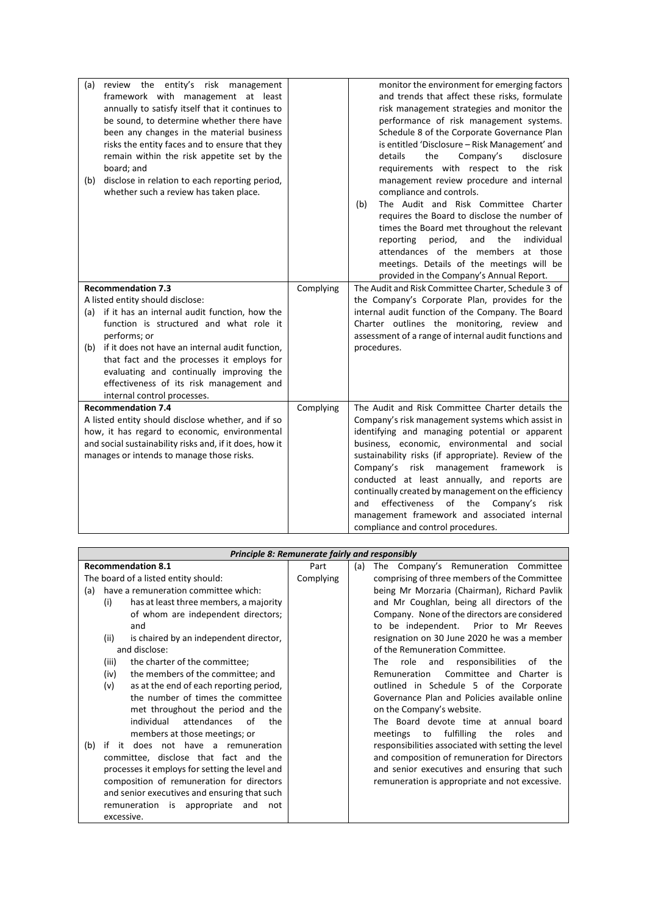| | | |
|---|---|---|
| (a) review the entity's risk management framework with management at least annually to satisfy itself that it continues to be sound, to determine whether there have been any changes in the material business risks the entity faces and to ensure that they remain within the risk appetite set by the board; and<br>(b) disclose in relation to each reporting period, whether such a review has taken place. | | monitor the environment for emerging factors and trends that affect these risks, formulate risk management strategies and monitor the performance of risk management systems. Schedule 8 of the Corporate Governance Plan is entitled 'Disclosure – Risk Management' and details the Company's disclosure requirements with respect to the risk management review procedure and internal compliance and controls.<br>(b) The Audit and Risk Committee Charter requires the Board to disclose the number of times the Board met throughout the relevant reporting period, and the individual attendances of the members at those meetings. Details of the meetings will be provided in the Company's Annual Report. |
| **Recommendation 7.3**<br>A listed entity should disclose:<br>(a) if it has an internal audit function, how the function is structured and what role it performs; or<br>(b) if it does not have an internal audit function, that fact and the processes it employs for evaluating and continually improving the effectiveness of its risk management and internal control processes. | Complying | The Audit and Risk Committee Charter, Schedule 3 of the Company's Corporate Plan, provides for the internal audit function of the Company. The Board Charter outlines the monitoring, review and assessment of a range of internal audit functions and procedures. |
| **Recommendation 7.4**<br>A listed entity should disclose whether, and if so how, it has regard to economic, environmental and social sustainability risks and, if it does, how it manages or intends to manage those risks. | Complying | The Audit and Risk Committee Charter details the Company's risk management systems which assist in identifying and managing potential or apparent business, economic, environmental and social sustainability risks (if appropriate). Review of the Company's risk management framework is conducted at least annually, and reports are continually created by management on the efficiency and effectiveness of the Company's risk management framework and associated internal compliance and control procedures. |

| ***Principle 8: Remunerate fairly and responsibly*** | | |
|---|---|---|
| **Recommendation 8.1**<br>The board of a listed entity should:<br>(a) have a remuneration committee which:<br>(i) has at least three members, a majority of whom are independent directors; and<br>(ii) is chaired by an independent director,<br>and disclose:<br>(iii) the charter of the committee;<br>(iv) the members of the committee; and<br>(v) as at the end of each reporting period, the number of times the committee met throughout the period and the individual attendances of the members at those meetings; or<br>(b) if it does not have a remuneration committee, disclose that fact and the processes it employs for setting the level and composition of remuneration for directors and senior executives and ensuring that such remuneration is appropriate and not excessive. | Part Complying | (a) The Company's Remuneration Committee comprising of three members of the Committee being Mr Morzaria (Chairman), Richard Pavlik and Mr Coughlan, being all directors of the Company. None of the directors are considered to be independent. Prior to Mr Reeves resignation on 30 June 2020 he was a member of the Remuneration Committee.<br>The role and responsibilities of the Remuneration Committee and Charter is outlined in Schedule 5 of the Corporate Governance Plan and Policies available online on the Company's website.<br>The Board devote time at annual board meetings to fulfilling the roles and responsibilities associated with setting the level and composition of remuneration for Directors and senior executives and ensuring that such remuneration is appropriate and not excessive. |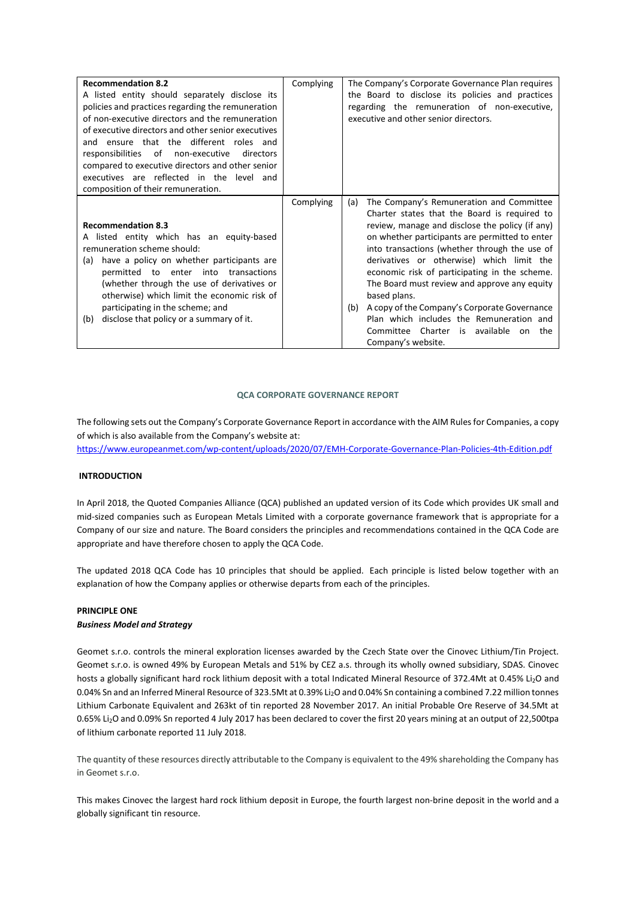| | | |
|---|---|---|
| **Recommendation 8.2**<br>A listed entity should separately disclose its policies and practices regarding the remuneration of non-executive directors and the remuneration of executive directors and other senior executives and ensure that the different roles and responsibilities of non-executive directors compared to executive directors and other senior executives are reflected in the level and composition of their remuneration. | Complying | The Company's Corporate Governance Plan requires the Board to disclose its policies and practices regarding the remuneration of non-executive, executive and other senior directors. |
| **Recommendation 8.3**<br>A listed entity which has an equity-based remuneration scheme should:<br>(a) have a policy on whether participants are permitted to enter into transactions (whether through the use of derivatives or otherwise) which limit the economic risk of participating in the scheme; and<br>(b) disclose that policy or a summary of it. | Complying | (a) The Company's Remuneration and Committee Charter states that the Board is required to review, manage and disclose the policy (if any) on whether participants are permitted to enter into transactions (whether through the use of derivatives or otherwise) which limit the economic risk of participating in the scheme. The Board must review and approve any equity based plans.<br>(b) A copy of the Company's Corporate Governance Plan which includes the Remuneration and Committee Charter is available on the Company's website. |

## QCA CORPORATE GOVERNANCE REPORT

The following sets out the Company's Corporate Governance Report in accordance with the AIM Rules for Companies, a copy of which is also available from the Company's website at:
https://www.europeanmet.com/wp-content/uploads/2020/07/EMH-Corporate-Governance-Plan-Policies-4th-Edition.pdf

### INTRODUCTION

In April 2018, the Quoted Companies Alliance (QCA) published an updated version of its Code which provides UK small and mid-sized companies such as European Metals Limited with a corporate governance framework that is appropriate for a Company of our size and nature. The Board considers the principles and recommendations contained in the QCA Code are appropriate and have therefore chosen to apply the QCA Code.

The updated 2018 QCA Code has 10 principles that should be applied. Each principle is listed below together with an explanation of how the Company applies or otherwise departs from each of the principles.

### PRINCIPLE ONE

***Business Model and Strategy***

Geomet s.r.o. controls the mineral exploration licenses awarded by the Czech State over the Cinovec Lithium/Tin Project. Geomet s.r.o. is owned 49% by European Metals and 51% by CEZ a.s. through its wholly owned subsidiary, SDAS. Cinovec hosts a globally significant hard rock lithium deposit with a total Indicated Mineral Resource of 372.4Mt at 0.45% $Li_2O$ and 0.04% Sn and an Inferred Mineral Resource of 323.5Mt at 0.39% $Li_2O$ and 0.04% Sn containing a combined 7.22 million tonnes Lithium Carbonate Equivalent and 263kt of tin reported 28 November 2017. An initial Probable Ore Reserve of 34.5Mt at 0.65% $Li_2O$ and 0.09% Sn reported 4 July 2017 has been declared to cover the first 20 years mining at an output of 22,500tpa of lithium carbonate reported 11 July 2018.

The quantity of these resources directly attributable to the Company is equivalent to the 49% shareholding the Company has in Geomet s.r.o.

This makes Cinovec the largest hard rock lithium deposit in Europe, the fourth largest non-brine deposit in the world and a globally significant tin resource.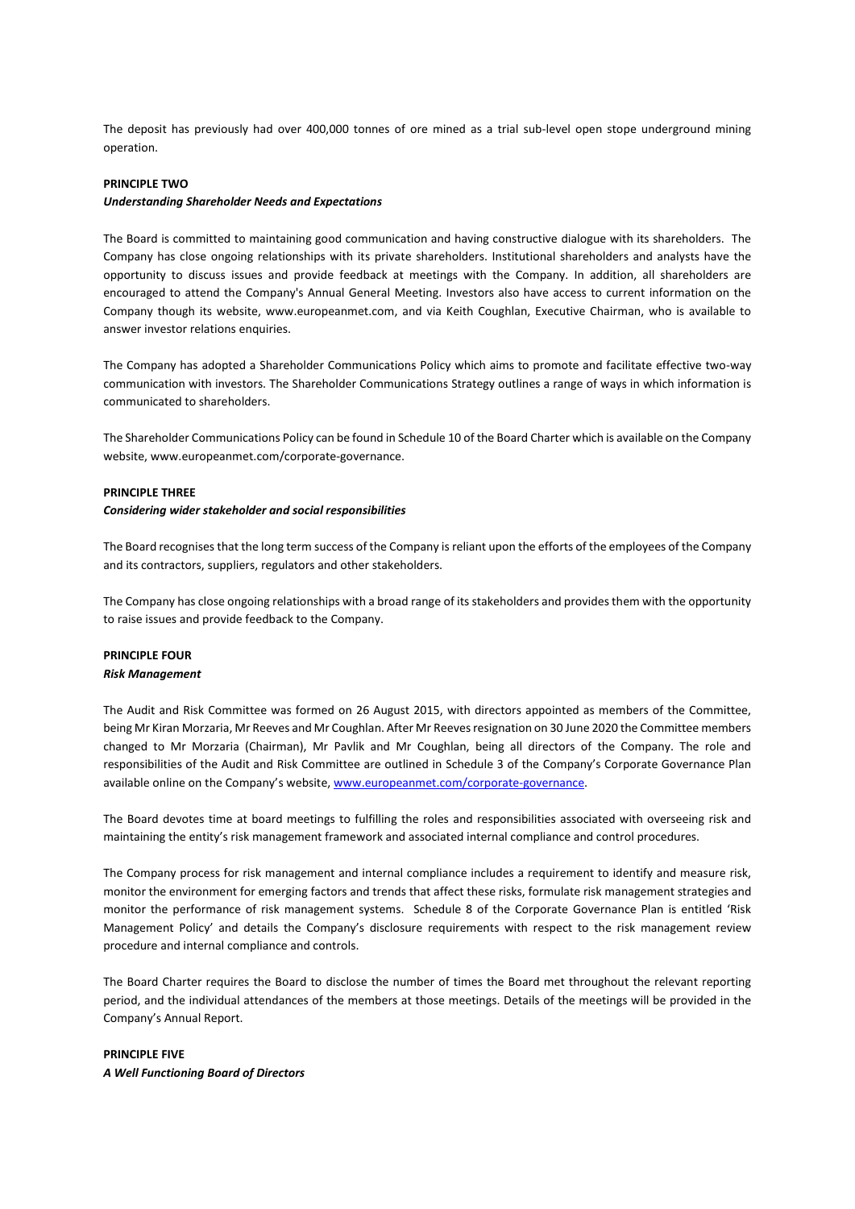The deposit has previously had over 400,000 tonnes of ore mined as a trial sub-level open stope underground mining operation.

**PRINCIPLE TWO**

***Understanding Shareholder Needs and Expectations***

The Board is committed to maintaining good communication and having constructive dialogue with its shareholders. The Company has close ongoing relationships with its private shareholders. Institutional shareholders and analysts have the opportunity to discuss issues and provide feedback at meetings with the Company. In addition, all shareholders are encouraged to attend the Company's Annual General Meeting. Investors also have access to current information on the Company though its website, www.europeanmet.com, and via Keith Coughlan, Executive Chairman, who is available to answer investor relations enquiries.

The Company has adopted a Shareholder Communications Policy which aims to promote and facilitate effective two-way communication with investors. The Shareholder Communications Strategy outlines a range of ways in which information is communicated to shareholders.

The Shareholder Communications Policy can be found in Schedule 10 of the Board Charter which is available on the Company website, www.europeanmet.com/corporate-governance.

**PRINCIPLE THREE**

***Considering wider stakeholder and social responsibilities***

The Board recognises that the long term success of the Company is reliant upon the efforts of the employees of the Company and its contractors, suppliers, regulators and other stakeholders.

The Company has close ongoing relationships with a broad range of its stakeholders and provides them with the opportunity to raise issues and provide feedback to the Company.

**PRINCIPLE FOUR**

***Risk Management***

The Audit and Risk Committee was formed on 26 August 2015, with directors appointed as members of the Committee, being Mr Kiran Morzaria, Mr Reeves and Mr Coughlan. After Mr Reeves resignation on 30 June 2020 the Committee members changed to Mr Morzaria (Chairman), Mr Pavlik and Mr Coughlan, being all directors of the Company. The role and responsibilities of the Audit and Risk Committee are outlined in Schedule 3 of the Company's Corporate Governance Plan available online on the Company's website, www.europeanmet.com/corporate-governance.

The Board devotes time at board meetings to fulfilling the roles and responsibilities associated with overseeing risk and maintaining the entity's risk management framework and associated internal compliance and control procedures.

The Company process for risk management and internal compliance includes a requirement to identify and measure risk, monitor the environment for emerging factors and trends that affect these risks, formulate risk management strategies and monitor the performance of risk management systems. Schedule 8 of the Corporate Governance Plan is entitled 'Risk Management Policy' and details the Company's disclosure requirements with respect to the risk management review procedure and internal compliance and controls.

The Board Charter requires the Board to disclose the number of times the Board met throughout the relevant reporting period, and the individual attendances of the members at those meetings. Details of the meetings will be provided in the Company's Annual Report.

**PRINCIPLE FIVE**

***A Well Functioning Board of Directors***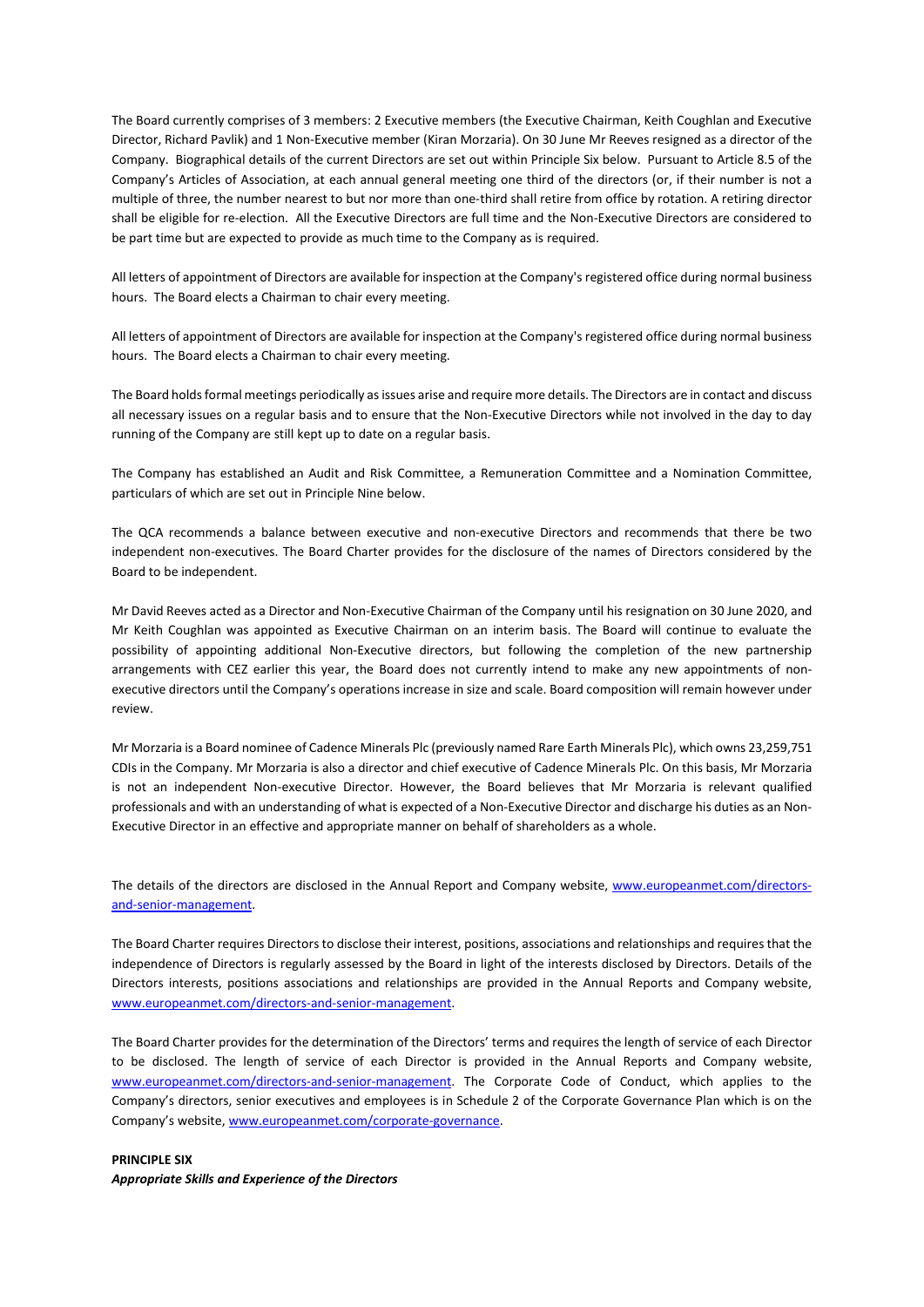The Board currently comprises of 3 members: 2 Executive members (the Executive Chairman, Keith Coughlan and Executive Director, Richard Pavlik) and 1 Non-Executive member (Kiran Morzaria). On 30 June Mr Reeves resigned as a director of the Company. Biographical details of the current Directors are set out within Principle Six below. Pursuant to Article 8.5 of the Company's Articles of Association, at each annual general meeting one third of the directors (or, if their number is not a multiple of three, the number nearest to but nor more than one-third shall retire from office by rotation. A retiring director shall be eligible for re-election. All the Executive Directors are full time and the Non-Executive Directors are considered to be part time but are expected to provide as much time to the Company as is required.

All letters of appointment of Directors are available for inspection at the Company's registered office during normal business hours. The Board elects a Chairman to chair every meeting.

All letters of appointment of Directors are available for inspection at the Company's registered office during normal business hours. The Board elects a Chairman to chair every meeting.

The Board holds formal meetings periodically as issues arise and require more details. The Directors are in contact and discuss all necessary issues on a regular basis and to ensure that the Non-Executive Directors while not involved in the day to day running of the Company are still kept up to date on a regular basis.

The Company has established an Audit and Risk Committee, a Remuneration Committee and a Nomination Committee, particulars of which are set out in Principle Nine below.

The QCA recommends a balance between executive and non-executive Directors and recommends that there be two independent non-executives. The Board Charter provides for the disclosure of the names of Directors considered by the Board to be independent.

Mr David Reeves acted as a Director and Non-Executive Chairman of the Company until his resignation on 30 June 2020, and Mr Keith Coughlan was appointed as Executive Chairman on an interim basis. The Board will continue to evaluate the possibility of appointing additional Non-Executive directors, but following the completion of the new partnership arrangements with CEZ earlier this year, the Board does not currently intend to make any new appointments of non-executive directors until the Company's operations increase in size and scale. Board composition will remain however under review.

Mr Morzaria is a Board nominee of Cadence Minerals Plc (previously named Rare Earth Minerals Plc), which owns 23,259,751 CDIs in the Company. Mr Morzaria is also a director and chief executive of Cadence Minerals Plc. On this basis, Mr Morzaria is not an independent Non-executive Director. However, the Board believes that Mr Morzaria is relevant qualified professionals and with an understanding of what is expected of a Non-Executive Director and discharge his duties as an Non-Executive Director in an effective and appropriate manner on behalf of shareholders as a whole.

The details of the directors are disclosed in the Annual Report and Company website, www.europeanmet.com/directors-and-senior-management.

The Board Charter requires Directors to disclose their interest, positions, associations and relationships and requires that the independence of Directors is regularly assessed by the Board in light of the interests disclosed by Directors. Details of the Directors interests, positions associations and relationships are provided in the Annual Reports and Company website, www.europeanmet.com/directors-and-senior-management.

The Board Charter provides for the determination of the Directors' terms and requires the length of service of each Director to be disclosed. The length of service of each Director is provided in the Annual Reports and Company website, www.europeanmet.com/directors-and-senior-management. The Corporate Code of Conduct, which applies to the Company's directors, senior executives and employees is in Schedule 2 of the Corporate Governance Plan which is on the Company's website, www.europeanmet.com/corporate-governance.

**PRINCIPLE SIX**

***Appropriate Skills and Experience of the Directors***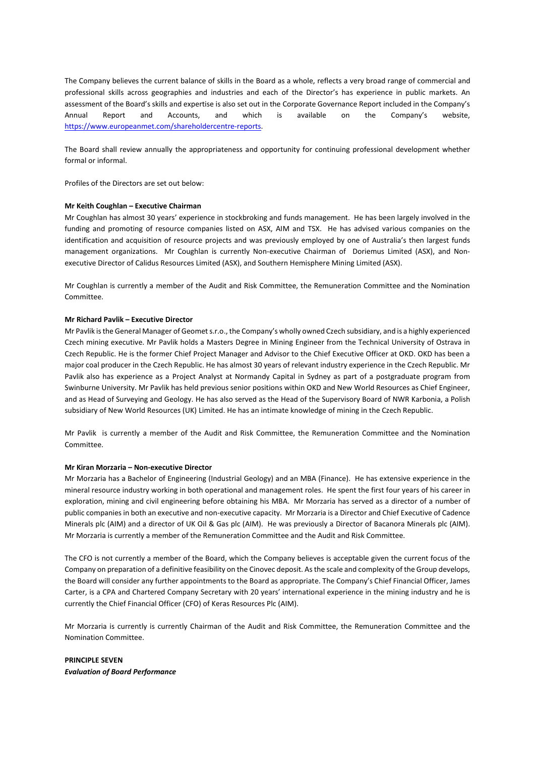The Company believes the current balance of skills in the Board as a whole, reflects a very broad range of commercial and professional skills across geographies and industries and each of the Director's has experience in public markets. An assessment of the Board's skills and expertise is also set out in the Corporate Governance Report included in the Company's Annual Report and Accounts, and which is available on the Company's website, https://www.europeanmet.com/shareholdercentre-reports.

The Board shall review annually the appropriateness and opportunity for continuing professional development whether formal or informal.

Profiles of the Directors are set out below:

**Mr Keith Coughlan – Executive Chairman**

Mr Coughlan has almost 30 years' experience in stockbroking and funds management. He has been largely involved in the funding and promoting of resource companies listed on ASX, AIM and TSX. He has advised various companies on the identification and acquisition of resource projects and was previously employed by one of Australia's then largest funds management organizations. Mr Coughlan is currently Non-executive Chairman of Doriemus Limited (ASX), and Non-executive Director of Calidus Resources Limited (ASX), and Southern Hemisphere Mining Limited (ASX).

Mr Coughlan is currently a member of the Audit and Risk Committee, the Remuneration Committee and the Nomination Committee.

**Mr Richard Pavlik – Executive Director**

Mr Pavlik is the General Manager of Geomet s.r.o., the Company's wholly owned Czech subsidiary, and is a highly experienced Czech mining executive. Mr Pavlik holds a Masters Degree in Mining Engineer from the Technical University of Ostrava in Czech Republic. He is the former Chief Project Manager and Advisor to the Chief Executive Officer at OKD. OKD has been a major coal producer in the Czech Republic. He has almost 30 years of relevant industry experience in the Czech Republic. Mr Pavlik also has experience as a Project Analyst at Normandy Capital in Sydney as part of a postgraduate program from Swinburne University. Mr Pavlik has held previous senior positions within OKD and New World Resources as Chief Engineer, and as Head of Surveying and Geology. He has also served as the Head of the Supervisory Board of NWR Karbonia, a Polish subsidiary of New World Resources (UK) Limited. He has an intimate knowledge of mining in the Czech Republic.

Mr Pavlik is currently a member of the Audit and Risk Committee, the Remuneration Committee and the Nomination Committee.

**Mr Kiran Morzaria – Non-executive Director**

Mr Morzaria has a Bachelor of Engineering (Industrial Geology) and an MBA (Finance). He has extensive experience in the mineral resource industry working in both operational and management roles. He spent the first four years of his career in exploration, mining and civil engineering before obtaining his MBA. Mr Morzaria has served as a director of a number of public companies in both an executive and non-executive capacity. Mr Morzaria is a Director and Chief Executive of Cadence Minerals plc (AIM) and a director of UK Oil & Gas plc (AIM). He was previously a Director of Bacanora Minerals plc (AIM). Mr Morzaria is currently a member of the Remuneration Committee and the Audit and Risk Committee.

The CFO is not currently a member of the Board, which the Company believes is acceptable given the current focus of the Company on preparation of a definitive feasibility on the Cinovec deposit. As the scale and complexity of the Group develops, the Board will consider any further appointments to the Board as appropriate. The Company's Chief Financial Officer, James Carter, is a CPA and Chartered Company Secretary with 20 years' international experience in the mining industry and he is currently the Chief Financial Officer (CFO) of Keras Resources Plc (AIM).

Mr Morzaria is currently is currently Chairman of the Audit and Risk Committee, the Remuneration Committee and the Nomination Committee.

**PRINCIPLE SEVEN**

***Evaluation of Board Performance***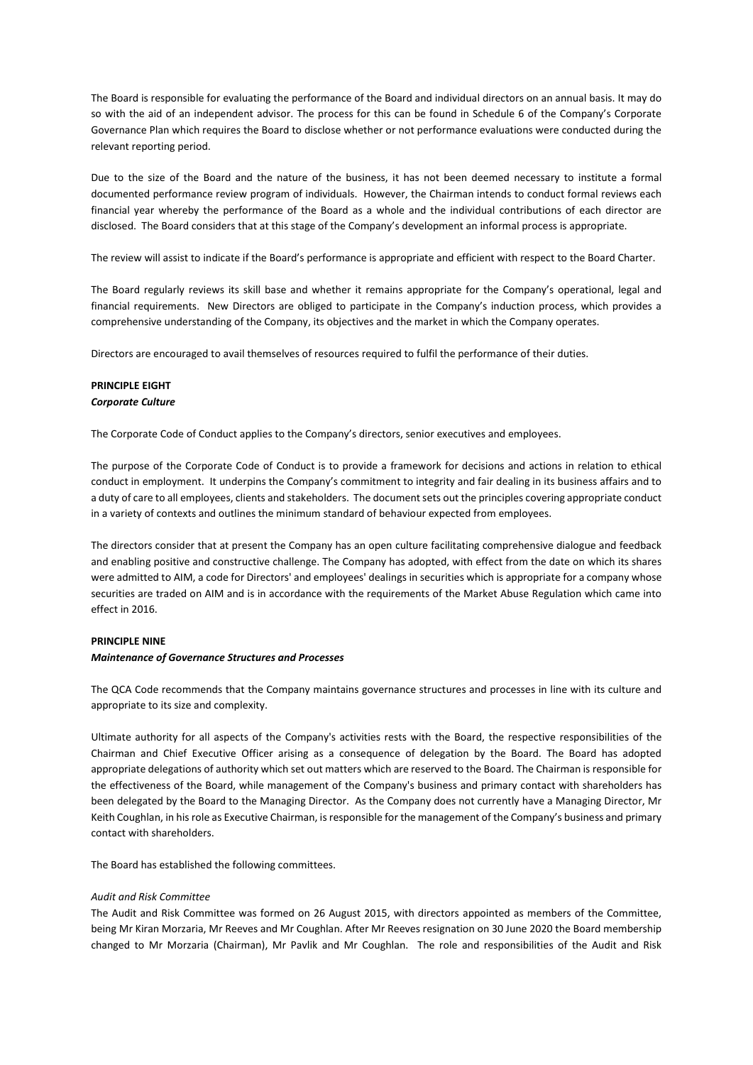The Board is responsible for evaluating the performance of the Board and individual directors on an annual basis. It may do so with the aid of an independent advisor. The process for this can be found in Schedule 6 of the Company's Corporate Governance Plan which requires the Board to disclose whether or not performance evaluations were conducted during the relevant reporting period.

Due to the size of the Board and the nature of the business, it has not been deemed necessary to institute a formal documented performance review program of individuals. However, the Chairman intends to conduct formal reviews each financial year whereby the performance of the Board as a whole and the individual contributions of each director are disclosed. The Board considers that at this stage of the Company's development an informal process is appropriate.

The review will assist to indicate if the Board's performance is appropriate and efficient with respect to the Board Charter.

The Board regularly reviews its skill base and whether it remains appropriate for the Company's operational, legal and financial requirements. New Directors are obliged to participate in the Company's induction process, which provides a comprehensive understanding of the Company, its objectives and the market in which the Company operates.

Directors are encouraged to avail themselves of resources required to fulfil the performance of their duties.

**PRINCIPLE EIGHT**
***Corporate Culture***

The Corporate Code of Conduct applies to the Company's directors, senior executives and employees.

The purpose of the Corporate Code of Conduct is to provide a framework for decisions and actions in relation to ethical conduct in employment. It underpins the Company's commitment to integrity and fair dealing in its business affairs and to a duty of care to all employees, clients and stakeholders. The document sets out the principles covering appropriate conduct in a variety of contexts and outlines the minimum standard of behaviour expected from employees.

The directors consider that at present the Company has an open culture facilitating comprehensive dialogue and feedback and enabling positive and constructive challenge. The Company has adopted, with effect from the date on which its shares were admitted to AIM, a code for Directors' and employees' dealings in securities which is appropriate for a company whose securities are traded on AIM and is in accordance with the requirements of the Market Abuse Regulation which came into effect in 2016.

**PRINCIPLE NINE**
***Maintenance of Governance Structures and Processes***

The QCA Code recommends that the Company maintains governance structures and processes in line with its culture and appropriate to its size and complexity.

Ultimate authority for all aspects of the Company's activities rests with the Board, the respective responsibilities of the Chairman and Chief Executive Officer arising as a consequence of delegation by the Board. The Board has adopted appropriate delegations of authority which set out matters which are reserved to the Board. The Chairman is responsible for the effectiveness of the Board, while management of the Company's business and primary contact with shareholders has been delegated by the Board to the Managing Director. As the Company does not currently have a Managing Director, Mr Keith Coughlan, in his role as Executive Chairman, is responsible for the management of the Company's business and primary contact with shareholders.

The Board has established the following committees.

*Audit and Risk Committee*
The Audit and Risk Committee was formed on 26 August 2015, with directors appointed as members of the Committee, being Mr Kiran Morzaria, Mr Reeves and Mr Coughlan. After Mr Reeves resignation on 30 June 2020 the Board membership changed to Mr Morzaria (Chairman), Mr Pavlik and Mr Coughlan. The role and responsibilities of the Audit and Risk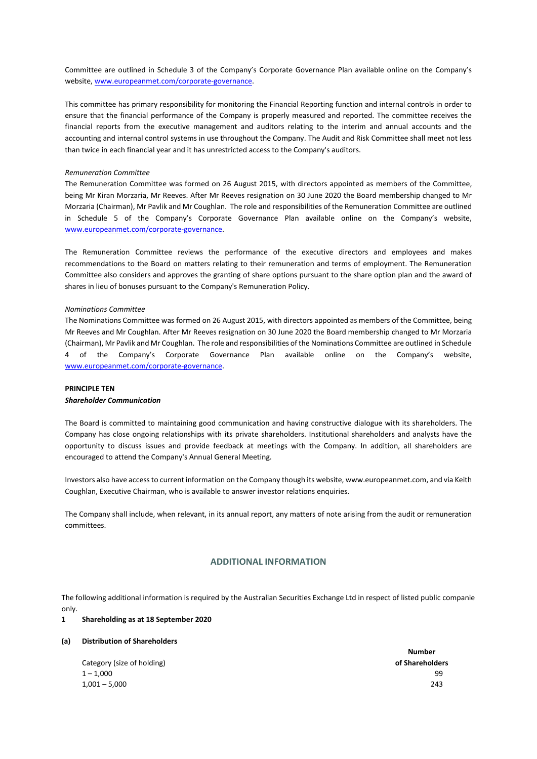Committee are outlined in Schedule 3 of the Company's Corporate Governance Plan available online on the Company's website, www.europeanmet.com/corporate-governance.

This committee has primary responsibility for monitoring the Financial Reporting function and internal controls in order to ensure that the financial performance of the Company is properly measured and reported. The committee receives the financial reports from the executive management and auditors relating to the interim and annual accounts and the accounting and internal control systems in use throughout the Company. The Audit and Risk Committee shall meet not less than twice in each financial year and it has unrestricted access to the Company's auditors.

*Remuneration Committee*

The Remuneration Committee was formed on 26 August 2015, with directors appointed as members of the Committee, being Mr Kiran Morzaria, Mr Reeves. After Mr Reeves resignation on 30 June 2020 the Board membership changed to Mr Morzaria (Chairman), Mr Pavlik and Mr Coughlan. The role and responsibilities of the Remuneration Committee are outlined in Schedule 5 of the Company's Corporate Governance Plan available online on the Company's website, www.europeanmet.com/corporate-governance.

The Remuneration Committee reviews the performance of the executive directors and employees and makes recommendations to the Board on matters relating to their remuneration and terms of employment. The Remuneration Committee also considers and approves the granting of share options pursuant to the share option plan and the award of shares in lieu of bonuses pursuant to the Company's Remuneration Policy.

*Nominations Committee*

The Nominations Committee was formed on 26 August 2015, with directors appointed as members of the Committee, being Mr Reeves and Mr Coughlan. After Mr Reeves resignation on 30 June 2020 the Board membership changed to Mr Morzaria (Chairman), Mr Pavlik and Mr Coughlan. The role and responsibilities of the Nominations Committee are outlined in Schedule 4 of the Company's Corporate Governance Plan available online on the Company's website, www.europeanmet.com/corporate-governance.

**PRINCIPLE TEN**

***Shareholder Communication***

The Board is committed to maintaining good communication and having constructive dialogue with its shareholders. The Company has close ongoing relationships with its private shareholders. Institutional shareholders and analysts have the opportunity to discuss issues and provide feedback at meetings with the Company. In addition, all shareholders are encouraged to attend the Company's Annual General Meeting.

Investors also have access to current information on the Company though its website, www.europeanmet.com, and via Keith Coughlan, Executive Chairman, who is available to answer investor relations enquiries.

The Company shall include, when relevant, in its annual report, any matters of note arising from the audit or remuneration committees.

## ADDITIONAL INFORMATION

The following additional information is required by the Australian Securities Exchange Ltd in respect of listed public companie only.

**1 Shareholding as at 18 September 2020**

**(a) Distribution of Shareholders**

| Category (size of holding) | Number of Shareholders |
|---|---|
| 1 – 1,000 | 99 |
| 1,001 – 5,000 | 243 |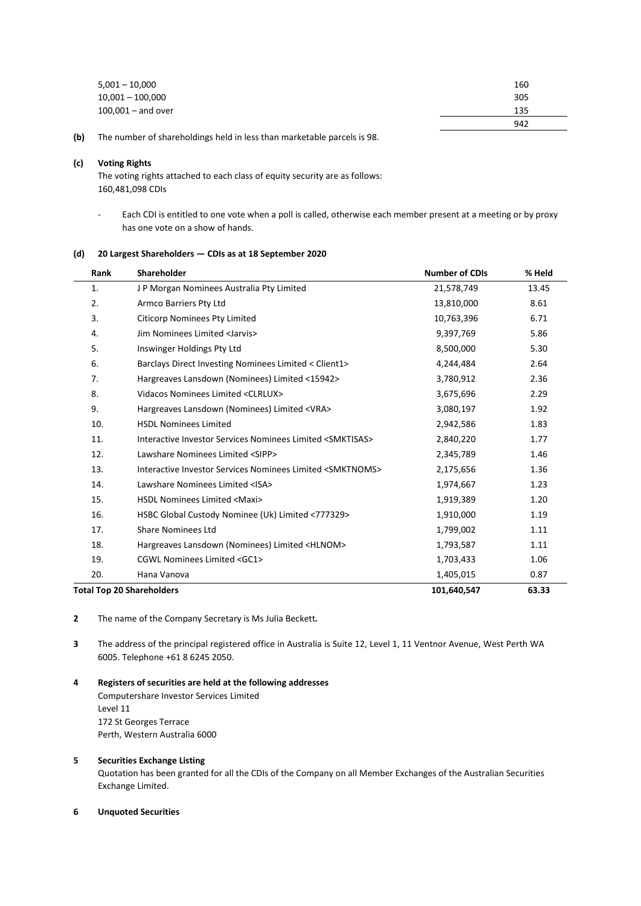| | |
|---|---|
| 5,001 – 10,000 | 160 |
| 10,001 – 100,000 | 305 |
| 100,001 – and over | 135 |
| | 942 |

**(b)** The number of shareholdings held in less than marketable parcels is 98.

**(c) Voting Rights**

The voting rights attached to each class of equity security are as follows:
160,481,098 CDIs

- Each CDI is entitled to one vote when a poll is called, otherwise each member present at a meeting or by proxy has one vote on a show of hands.

**(d) 20 Largest Shareholders — CDIs as at 18 September 2020**

| Rank | Shareholder | Number of CDIs | % Held |
|---|---|---|---|
| 1. | J P Morgan Nominees Australia Pty Limited | 21,578,749 | 13.45 |
| 2. | Armco Barriers Pty Ltd | 13,810,000 | 8.61 |
| 3. | Citicorp Nominees Pty Limited | 10,763,396 | 6.71 |
| 4. | Jim Nominees Limited <Jarvis> | 9,397,769 | 5.86 |
| 5. | Inswinger Holdings Pty Ltd | 8,500,000 | 5.30 |
| 6. | Barclays Direct Investing Nominees Limited < Client1> | 4,244,484 | 2.64 |
| 7. | Hargreaves Lansdown (Nominees) Limited <15942> | 3,780,912 | 2.36 |
| 8. | Vidacos Nominees Limited <CLRLUX> | 3,675,696 | 2.29 |
| 9. | Hargreaves Lansdown (Nominees) Limited <VRA> | 3,080,197 | 1.92 |
| 10. | HSDL Nominees Limited | 2,942,586 | 1.83 |
| 11. | Interactive Investor Services Nominees Limited <SMKTISAS> | 2,840,220 | 1.77 |
| 12. | Lawshare Nominees Limited <SIPP> | 2,345,789 | 1.46 |
| 13. | Interactive Investor Services Nominees Limited <SMKTNOMS> | 2,175,656 | 1.36 |
| 14. | Lawshare Nominees Limited <ISA> | 1,974,667 | 1.23 |
| 15. | HSDL Nominees Limited <Maxi> | 1,919,389 | 1.20 |
| 16. | HSBC Global Custody Nominee (Uk) Limited <777329> | 1,910,000 | 1.19 |
| 17. | Share Nominees Ltd | 1,799,002 | 1.11 |
| 18. | Hargreaves Lansdown (Nominees) Limited <HLNOM> | 1,793,587 | 1.11 |
| 19. | CGWL Nominees Limited <GC1> | 1,703,433 | 1.06 |
| 20. | Hana Vanova | 1,405,015 | 0.87 |
| **Total Top 20 Shareholders** | | **101,640,547** | **63.33** |

**2** The name of the Company Secretary is Ms Julia Beckett**.**

**3** The address of the principal registered office in Australia is Suite 12, Level 1, 11 Ventnor Avenue, West Perth WA 6005. Telephone +61 8 6245 2050.

**4 Registers of securities are held at the following addresses**

Computershare Investor Services Limited
Level 11
172 St Georges Terrace
Perth, Western Australia 6000

**5 Securities Exchange Listing**

Quotation has been granted for all the CDIs of the Company on all Member Exchanges of the Australian Securities Exchange Limited.

**6 Unquoted Securities**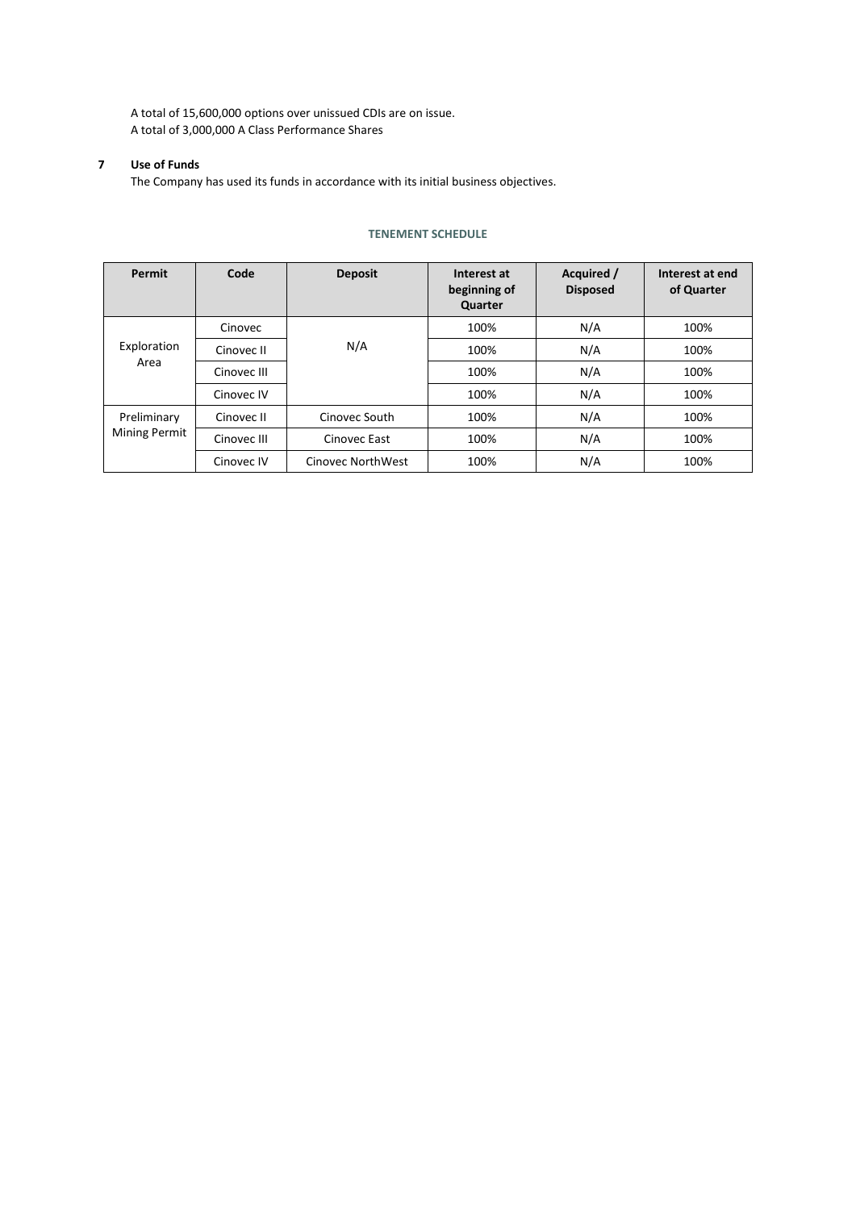A total of 15,600,000 options over unissued CDIs are on issue.
A total of 3,000,000 A Class Performance Shares

## 7 Use of Funds

The Company has used its funds in accordance with its initial business objectives.

**TENEMENT SCHEDULE**

| Permit | Code | Deposit | Interest at beginning of Quarter | Acquired / Disposed | Interest at end of Quarter |
|---|---|---|---|---|---|
| Exploration Area | Cinovec | N/A | 100% | N/A | 100% |
| | Cinovec II | | 100% | N/A | 100% |
| | Cinovec III | | 100% | N/A | 100% |
| | Cinovec IV | | 100% | N/A | 100% |
| Preliminary Mining Permit | Cinovec II | Cinovec South | 100% | N/A | 100% |
| | Cinovec III | Cinovec East | 100% | N/A | 100% |
| | Cinovec IV | Cinovec NorthWest | 100% | N/A | 100% |